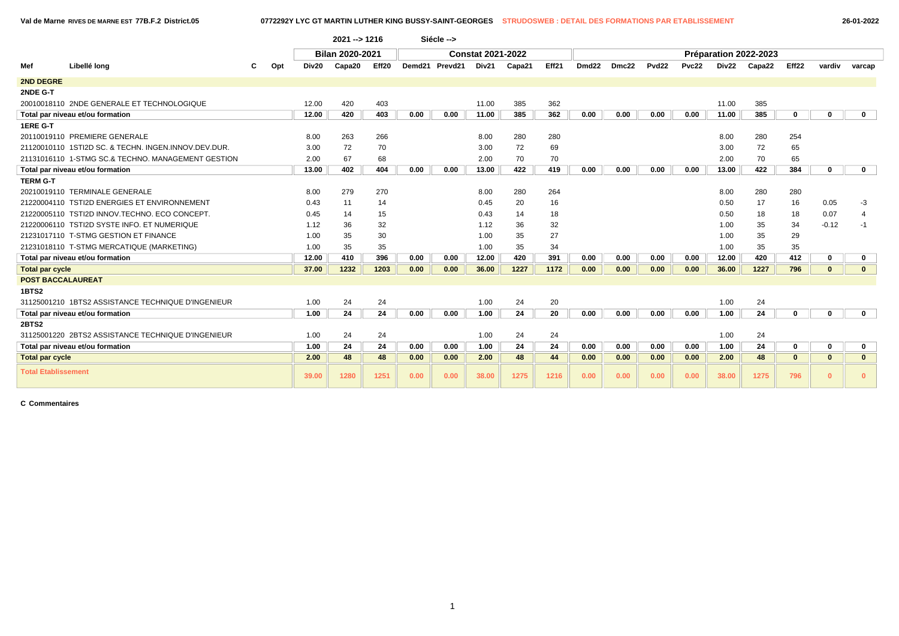Val de Marne RIVES DE MARNE EST 77B.F.2 District.05 — 0772292Y LYC GT MARTIN LUTHER KING BUSSY-SAINT-GEORGES — STRUDOSWEB : DETAIL DES FORMATIONS PAR ETABLISSEMENT — 26-01-2022

2021 --> 1216 Siécle -->

| | | | | Bilan 2020-2021 | | | Constat 2021-2022 | | | | | Préparation 2022-2023 | | | | | | | | |
|---|---|---|---|---|---|---|---|---|---|---|---|---|---|---|---|---|---|---|---|---|
| Mef | Libellé long | C | Opt | Div20 | Capa20 | Eff20 | Demd21 | Prevd21 | Div21 | Capa21 | Eff21 | Dmd22 | Dmc22 | Pvd22 | Pvc22 | Div22 | Capa22 | Eff22 | vardiv | varcap |
| **2ND DEGRE** | | | | | | | | | | | | | | | | | | | | |
| **2NDE G-T** | | | | | | | | | | | | | | | | | | | | |
| 20010018110 | 2NDE GENERALE ET TECHNOLOGIQUE | | | 12.00 | 420 | 403 | | | 11.00 | 385 | 362 | | | | | 11.00 | 385 | | | |
| **Total par niveau et/ou formation** | | | | **12.00** | **420** | **403** | **0.00** | **0.00** | **11.00** | **385** | **362** | **0.00** | **0.00** | **0.00** | **0.00** | **11.00** | **385** | **0** | **0** | **0** |
| **1ERE G-T** | | | | | | | | | | | | | | | | | | | | |
| 20110019110 | PREMIERE GENERALE | | | 8.00 | 263 | 266 | | | 8.00 | 280 | 280 | | | | | 8.00 | 280 | 254 | | |
| 21120010110 | 1STI2D SC. & TECHN. INGEN.INNOV.DEV.DUR. | | | 3.00 | 72 | 70 | | | 3.00 | 72 | 69 | | | | | 3.00 | 72 | 65 | | |
| 21131016110 | 1-STMG SC.& TECHNO. MANAGEMENT GESTION | | | 2.00 | 67 | 68 | | | 2.00 | 70 | 70 | | | | | 2.00 | 70 | 65 | | |
| **Total par niveau et/ou formation** | | | | **13.00** | **402** | **404** | **0.00** | **0.00** | **13.00** | **422** | **419** | **0.00** | **0.00** | **0.00** | **0.00** | **13.00** | **422** | **384** | **0** | **0** |
| **TERM G-T** | | | | | | | | | | | | | | | | | | | | |
| 20210019110 | TERMINALE GENERALE | | | 8.00 | 279 | 270 | | | 8.00 | 280 | 264 | | | | | 8.00 | 280 | 280 | | |
| 21220004110 | TSTI2D ENERGIES ET ENVIRONNEMENT | | | 0.43 | 11 | 14 | | | 0.45 | 20 | 16 | | | | | 0.50 | 17 | 16 | 0.05 | -3 |
| 21220005110 | TSTI2D INNOV.TECHNO. ECO CONCEPT. | | | 0.45 | 14 | 15 | | | 0.43 | 14 | 18 | | | | | 0.50 | 18 | 18 | 0.07 | 4 |
| 21220006110 | TSTI2D SYSTE INFO. ET NUMERIQUE | | | 1.12 | 36 | 32 | | | 1.12 | 36 | 32 | | | | | 1.00 | 35 | 34 | -0.12 | -1 |
| 21231017110 | T-STMG GESTION ET FINANCE | | | 1.00 | 35 | 30 | | | 1.00 | 35 | 27 | | | | | 1.00 | 35 | 29 | | |
| 21231018110 | T-STMG MERCATIQUE (MARKETING) | | | 1.00 | 35 | 35 | | | 1.00 | 35 | 34 | | | | | 1.00 | 35 | 35 | | |
| **Total par niveau et/ou formation** | | | | **12.00** | **410** | **396** | **0.00** | **0.00** | **12.00** | **420** | **391** | **0.00** | **0.00** | **0.00** | **0.00** | **12.00** | **420** | **412** | **0** | **0** |
| **Total par cycle** | | | | **37.00** | **1232** | **1203** | **0.00** | **0.00** | **36.00** | **1227** | **1172** | **0.00** | **0.00** | **0.00** | **0.00** | **36.00** | **1227** | **796** | **0** | **0** |
| **POST BACCALAUREAT** | | | | | | | | | | | | | | | | | | | | |
| **1BTS2** | | | | | | | | | | | | | | | | | | | | |
| 31125001210 | 1BTS2 ASSISTANCE TECHNIQUE D'INGENIEUR | | | 1.00 | 24 | 24 | | | 1.00 | 24 | 20 | | | | | 1.00 | 24 | | | |
| **Total par niveau et/ou formation** | | | | **1.00** | **24** | **24** | **0.00** | **0.00** | **1.00** | **24** | **20** | **0.00** | **0.00** | **0.00** | **0.00** | **1.00** | **24** | **0** | **0** | **0** |
| **2BTS2** | | | | | | | | | | | | | | | | | | | | |
| 31125001220 | 2BTS2 ASSISTANCE TECHNIQUE D'INGENIEUR | | | 1.00 | 24 | 24 | | | 1.00 | 24 | 24 | | | | | 1.00 | 24 | | | |
| **Total par niveau et/ou formation** | | | | **1.00** | **24** | **24** | **0.00** | **0.00** | **1.00** | **24** | **24** | **0.00** | **0.00** | **0.00** | **0.00** | **1.00** | **24** | **0** | **0** | **0** |
| **Total par cycle** | | | | **2.00** | **48** | **48** | **0.00** | **0.00** | **2.00** | **48** | **44** | **0.00** | **0.00** | **0.00** | **0.00** | **2.00** | **48** | **0** | **0** | **0** |
| **Total Etablissement** | | | | **39.00** | **1280** | **1251** | **0.00** | **0.00** | **38.00** | **1275** | **1216** | **0.00** | **0.00** | **0.00** | **0.00** | **38.00** | **1275** | **796** | **0** | **0** |

**C Commentaires**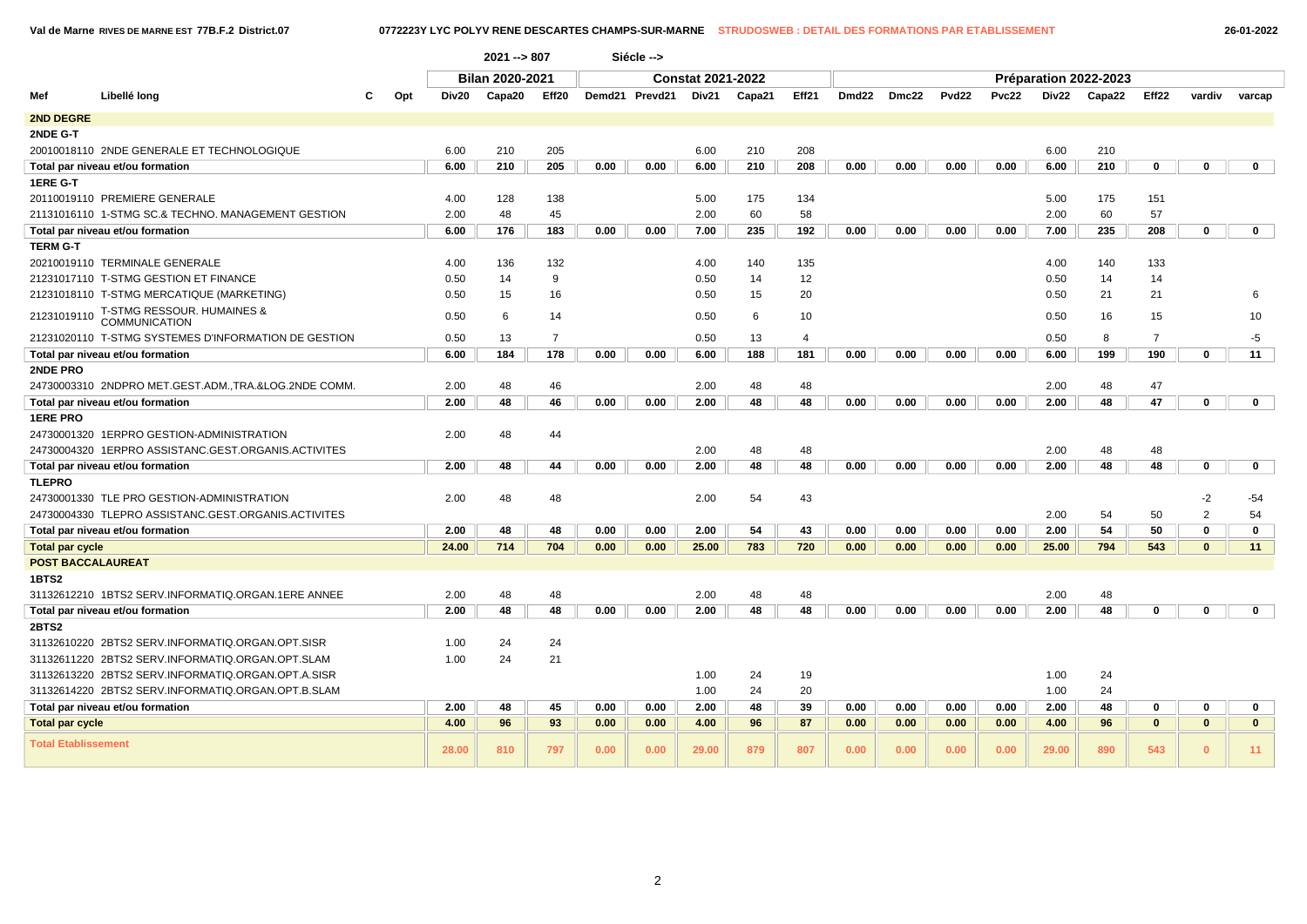Val de Marne RIVES DE MARNE EST 77B.F.2 District.07 — 0772223Y LYC POLYV RENE DESCARTES CHAMPS-SUR-MARNE — STRUDOSWEB : DETAIL DES FORMATIONS PAR ETABLISSEMENT — 26-01-2022

| | | | | 2021 --> 807 | | | Siécle --> | | | | | | | | | | | | | |
|---|---|---|---|---|---|---|---|---|---|---|---|---|---|---|---|---|---|---|---|---|
| | | | | Bilan 2020-2021 | | | Constat 2021-2022 | | | | | Préparation 2022-2023 | | | | | | | | |
| Mef | Libellé long | C | Opt | Div20 | Capa20 | Eff20 | Demd21 | Prevd21 | Div21 | Capa21 | Eff21 | Dmd22 | Dmc22 | Pvd22 | Pvc22 | Div22 | Capa22 | Eff22 | vardiv | varcap |
| **2ND DEGRE** | | | | | | | | | | | | | | | | | | | | |
| **2NDE G-T** | | | | | | | | | | | | | | | | | | | | |
| 20010018110 | 2NDE GENERALE ET TECHNOLOGIQUE | | | 6.00 | 210 | 205 | | | 6.00 | 210 | 208 | | | | | 6.00 | 210 | | | |
| **Total par niveau et/ou formation** | | | | **6.00** | **210** | **205** | **0.00** | **0.00** | **6.00** | **210** | **208** | **0.00** | **0.00** | **0.00** | **0.00** | **6.00** | **210** | **0** | **0** | **0** |
| **1ERE G-T** | | | | | | | | | | | | | | | | | | | | |
| 20110019110 | PREMIERE GENERALE | | | 4.00 | 128 | 138 | | | 5.00 | 175 | 134 | | | | | 5.00 | 175 | 151 | | |
| 21131016110 | 1-STMG SC.& TECHNO. MANAGEMENT GESTION | | | 2.00 | 48 | 45 | | | 2.00 | 60 | 58 | | | | | 2.00 | 60 | 57 | | |
| **Total par niveau et/ou formation** | | | | **6.00** | **176** | **183** | **0.00** | **0.00** | **7.00** | **235** | **192** | **0.00** | **0.00** | **0.00** | **0.00** | **7.00** | **235** | **208** | **0** | **0** |
| **TERM G-T** | | | | | | | | | | | | | | | | | | | | |
| 20210019110 | TERMINALE GENERALE | | | 4.00 | 136 | 132 | | | 4.00 | 140 | 135 | | | | | 4.00 | 140 | 133 | | |
| 21231017110 | T-STMG GESTION ET FINANCE | | | 0.50 | 14 | 9 | | | 0.50 | 14 | 12 | | | | | 0.50 | 14 | 14 | | |
| 21231018110 | T-STMG MERCATIQUE (MARKETING) | | | 0.50 | 15 | 16 | | | 0.50 | 15 | 20 | | | | | 0.50 | 21 | 21 | | 6 |
| 21231019110 | T-STMG RESSOUR. HUMAINES & COMMUNICATION | | | 0.50 | 6 | 14 | | | 0.50 | 6 | 10 | | | | | 0.50 | 16 | 15 | | 10 |
| 21231020110 | T-STMG SYSTEMES D'INFORMATION DE GESTION | | | 0.50 | 13 | 7 | | | 0.50 | 13 | 4 | | | | | 0.50 | 8 | 7 | | -5 |
| **Total par niveau et/ou formation** | | | | **6.00** | **184** | **178** | **0.00** | **0.00** | **6.00** | **188** | **181** | **0.00** | **0.00** | **0.00** | **0.00** | **6.00** | **199** | **190** | **0** | **11** |
| **2NDE PRO** | | | | | | | | | | | | | | | | | | | | |
| 24730003310 | 2NDPRO MET.GEST.ADM.,TRA.&LOG.2NDE COMM. | | | 2.00 | 48 | 46 | | | 2.00 | 48 | 48 | | | | | 2.00 | 48 | 47 | | |
| **Total par niveau et/ou formation** | | | | **2.00** | **48** | **46** | **0.00** | **0.00** | **2.00** | **48** | **48** | **0.00** | **0.00** | **0.00** | **0.00** | **2.00** | **48** | **47** | **0** | **0** |
| **1ERE PRO** | | | | | | | | | | | | | | | | | | | | |
| 24730001320 | 1ERPRO GESTION-ADMINISTRATION | | | 2.00 | 48 | 44 | | | | | | | | | | | | | | |
| 24730004320 | 1ERPRO ASSISTANC.GEST.ORGANIS.ACTIVITES | | | | | | | | 2.00 | 48 | 48 | | | | | 2.00 | 48 | 48 | | |
| **Total par niveau et/ou formation** | | | | **2.00** | **48** | **44** | **0.00** | **0.00** | **2.00** | **48** | **48** | **0.00** | **0.00** | **0.00** | **0.00** | **2.00** | **48** | **48** | **0** | **0** |
| **TLEPRO** | | | | | | | | | | | | | | | | | | | | |
| 24730001330 | TLE PRO GESTION-ADMINISTRATION | | | 2.00 | 48 | 48 | | | 2.00 | 54 | 43 | | | | | | | | -2 | -54 |
| 24730004330 | TLEPRO ASSISTANC.GEST.ORGANIS.ACTIVITES | | | | | | | | | | | | | | | 2.00 | 54 | 50 | 2 | 54 |
| **Total par niveau et/ou formation** | | | | **2.00** | **48** | **48** | **0.00** | **0.00** | **2.00** | **54** | **43** | **0.00** | **0.00** | **0.00** | **0.00** | **2.00** | **54** | **50** | **0** | **0** |
| **Total par cycle** | | | | **24.00** | **714** | **704** | **0.00** | **0.00** | **25.00** | **783** | **720** | **0.00** | **0.00** | **0.00** | **0.00** | **25.00** | **794** | **543** | **0** | **11** |
| **POST BACCALAUREAT** | | | | | | | | | | | | | | | | | | | | |
| **1BTS2** | | | | | | | | | | | | | | | | | | | | |
| 31132612210 | 1BTS2 SERV.INFORMATIQ.ORGAN.1ERE ANNEE | | | 2.00 | 48 | 48 | | | 2.00 | 48 | 48 | | | | | 2.00 | 48 | | | |
| **Total par niveau et/ou formation** | | | | **2.00** | **48** | **48** | **0.00** | **0.00** | **2.00** | **48** | **48** | **0.00** | **0.00** | **0.00** | **0.00** | **2.00** | **48** | **0** | **0** | **0** |
| **2BTS2** | | | | | | | | | | | | | | | | | | | | |
| 31132610220 | 2BTS2 SERV.INFORMATIQ.ORGAN.OPT.SISR | | | 1.00 | 24 | 24 | | | | | | | | | | | | | | |
| 31132611220 | 2BTS2 SERV.INFORMATIQ.ORGAN.OPT.SLAM | | | 1.00 | 24 | 21 | | | | | | | | | | | | | | |
| 31132613220 | 2BTS2 SERV.INFORMATIQ.ORGAN.OPT.A.SISR | | | | | | | | 1.00 | 24 | 19 | | | | | 1.00 | 24 | | | |
| 31132614220 | 2BTS2 SERV.INFORMATIQ.ORGAN.OPT.B.SLAM | | | | | | | | 1.00 | 24 | 20 | | | | | 1.00 | 24 | | | |
| **Total par niveau et/ou formation** | | | | **2.00** | **48** | **45** | **0.00** | **0.00** | **2.00** | **48** | **39** | **0.00** | **0.00** | **0.00** | **0.00** | **2.00** | **48** | **0** | **0** | **0** |
| **Total par cycle** | | | | **4.00** | **96** | **93** | **0.00** | **0.00** | **4.00** | **96** | **87** | **0.00** | **0.00** | **0.00** | **0.00** | **4.00** | **96** | **0** | **0** | **0** |
| **Total Etablissement** | | | | **28.00** | **810** | **797** | **0.00** | **0.00** | **29.00** | **879** | **807** | **0.00** | **0.00** | **0.00** | **0.00** | **29.00** | **890** | **543** | **0** | **11** |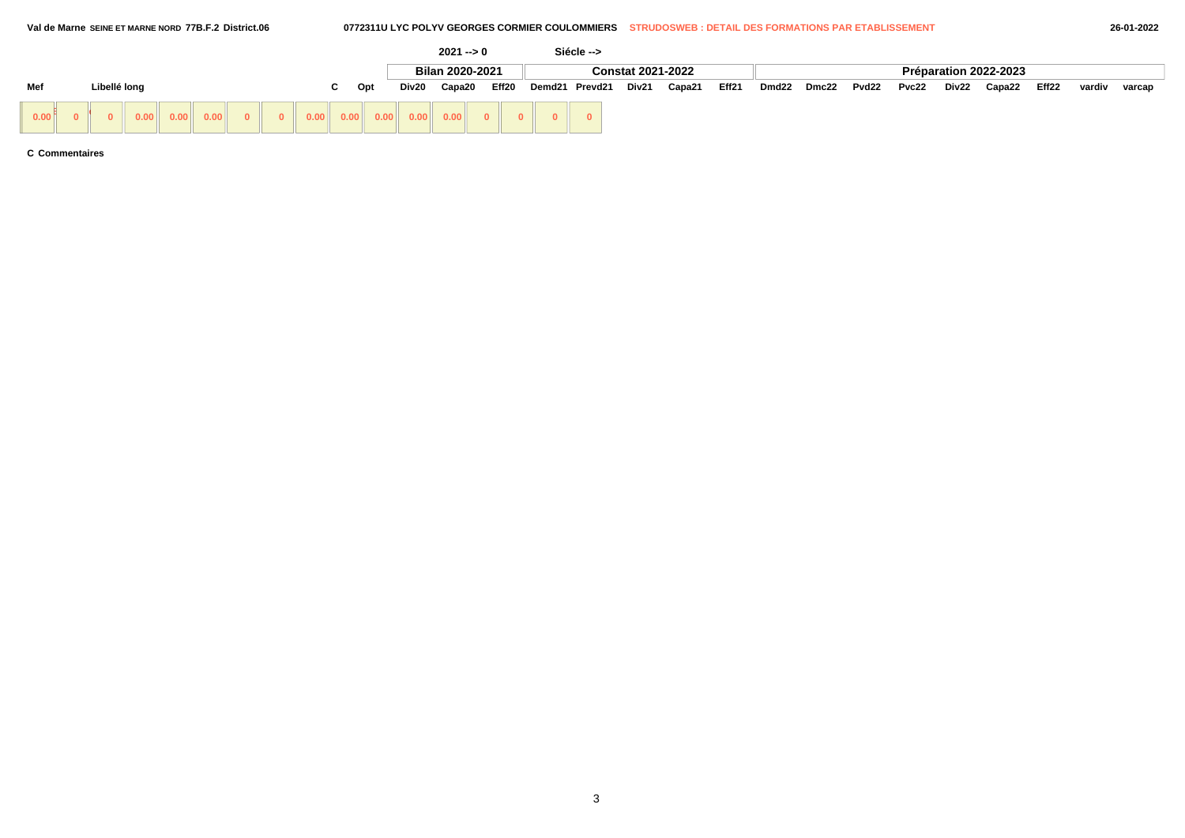| | | | | 2021 --> 0 | | | | Siécle --> | | | | | | | | | | | | |
|---|---|---|---|---|---|---|---|---|---|---|---|---|---|---|---|---|---|---|---|---|
| | | | | Bilan 2020-2021 | | | Constat 2021-2022 | | | | | Préparation 2022-2023 | | | | | | | | |
| Mef | Libellé long | C | Opt | Div20 | Capa20 | Eff20 | Demd21 | Prevd21 | Div21 | Capa21 | Eff21 | Dmd22 | Dmc22 | Pvd22 | Pvc22 | Div22 | Capa22 | Eff22 | vardiv | varcap |
| 0.00 | 0 | 0 | 0.00 | 0.00 | 0.00 | 0 | 0 | 0.00 | 0.00 | 0.00 | 0.00 | 0.00 | 0 | 0 | 0 | 0 | | | | |

**C Commentaires**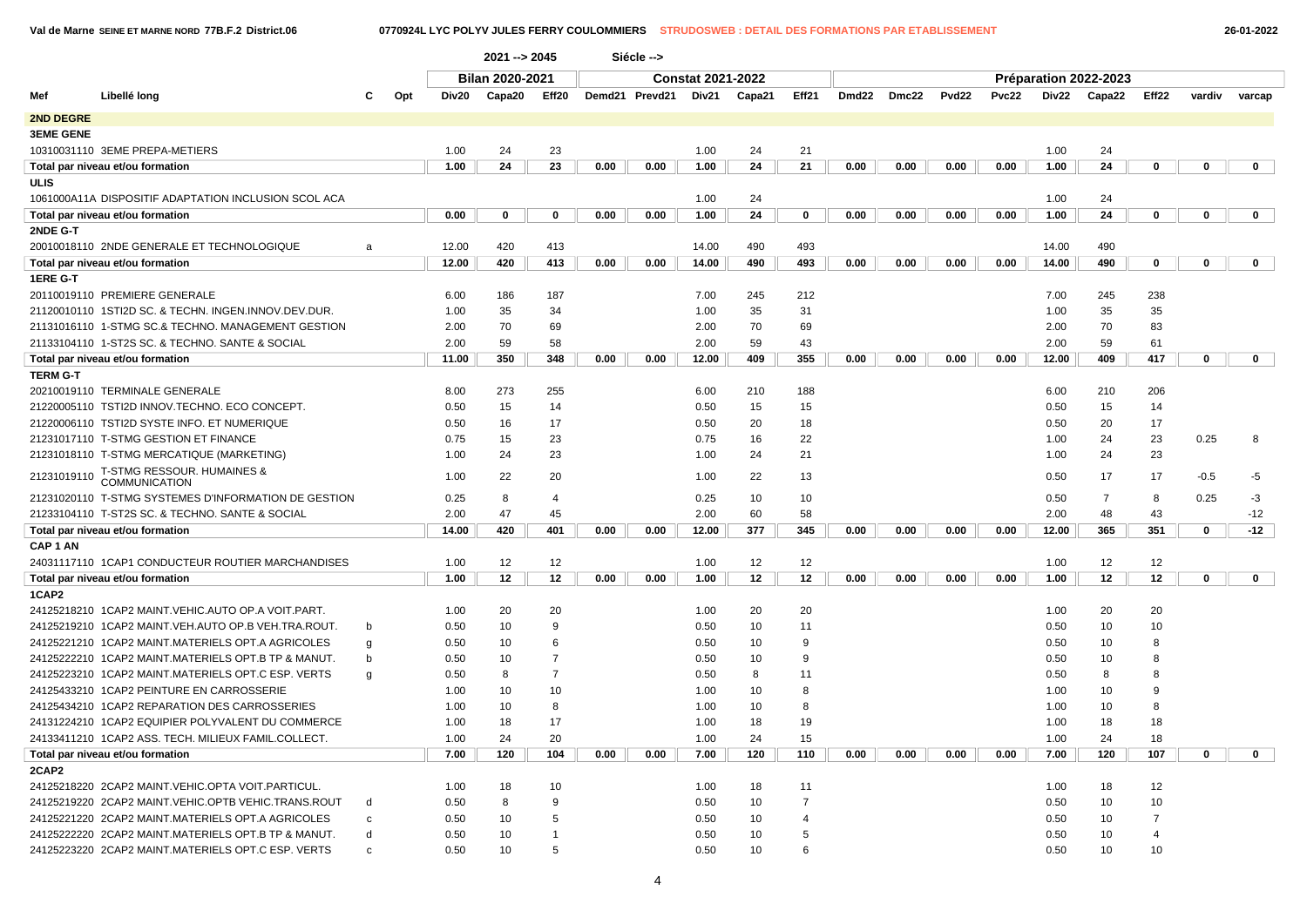| | | | | 2021 --> 2045 | | | Siécle --> | | | | | | | | | | | | | |
|---|---|---|---|---|---|---|---|---|---|---|---|---|---|---|---|---|---|---|---|---|
| | | | | **Bilan 2020-2021** | | | **Constat 2021-2022** | | | | | **Préparation 2022-2023** | | | | | | | | |
| **Mef** | **Libellé long** | **C** | **Opt** | **Div20** | **Capa20** | **Eff20** | **Demd21** | **Prevd21** | **Div21** | **Capa21** | **Eff21** | **Dmd22** | **Dmc22** | **Pvd22** | **Pvc22** | **Div22** | **Capa22** | **Eff22** | **vardiv** | **varcap** |
| **2ND DEGRE** | | | | | | | | | | | | | | | | | | | | |
| **3EME GENE** | | | | | | | | | | | | | | | | | | | | |
| 10310031110 | 3EME PREPA-METIERS | | | 1.00 | 24 | 23 | | | 1.00 | 24 | 21 | | | | | 1.00 | 24 | | | |
| **Total par niveau et/ou formation** | | | | **1.00** | **24** | **23** | **0.00** | **0.00** | **1.00** | **24** | **21** | **0.00** | **0.00** | **0.00** | **0.00** | **1.00** | **24** | **0** | **0** | **0** |
| **ULIS** | | | | | | | | | | | | | | | | | | | | |
| 1061000A11A | DISPOSITIF ADAPTATION INCLUSION SCOL ACA | | | | | | | | 1.00 | 24 | | | | | | 1.00 | 24 | | | |
| **Total par niveau et/ou formation** | | | | **0.00** | **0** | **0** | **0.00** | **0.00** | **1.00** | **24** | **0** | **0.00** | **0.00** | **0.00** | **0.00** | **1.00** | **24** | **0** | **0** | **0** |
| **2NDE G-T** | | | | | | | | | | | | | | | | | | | | |
| 20010018110 | 2NDE GENERALE ET TECHNOLOGIQUE | a | | 12.00 | 420 | 413 | | | 14.00 | 490 | 493 | | | | | 14.00 | 490 | | | |
| **Total par niveau et/ou formation** | | | | **12.00** | **420** | **413** | **0.00** | **0.00** | **14.00** | **490** | **493** | **0.00** | **0.00** | **0.00** | **0.00** | **14.00** | **490** | **0** | **0** | **0** |
| **1ERE G-T** | | | | | | | | | | | | | | | | | | | | |
| 20110019110 | PREMIERE GENERALE | | | 6.00 | 186 | 187 | | | 7.00 | 245 | 212 | | | | | 7.00 | 245 | 238 | | |
| 21120010110 | 1STI2D SC. & TECHN. INGEN.INNOV.DEV.DUR. | | | 1.00 | 35 | 34 | | | 1.00 | 35 | 31 | | | | | 1.00 | 35 | 35 | | |
| 21131016110 | 1-STMG SC.& TECHNO. MANAGEMENT GESTION | | | 2.00 | 70 | 69 | | | 2.00 | 70 | 69 | | | | | 2.00 | 70 | 83 | | |
| 21133104110 | 1-ST2S SC. & TECHNO. SANTE & SOCIAL | | | 2.00 | 59 | 58 | | | 2.00 | 59 | 43 | | | | | 2.00 | 59 | 61 | | |
| **Total par niveau et/ou formation** | | | | **11.00** | **350** | **348** | **0.00** | **0.00** | **12.00** | **409** | **355** | **0.00** | **0.00** | **0.00** | **0.00** | **12.00** | **409** | **417** | **0** | **0** |
| **TERM G-T** | | | | | | | | | | | | | | | | | | | | |
| 20210019110 | TERMINALE GENERALE | | | 8.00 | 273 | 255 | | | 6.00 | 210 | 188 | | | | | 6.00 | 210 | 206 | | |
| 21220005110 | TSTI2D INNOV.TECHNO. ECO CONCEPT. | | | 0.50 | 15 | 14 | | | 0.50 | 15 | 15 | | | | | 0.50 | 15 | 14 | | |
| 21220006110 | TSTI2D SYSTE INFO. ET NUMERIQUE | | | 0.50 | 16 | 17 | | | 0.50 | 20 | 18 | | | | | 0.50 | 20 | 17 | | |
| 21231017110 | T-STMG GESTION ET FINANCE | | | 0.75 | 15 | 23 | | | 0.75 | 16 | 22 | | | | | 1.00 | 24 | 23 | 0.25 | 8 |
| 21231018110 | T-STMG MERCATIQUE (MARKETING) | | | 1.00 | 24 | 23 | | | 1.00 | 24 | 21 | | | | | 1.00 | 24 | 23 | | |
| 21231019110 | T-STMG RESSOUR. HUMAINES & COMMUNICATION | | | 1.00 | 22 | 20 | | | 1.00 | 22 | 13 | | | | | 0.50 | 17 | 17 | -0.5 | -5 |
| 21231020110 | T-STMG SYSTEMES D'INFORMATION DE GESTION | | | 0.25 | 8 | 4 | | | 0.25 | 10 | 10 | | | | | 0.50 | 7 | 8 | 0.25 | -3 |
| 21233104110 | T-ST2S SC. & TECHNO. SANTE & SOCIAL | | | 2.00 | 47 | 45 | | | 2.00 | 60 | 58 | | | | | 2.00 | 48 | 43 | | -12 |
| **Total par niveau et/ou formation** | | | | **14.00** | **420** | **401** | **0.00** | **0.00** | **12.00** | **377** | **345** | **0.00** | **0.00** | **0.00** | **0.00** | **12.00** | **365** | **351** | **0** | **-12** |
| **CAP 1 AN** | | | | | | | | | | | | | | | | | | | | |
| 24031117110 | 1CAP1 CONDUCTEUR ROUTIER MARCHANDISES | | | 1.00 | 12 | 12 | | | 1.00 | 12 | 12 | | | | | 1.00 | 12 | 12 | | |
| **Total par niveau et/ou formation** | | | | **1.00** | **12** | **12** | **0.00** | **0.00** | **1.00** | **12** | **12** | **0.00** | **0.00** | **0.00** | **0.00** | **1.00** | **12** | **12** | **0** | **0** |
| **1CAP2** | | | | | | | | | | | | | | | | | | | | |
| 24125218210 | 1CAP2 MAINT.VEHIC.AUTO OP.A VOIT.PART. | | | 1.00 | 20 | 20 | | | 1.00 | 20 | 20 | | | | | 1.00 | 20 | 20 | | |
| 24125219210 | 1CAP2 MAINT.VEH.AUTO OP.B VEH.TRA.ROUT. | b | | 0.50 | 10 | 9 | | | 0.50 | 10 | 11 | | | | | 0.50 | 10 | 10 | | |
| 24125221210 | 1CAP2 MAINT.MATERIELS OPT.A AGRICOLES | g | | 0.50 | 10 | 6 | | | 0.50 | 10 | 9 | | | | | 0.50 | 10 | 8 | | |
| 24125222210 | 1CAP2 MAINT.MATERIELS OPT.B TP & MANUT. | b | | 0.50 | 10 | 7 | | | 0.50 | 10 | 9 | | | | | 0.50 | 10 | 8 | | |
| 24125223210 | 1CAP2 MAINT.MATERIELS OPT.C ESP. VERTS | g | | 0.50 | 8 | 7 | | | 0.50 | 8 | 11 | | | | | 0.50 | 8 | 8 | | |
| 24125433210 | 1CAP2 PEINTURE EN CARROSSERIE | | | 1.00 | 10 | 10 | | | 1.00 | 10 | 8 | | | | | 1.00 | 10 | 9 | | |
| 24125434210 | 1CAP2 REPARATION DES CARROSSERIES | | | 1.00 | 10 | 8 | | | 1.00 | 10 | 8 | | | | | 1.00 | 10 | 8 | | |
| 24131224210 | 1CAP2 EQUIPIER POLYVALENT DU COMMERCE | | | 1.00 | 18 | 17 | | | 1.00 | 18 | 19 | | | | | 1.00 | 18 | 18 | | |
| 24133411210 | 1CAP2 ASS. TECH. MILIEUX FAMIL.COLLECT. | | | 1.00 | 24 | 20 | | | 1.00 | 24 | 15 | | | | | 1.00 | 24 | 18 | | |
| **Total par niveau et/ou formation** | | | | **7.00** | **120** | **104** | **0.00** | **0.00** | **7.00** | **120** | **110** | **0.00** | **0.00** | **0.00** | **0.00** | **7.00** | **120** | **107** | **0** | **0** |
| **2CAP2** | | | | | | | | | | | | | | | | | | | | |
| 24125218220 | 2CAP2 MAINT.VEHIC.OPTA VOIT.PARTICUL. | | | 1.00 | 18 | 10 | | | 1.00 | 18 | 11 | | | | | 1.00 | 18 | 12 | | |
| 24125219220 | 2CAP2 MAINT.VEHIC.OPTB VEHIC.TRANS.ROUT | d | | 0.50 | 8 | 9 | | | 0.50 | 10 | 7 | | | | | 0.50 | 10 | 10 | | |
| 24125221220 | 2CAP2 MAINT.MATERIELS OPT.A AGRICOLES | c | | 0.50 | 10 | 5 | | | 0.50 | 10 | 4 | | | | | 0.50 | 10 | 7 | | |
| 24125222220 | 2CAP2 MAINT.MATERIELS OPT.B TP & MANUT. | d | | 0.50 | 10 | 1 | | | 0.50 | 10 | 5 | | | | | 0.50 | 10 | 4 | | |
| 24125223220 | 2CAP2 MAINT.MATERIELS OPT.C ESP. VERTS | c | | 0.50 | 10 | 5 | | | 0.50 | 10 | 6 | | | | | 0.50 | 10 | 10 | | |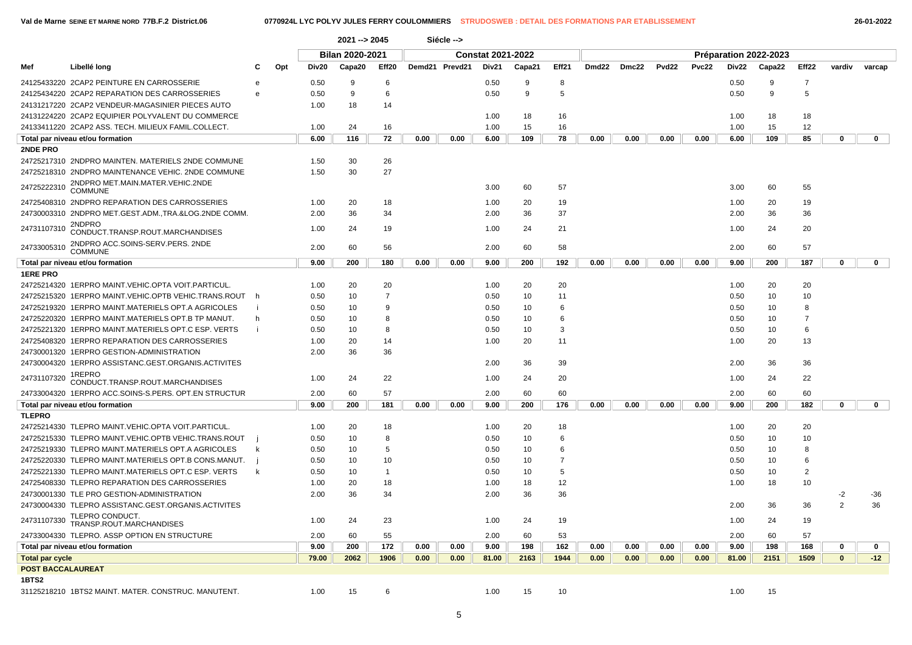Val de Marne SEINE ET MARNE NORD 77B.F.2 District.06 — 0770924L LYC POLYV JULES FERRY COULOMMIERS — STRUDOSWEB : DETAIL DES FORMATIONS PAR ETABLISSEMENT — 26-01-2022

2021 --> 2045 Siécle -->

| | | | | Bilan 2020-2021 | | | | | Constat 2021-2022 | | | Préparation 2022-2023 | | | | | | | | |
|---|---|---|---|---|---|---|---|---|---|---|---|---|---|---|---|---|---|---|---|---|
| Mef | Libellé long | C | Opt | Div20 | Capa20 | Eff20 | Demd21 | Prevd21 | Div21 | Capa21 | Eff21 | Dmd22 | Dmc22 | Pvd22 | Pvc22 | Div22 | Capa22 | Eff22 | vardiv | varcap |
| 24125433220 | 2CAP2 PEINTURE EN CARROSSERIE | e | | 0.50 | 9 | 6 | | | 0.50 | 9 | 8 | | | | | 0.50 | 9 | 7 | | |
| 24125434220 | 2CAP2 REPARATION DES CARROSSERIES | e | | 0.50 | 9 | 6 | | | 0.50 | 9 | 5 | | | | | 0.50 | 9 | 5 | | |
| 24131217220 | 2CAP2 VENDEUR-MAGASINIER PIECES AUTO | | | 1.00 | 18 | 14 | | | | | | | | | | | | | | |
| 24131224220 | 2CAP2 EQUIPIER POLYVALENT DU COMMERCE | | | | | | | | 1.00 | 18 | 16 | | | | | 1.00 | 18 | 18 | | |
| 24133411220 | 2CAP2 ASS. TECH. MILIEUX FAMIL.COLLECT. | | | 1.00 | 24 | 16 | | | 1.00 | 15 | 16 | | | | | 1.00 | 15 | 12 | | |
| **Total par niveau et/ou formation** | | | | **6.00** | **116** | **72** | **0.00** | **0.00** | **6.00** | **109** | **78** | **0.00** | **0.00** | **0.00** | **0.00** | **6.00** | **109** | **85** | **0** | **0** |
| **2NDE PRO** | | | | | | | | | | | | | | | | | | | | |
| 24725217310 | 2NDPRO MAINTEN. MATERIELS 2NDE COMMUNE | | | 1.50 | 30 | 26 | | | | | | | | | | | | | | |
| 24725218310 | 2NDPRO MAINTENANCE VEHIC. 2NDE COMMUNE | | | 1.50 | 30 | 27 | | | | | | | | | | | | | | |
| 24725222310 | 2NDPRO MET.MAIN.MATER.VEHIC.2NDE COMMUNE | | | | | | | | 3.00 | 60 | 57 | | | | | 3.00 | 60 | 55 | | |
| 24725408310 | 2NDPRO REPARATION DES CARROSSERIES | | | 1.00 | 20 | 18 | | | 1.00 | 20 | 19 | | | | | 1.00 | 20 | 19 | | |
| 24730003310 | 2NDPRO MET.GEST.ADM.,TRA.&LOG.2NDE COMM. | | | 2.00 | 36 | 34 | | | 2.00 | 36 | 37 | | | | | 2.00 | 36 | 36 | | |
| 24731107310 | 2NDPRO CONDUCT.TRANSP.ROUT.MARCHANDISES | | | 1.00 | 24 | 19 | | | 1.00 | 24 | 21 | | | | | 1.00 | 24 | 20 | | |
| 24733005310 | 2NDPRO ACC.SOINS-SERV.PERS. 2NDE COMMUNE | | | 2.00 | 60 | 56 | | | 2.00 | 60 | 58 | | | | | 2.00 | 60 | 57 | | |
| **Total par niveau et/ou formation** | | | | **9.00** | **200** | **180** | **0.00** | **0.00** | **9.00** | **200** | **192** | **0.00** | **0.00** | **0.00** | **0.00** | **9.00** | **200** | **187** | **0** | **0** |
| **1ERE PRO** | | | | | | | | | | | | | | | | | | | | |
| 24725214320 | 1ERPRO MAINT.VEHIC.OPTA VOIT.PARTICUL. | | | 1.00 | 20 | 20 | | | 1.00 | 20 | 20 | | | | | 1.00 | 20 | 20 | | |
| 24725215320 | 1ERPRO MAINT.VEHIC.OPTB VEHIC.TRANS.ROUT | h | | 0.50 | 10 | 7 | | | 0.50 | 10 | 11 | | | | | 0.50 | 10 | 10 | | |
| 24725219320 | 1ERPRO MAINT.MATERIELS OPT.A AGRICOLES | i | | 0.50 | 10 | 9 | | | 0.50 | 10 | 6 | | | | | 0.50 | 10 | 8 | | |
| 24725220320 | 1ERPRO MAINT.MATERIELS OPT.B TP MANUT. | h | | 0.50 | 10 | 8 | | | 0.50 | 10 | 6 | | | | | 0.50 | 10 | 7 | | |
| 24725221320 | 1ERPRO MAINT.MATERIELS OPT.C ESP. VERTS | i | | 0.50 | 10 | 8 | | | 0.50 | 10 | 3 | | | | | 0.50 | 10 | 6 | | |
| 24725408320 | 1ERPRO REPARATION DES CARROSSERIES | | | 1.00 | 20 | 14 | | | 1.00 | 20 | 11 | | | | | 1.00 | 20 | 13 | | |
| 24730001320 | 1ERPRO GESTION-ADMINISTRATION | | | 2.00 | 36 | 36 | | | | | | | | | | | | | | |
| 24730004320 | 1ERPRO ASSISTANC.GEST.ORGANIS.ACTIVITES | | | | | | | | 2.00 | 36 | 39 | | | | | 2.00 | 36 | 36 | | |
| 24731107320 | 1REPRO CONDUCT.TRANSP.ROUT.MARCHANDISES | | | 1.00 | 24 | 22 | | | 1.00 | 24 | 20 | | | | | 1.00 | 24 | 22 | | |
| 24733004320 | 1ERPRO ACC.SOINS-S.PERS. OPT.EN STRUCTUR | | | 2.00 | 60 | 57 | | | 2.00 | 60 | 60 | | | | | 2.00 | 60 | 60 | | |
| **Total par niveau et/ou formation** | | | | **9.00** | **200** | **181** | **0.00** | **0.00** | **9.00** | **200** | **176** | **0.00** | **0.00** | **0.00** | **0.00** | **9.00** | **200** | **182** | **0** | **0** |
| **TLEPRO** | | | | | | | | | | | | | | | | | | | | |
| 24725214330 | TLEPRO MAINT.VEHIC.OPTA VOIT.PARTICUL. | | | 1.00 | 20 | 18 | | | 1.00 | 20 | 18 | | | | | 1.00 | 20 | 20 | | |
| 24725215330 | TLEPRO MAINT.VEHIC.OPTB VEHIC.TRANS.ROUT | j | | 0.50 | 10 | 8 | | | 0.50 | 10 | 6 | | | | | 0.50 | 10 | 10 | | |
| 24725219330 | TLEPRO MAINT.MATERIELS OPT.A AGRICOLES | k | | 0.50 | 10 | 5 | | | 0.50 | 10 | 6 | | | | | 0.50 | 10 | 8 | | |
| 24725220330 | TLEPRO MAINT.MATERIELS OPT.B CONS.MANUT. | j | | 0.50 | 10 | 10 | | | 0.50 | 10 | 7 | | | | | 0.50 | 10 | 6 | | |
| 24725221330 | TLEPRO MAINT.MATERIELS OPT.C ESP. VERTS | k | | 0.50 | 10 | 1 | | | 0.50 | 10 | 5 | | | | | 0.50 | 10 | 2 | | |
| 24725408330 | TLEPRO REPARATION DES CARROSSERIES | | | 1.00 | 20 | 18 | | | 1.00 | 18 | 12 | | | | | 1.00 | 18 | 10 | | |
| 24730001330 | TLE PRO GESTION-ADMINISTRATION | | | 2.00 | 36 | 34 | | | 2.00 | 36 | 36 | | | | | | | | -2 | -36 |
| 24730004330 | TLEPRO ASSISTANC.GEST.ORGANIS.ACTIVITES | | | | | | | | | | | | | | | 2.00 | 36 | 36 | 2 | 36 |
| 24731107330 | TLEPRO CONDUCT. TRANSP.ROUT.MARCHANDISES | | | 1.00 | 24 | 23 | | | 1.00 | 24 | 19 | | | | | 1.00 | 24 | 19 | | |
| 24733004330 | TLEPRO. ASSP OPTION EN STRUCTURE | | | 2.00 | 60 | 55 | | | 2.00 | 60 | 53 | | | | | 2.00 | 60 | 57 | | |
| **Total par niveau et/ou formation** | | | | **9.00** | **200** | **172** | **0.00** | **0.00** | **9.00** | **198** | **162** | **0.00** | **0.00** | **0.00** | **0.00** | **9.00** | **198** | **168** | **0** | **0** |
| **Total par cycle** | | | | **79.00** | **2062** | **1906** | **0.00** | **0.00** | **81.00** | **2163** | **1944** | **0.00** | **0.00** | **0.00** | **0.00** | **81.00** | **2151** | **1509** | **0** | **-12** |
| **POST BACCALAUREAT** | | | | | | | | | | | | | | | | | | | | |
| **1BTS2** | | | | | | | | | | | | | | | | | | | | |
| 31125218210 | 1BTS2 MAINT. MATER. CONSTRUC. MANUTENT. | | | 1.00 | 15 | 6 | | | 1.00 | 15 | 10 | | | | | 1.00 | 15 | | | |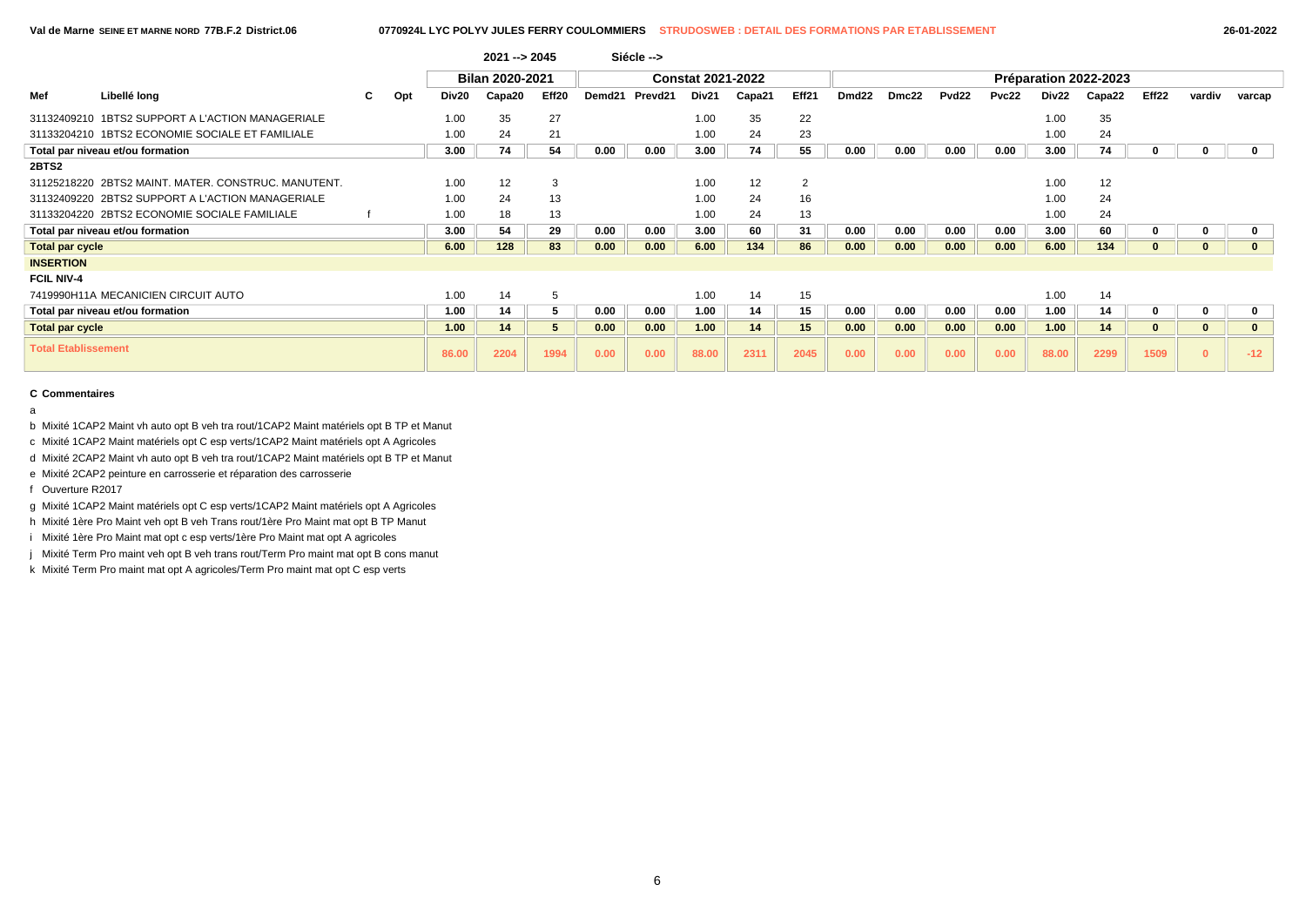Val de Marne SEINE ET MARNE NORD 77B.F.2 District.06 — 0770924L LYC POLYV JULES FERRY COULOMMIERS — STRUDOSWEB : DETAIL DES FORMATIONS PAR ETABLISSEMENT — 26-01-2022

| | | | | 2021 --> 2045 | | | Siécle --> | | | | | | | | | | | | | | |
|---|---|---|---|---|---|---|---|---|---|---|---|---|---|---|---|---|---|---|---|---|---|
| | | | | Bilan 2020-2021 | | | Constat 2021-2022 | | | | | Préparation 2022-2023 | | | | | | | | | |
| Mef | Libellé long | C | Opt | Div20 | Capa20 | Eff20 | Demd21 | Prevd21 | Div21 | Capa21 | Eff21 | Dmd22 | Dmc22 | Pvd22 | Pvc22 | Div22 | Capa22 | Eff22 | vardiv | varcap | |
| 31132409210 | 1BTS2 SUPPORT A L'ACTION MANAGERIALE | | | 1.00 | 35 | 27 | | | 1.00 | 35 | 22 | | | | | 1.00 | 35 | | | | |
| 31133204210 | 1BTS2 ECONOMIE SOCIALE ET FAMILIALE | | | 1.00 | 24 | 21 | | | 1.00 | 24 | 23 | | | | | 1.00 | 24 | | | | |
| Total par niveau et/ou formation | | | | 3.00 | 74 | 54 | 0.00 | 0.00 | 3.00 | 74 | 55 | 0.00 | 0.00 | 0.00 | 0.00 | 3.00 | 74 | 0 | 0 | 0 | |
| 2BTS2 | | | | | | | | | | | | | | | | | | | | | |
| 31125218220 | 2BTS2 MAINT. MATER. CONSTRUC. MANUTENT. | | | 1.00 | 12 | 3 | | | 1.00 | 12 | 2 | | | | | 1.00 | 12 | | | | |
| 31132409220 | 2BTS2 SUPPORT A L'ACTION MANAGERIALE | | | 1.00 | 24 | 13 | | | 1.00 | 24 | 16 | | | | | 1.00 | 24 | | | | |
| 31133204220 | 2BTS2 ECONOMIE SOCIALE FAMILIALE | f | | 1.00 | 18 | 13 | | | 1.00 | 24 | 13 | | | | | 1.00 | 24 | | | | |
| Total par niveau et/ou formation | | | | 3.00 | 54 | 29 | 0.00 | 0.00 | 3.00 | 60 | 31 | 0.00 | 0.00 | 0.00 | 0.00 | 3.00 | 60 | 0 | 0 | 0 | |
| Total par cycle | | | | 6.00 | 128 | 83 | 0.00 | 0.00 | 6.00 | 134 | 86 | 0.00 | 0.00 | 0.00 | 0.00 | 6.00 | 134 | 0 | 0 | 0 | |
| INSERTION | | | | | | | | | | | | | | | | | | | | | |
| FCIL NIV-4 | | | | | | | | | | | | | | | | | | | | | |
| 7419990H11A | MECANICIEN CIRCUIT AUTO | | | 1.00 | 14 | 5 | | | 1.00 | 14 | 15 | | | | | 1.00 | 14 | | | | |
| Total par niveau et/ou formation | | | | 1.00 | 14 | 5 | 0.00 | 0.00 | 1.00 | 14 | 15 | 0.00 | 0.00 | 0.00 | 0.00 | 1.00 | 14 | 0 | 0 | 0 | |
| Total par cycle | | | | 1.00 | 14 | 5 | 0.00 | 0.00 | 1.00 | 14 | 15 | 0.00 | 0.00 | 0.00 | 0.00 | 1.00 | 14 | 0 | 0 | 0 | |
| Total Etablissement | | | | 86.00 | 2204 | 1994 | 0.00 | 0.00 | 88.00 | 2311 | 2045 | 0.00 | 0.00 | 0.00 | 0.00 | 88.00 | 2299 | 1509 | 0 | -12 | |

**C Commentaires**

a

b Mixité 1CAP2 Maint vh auto opt B veh tra rout/1CAP2 Maint matériels opt B TP et Manut

c Mixité 1CAP2 Maint matériels opt C esp verts/1CAP2 Maint matériels opt A Agricoles

d Mixité 2CAP2 Maint vh auto opt B veh tra rout/1CAP2 Maint matériels opt B TP et Manut

e Mixité 2CAP2 peinture en carrosserie et réparation des carrosserie

f Ouverture R2017

g Mixité 1CAP2 Maint matériels opt C esp verts/1CAP2 Maint matériels opt A Agricoles

h Mixité 1ère Pro Maint veh opt B veh Trans rout/1ère Pro Maint mat opt B TP Manut

i Mixité 1ère Pro Maint mat opt c esp verts/1ère Pro Maint mat opt A agricoles

j Mixité Term Pro maint veh opt B veh trans rout/Term Pro maint mat opt B cons manut

k Mixité Term Pro maint mat opt A agricoles/Term Pro maint mat opt C esp verts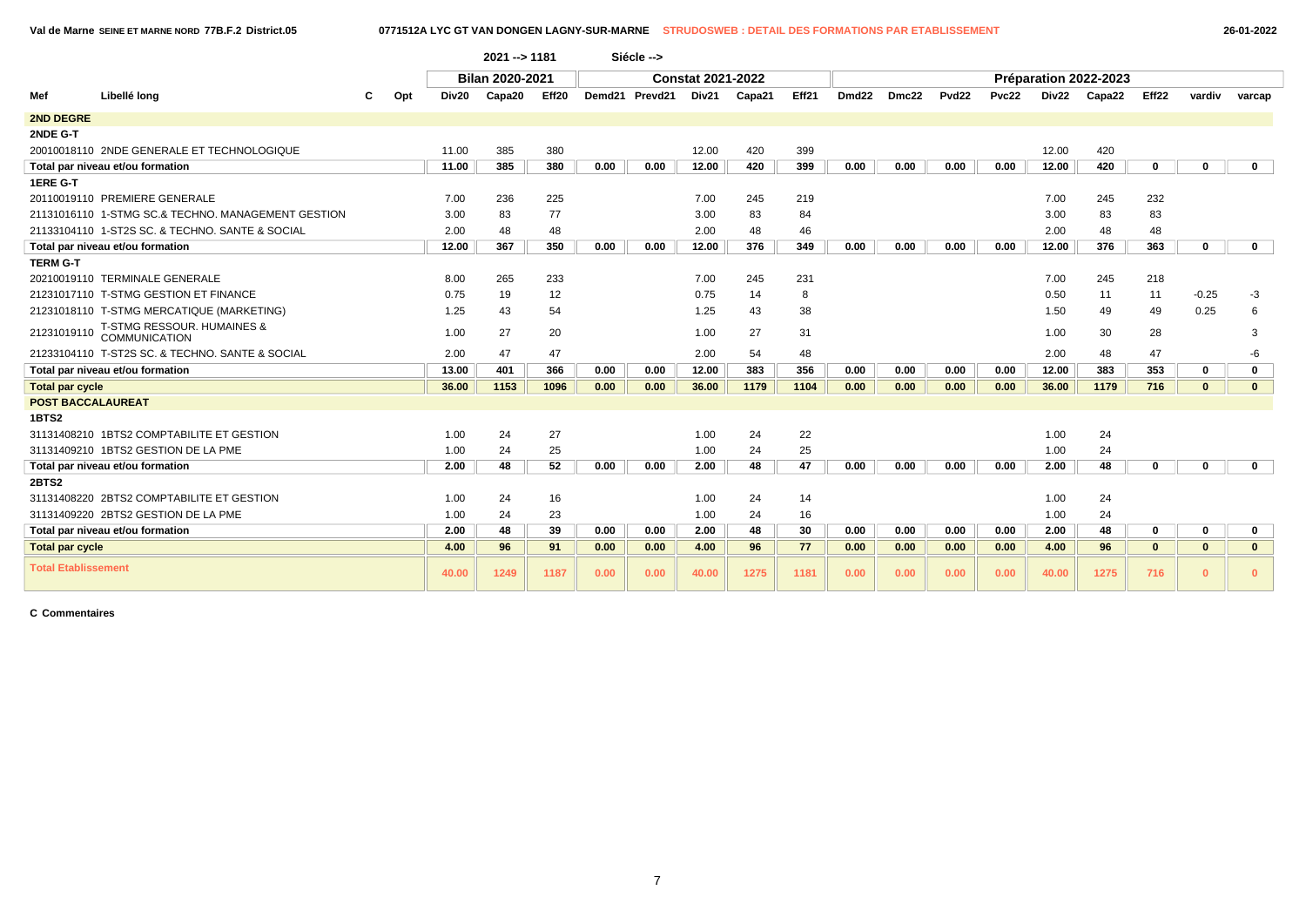Val de Marne SEINE ET MARNE NORD 77B.F.2 District.05 — 0771512A LYC GT VAN DONGEN LAGNY-SUR-MARNE — STRUDOSWEB : DETAIL DES FORMATIONS PAR ETABLISSEMENT — 26-01-2022

2021 --> 1181 &nbsp;&nbsp; Siécle -->

| Mef | Libellé long | C | Opt | Bilan 2020-2021 | | | Constat 2021-2022 | | | | | Préparation 2022-2023 | | | | | | | | |
|---|---|---|---|---|---|---|---|---|---|---|---|---|---|---|---|---|---|---|---|---|
| | | | | Div20 | Capa20 | Eff20 | Demd21 | Prevd21 | Div21 | Capa21 | Eff21 | Dmd22 | Dmc22 | Pvd22 | Pvc22 | Div22 | Capa22 | Eff22 | vardiv | varcap |
| **2ND DEGRE** | | | | | | | | | | | | | | | | | | | | |
| **2NDE G-T** | | | | | | | | | | | | | | | | | | | | |
| 20010018110 | 2NDE GENERALE ET TECHNOLOGIQUE | | | 11.00 | 385 | 380 | | | 12.00 | 420 | 399 | | | | | 12.00 | 420 | | | |
| **Total par niveau et/ou formation** | | | | **11.00** | **385** | **380** | **0.00** | **0.00** | **12.00** | **420** | **399** | **0.00** | **0.00** | **0.00** | **0.00** | **12.00** | **420** | **0** | **0** | **0** |
| **1ERE G-T** | | | | | | | | | | | | | | | | | | | | |
| 20110019110 | PREMIERE GENERALE | | | 7.00 | 236 | 225 | | | 7.00 | 245 | 219 | | | | | 7.00 | 245 | 232 | | |
| 21131016110 | 1-STMG SC.& TECHNO. MANAGEMENT GESTION | | | 3.00 | 83 | 77 | | | 3.00 | 83 | 84 | | | | | 3.00 | 83 | 83 | | |
| 21133104110 | 1-ST2S SC. & TECHNO. SANTE & SOCIAL | | | 2.00 | 48 | 48 | | | 2.00 | 48 | 46 | | | | | 2.00 | 48 | 48 | | |
| **Total par niveau et/ou formation** | | | | **12.00** | **367** | **350** | **0.00** | **0.00** | **12.00** | **376** | **349** | **0.00** | **0.00** | **0.00** | **0.00** | **12.00** | **376** | **363** | **0** | **0** |
| **TERM G-T** | | | | | | | | | | | | | | | | | | | | |
| 20210019110 | TERMINALE GENERALE | | | 8.00 | 265 | 233 | | | 7.00 | 245 | 231 | | | | | 7.00 | 245 | 218 | | |
| 21231017110 | T-STMG GESTION ET FINANCE | | | 0.75 | 19 | 12 | | | 0.75 | 14 | 8 | | | | | 0.50 | 11 | 11 | -0.25 | -3 |
| 21231018110 | T-STMG MERCATIQUE (MARKETING) | | | 1.25 | 43 | 54 | | | 1.25 | 43 | 38 | | | | | 1.50 | 49 | 49 | 0.25 | 6 |
| 21231019110 | T-STMG RESSOUR. HUMAINES & COMMUNICATION | | | 1.00 | 27 | 20 | | | 1.00 | 27 | 31 | | | | | 1.00 | 30 | 28 | | 3 |
| 21233104110 | T-ST2S SC. & TECHNO. SANTE & SOCIAL | | | 2.00 | 47 | 47 | | | 2.00 | 54 | 48 | | | | | 2.00 | 48 | 47 | | -6 |
| **Total par niveau et/ou formation** | | | | **13.00** | **401** | **366** | **0.00** | **0.00** | **12.00** | **383** | **356** | **0.00** | **0.00** | **0.00** | **0.00** | **12.00** | **383** | **353** | **0** | **0** |
| **Total par cycle** | | | | **36.00** | **1153** | **1096** | **0.00** | **0.00** | **36.00** | **1179** | **1104** | **0.00** | **0.00** | **0.00** | **0.00** | **36.00** | **1179** | **716** | **0** | **0** |
| **POST BACCALAUREAT** | | | | | | | | | | | | | | | | | | | | |
| **1BTS2** | | | | | | | | | | | | | | | | | | | | |
| 31131408210 | 1BTS2 COMPTABILITE ET GESTION | | | 1.00 | 24 | 27 | | | 1.00 | 24 | 22 | | | | | 1.00 | 24 | | | |
| 31131409210 | 1BTS2 GESTION DE LA PME | | | 1.00 | 24 | 25 | | | 1.00 | 24 | 25 | | | | | 1.00 | 24 | | | |
| **Total par niveau et/ou formation** | | | | **2.00** | **48** | **52** | **0.00** | **0.00** | **2.00** | **48** | **47** | **0.00** | **0.00** | **0.00** | **0.00** | **2.00** | **48** | **0** | **0** | **0** |
| **2BTS2** | | | | | | | | | | | | | | | | | | | | |
| 31131408220 | 2BTS2 COMPTABILITE ET GESTION | | | 1.00 | 24 | 16 | | | 1.00 | 24 | 14 | | | | | 1.00 | 24 | | | |
| 31131409220 | 2BTS2 GESTION DE LA PME | | | 1.00 | 24 | 23 | | | 1.00 | 24 | 16 | | | | | 1.00 | 24 | | | |
| **Total par niveau et/ou formation** | | | | **2.00** | **48** | **39** | **0.00** | **0.00** | **2.00** | **48** | **30** | **0.00** | **0.00** | **0.00** | **0.00** | **2.00** | **48** | **0** | **0** | **0** |
| **Total par cycle** | | | | **4.00** | **96** | **91** | **0.00** | **0.00** | **4.00** | **96** | **77** | **0.00** | **0.00** | **0.00** | **0.00** | **4.00** | **96** | **0** | **0** | **0** |
| **Total Etablissement** | | | | **40.00** | **1249** | **1187** | **0.00** | **0.00** | **40.00** | **1275** | **1181** | **0.00** | **0.00** | **0.00** | **0.00** | **40.00** | **1275** | **716** | **0** | **0** |

**C Commentaires**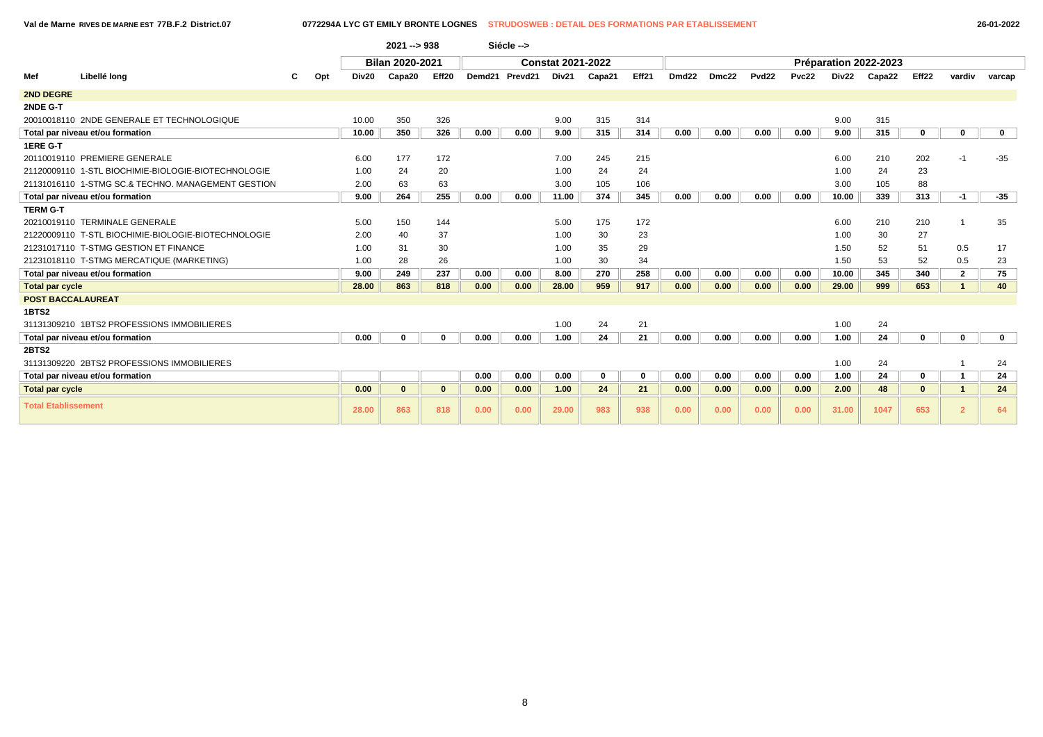Val de Marne RIVES DE MARNE EST 77B.F.2 District.07 — 0772294A LYC GT EMILY BRONTE LOGNES — STRUDOSWEB : DETAIL DES FORMATIONS PAR ETABLISSEMENT — 26-01-2022

2021 --> 938 — Siécle -->

| | | | | Bilan 2020-2021 | | | Constat 2021-2022 | | | | | Préparation 2022-2023 | | | | | | | | |
|---|---|---|---|---|---|---|---|---|---|---|---|---|---|---|---|---|---|---|---|---|
| Mef | Libellé long | C | Opt | Div20 | Capa20 | Eff20 | Demd21 | Prevd21 | Div21 | Capa21 | Eff21 | Dmd22 | Dmc22 | Pvd22 | Pvc22 | Div22 | Capa22 | Eff22 | vardiv | varcap |
| **2ND DEGRE** | | | | | | | | | | | | | | | | | | | | |
| **2NDE G-T** | | | | | | | | | | | | | | | | | | | | |
| 20010018110 | 2NDE GENERALE ET TECHNOLOGIQUE | | | 10.00 | 350 | 326 | | | 9.00 | 315 | 314 | | | | | 9.00 | 315 | | | |
| **Total par niveau et/ou formation** | | | | **10.00** | **350** | **326** | **0.00** | **0.00** | **9.00** | **315** | **314** | **0.00** | **0.00** | **0.00** | **0.00** | **9.00** | **315** | **0** | **0** | **0** |
| **1ERE G-T** | | | | | | | | | | | | | | | | | | | | |
| 20110019110 | PREMIERE GENERALE | | | 6.00 | 177 | 172 | | | 7.00 | 245 | 215 | | | | | 6.00 | 210 | 202 | -1 | -35 |
| 21120009110 | 1-STL BIOCHIMIE-BIOLOGIE-BIOTECHNOLOGIE | | | 1.00 | 24 | 20 | | | 1.00 | 24 | 24 | | | | | 1.00 | 24 | 23 | | |
| 21131016110 | 1-STMG SC.& TECHNO. MANAGEMENT GESTION | | | 2.00 | 63 | 63 | | | 3.00 | 105 | 106 | | | | | 3.00 | 105 | 88 | | |
| **Total par niveau et/ou formation** | | | | **9.00** | **264** | **255** | **0.00** | **0.00** | **11.00** | **374** | **345** | **0.00** | **0.00** | **0.00** | **0.00** | **10.00** | **339** | **313** | **-1** | **-35** |
| **TERM G-T** | | | | | | | | | | | | | | | | | | | | |
| 20210019110 | TERMINALE GENERALE | | | 5.00 | 150 | 144 | | | 5.00 | 175 | 172 | | | | | 6.00 | 210 | 210 | 1 | 35 |
| 21220009110 | T-STL BIOCHIMIE-BIOLOGIE-BIOTECHNOLOGIE | | | 2.00 | 40 | 37 | | | 1.00 | 30 | 23 | | | | | 1.00 | 30 | 27 | | |
| 21231017110 | T-STMG GESTION ET FINANCE | | | 1.00 | 31 | 30 | | | 1.00 | 35 | 29 | | | | | 1.50 | 52 | 51 | 0.5 | 17 |
| 21231018110 | T-STMG MERCATIQUE (MARKETING) | | | 1.00 | 28 | 26 | | | 1.00 | 30 | 34 | | | | | 1.50 | 53 | 52 | 0.5 | 23 |
| **Total par niveau et/ou formation** | | | | **9.00** | **249** | **237** | **0.00** | **0.00** | **8.00** | **270** | **258** | **0.00** | **0.00** | **0.00** | **0.00** | **10.00** | **345** | **340** | **2** | **75** |
| **Total par cycle** | | | | **28.00** | **863** | **818** | **0.00** | **0.00** | **28.00** | **959** | **917** | **0.00** | **0.00** | **0.00** | **0.00** | **29.00** | **999** | **653** | **1** | **40** |
| **POST BACCALAUREAT** | | | | | | | | | | | | | | | | | | | | |
| **1BTS2** | | | | | | | | | | | | | | | | | | | | |
| 31131309210 | 1BTS2 PROFESSIONS IMMOBILIERES | | | | | | | | 1.00 | 24 | 21 | | | | | 1.00 | 24 | | | |
| **Total par niveau et/ou formation** | | | | **0.00** | **0** | **0** | **0.00** | **0.00** | **1.00** | **24** | **21** | **0.00** | **0.00** | **0.00** | **0.00** | **1.00** | **24** | **0** | **0** | **0** |
| **2BTS2** | | | | | | | | | | | | | | | | | | | | |
| 31131309220 | 2BTS2 PROFESSIONS IMMOBILIERES | | | | | | | | | | | | | | | 1.00 | 24 | | 1 | 24 |
| **Total par niveau et/ou formation** | | | | | | | **0.00** | **0.00** | **0.00** | **0** | **0** | **0.00** | **0.00** | **0.00** | **0.00** | **1.00** | **24** | **0** | **1** | **24** |
| **Total par cycle** | | | | **0.00** | **0** | **0** | **0.00** | **0.00** | **1.00** | **24** | **21** | **0.00** | **0.00** | **0.00** | **0.00** | **2.00** | **48** | **0** | **1** | **24** |
| **Total Etablissement** | | | | **28.00** | **863** | **818** | **0.00** | **0.00** | **29.00** | **983** | **938** | **0.00** | **0.00** | **0.00** | **0.00** | **31.00** | **1047** | **653** | **2** | **64** |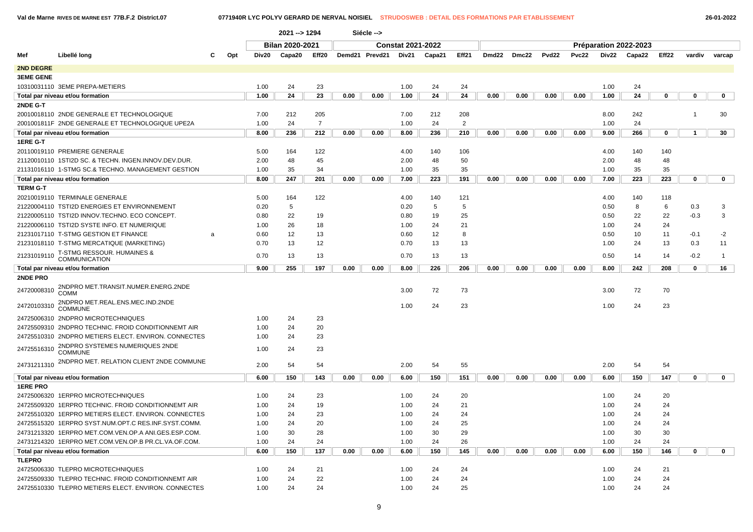Val de Marne RIVES DE MARNE EST 77B.F.2 District.07 — 0771940R LYC POLYV GERARD DE NERVAL NOISIEL — STRUDOSWEB : DETAIL DES FORMATIONS PAR ETABLISSEMENT — 26-01-2022

2021 --> 1294 Siécle -->

| | | | | Bilan 2020-2021 | | | | | Constat 2021-2022 | | | Préparation 2022-2023 | | | | | | | | |
|---|---|---|---|---|---|---|---|---|---|---|---|---|---|---|---|---|---|---|---|---|
| Mef | Libellé long | C | Opt | Div20 | Capa20 | Eff20 | Demd21 | Prevd21 | Div21 | Capa21 | Eff21 | Dmd22 | Dmc22 | Pvd22 | Pvc22 | Div22 | Capa22 | Eff22 | vardiv | varcap |
| **2ND DEGRE** | | | | | | | | | | | | | | | | | | | | |
| **3EME GENE** | | | | | | | | | | | | | | | | | | | | |
| 10310031110 | 3EME PREPA-METIERS | | | 1.00 | 24 | 23 | | | 1.00 | 24 | 24 | | | | | 1.00 | 24 | | | |
| **Total par niveau et/ou formation** | | | | 1.00 | 24 | 23 | 0.00 | 0.00 | 1.00 | 24 | 24 | 0.00 | 0.00 | 0.00 | 0.00 | 1.00 | 24 | 0 | 0 | 0 |
| **2NDE G-T** | | | | | | | | | | | | | | | | | | | | |
| 20010018110 | 2NDE GENERALE ET TECHNOLOGIQUE | | | 7.00 | 212 | 205 | | | 7.00 | 212 | 208 | | | | | 8.00 | 242 | | 1 | 30 |
| 2001001811F | 2NDE GENERALE ET TECHNOLOGIQUE UPE2A | | | 1.00 | 24 | 7 | | | 1.00 | 24 | 2 | | | | | 1.00 | 24 | | | |
| **Total par niveau et/ou formation** | | | | 8.00 | 236 | 212 | 0.00 | 0.00 | 8.00 | 236 | 210 | 0.00 | 0.00 | 0.00 | 0.00 | 9.00 | 266 | 0 | 1 | 30 |
| **1ERE G-T** | | | | | | | | | | | | | | | | | | | | |
| 20110019110 | PREMIERE GENERALE | | | 5.00 | 164 | 122 | | | 4.00 | 140 | 106 | | | | | 4.00 | 140 | 140 | | |
| 21120010110 | 1STI2D SC. & TECHN. INGEN.INNOV.DEV.DUR. | | | 2.00 | 48 | 45 | | | 2.00 | 48 | 50 | | | | | 2.00 | 48 | 48 | | |
| 21131016110 | 1-STMG SC.& TECHNO. MANAGEMENT GESTION | | | 1.00 | 35 | 34 | | | 1.00 | 35 | 35 | | | | | 1.00 | 35 | 35 | | |
| **Total par niveau et/ou formation** | | | | 8.00 | 247 | 201 | 0.00 | 0.00 | 7.00 | 223 | 191 | 0.00 | 0.00 | 0.00 | 0.00 | 7.00 | 223 | 223 | 0 | 0 |
| **TERM G-T** | | | | | | | | | | | | | | | | | | | | |
| 20210019110 | TERMINALE GENERALE | | | 5.00 | 164 | 122 | | | 4.00 | 140 | 121 | | | | | 4.00 | 140 | 118 | | |
| 21220004110 | TSTI2D ENERGIES ET ENVIRONNEMENT | | | 0.20 | 5 | | | | 0.20 | 5 | 5 | | | | | 0.50 | 8 | 6 | 0.3 | 3 |
| 21220005110 | TSTI2D INNOV.TECHNO. ECO CONCEPT. | | | 0.80 | 22 | 19 | | | 0.80 | 19 | 25 | | | | | 0.50 | 22 | 22 | -0.3 | 3 |
| 21220006110 | TSTI2D SYSTE INFO. ET NUMERIQUE | | | 1.00 | 26 | 18 | | | 1.00 | 24 | 21 | | | | | 1.00 | 24 | 24 | | |
| 21231017110 | T-STMG GESTION ET FINANCE | a | | 0.60 | 12 | 13 | | | 0.60 | 12 | 8 | | | | | 0.50 | 10 | 11 | -0.1 | -2 |
| 21231018110 | T-STMG MERCATIQUE (MARKETING) | | | 0.70 | 13 | 12 | | | 0.70 | 13 | 13 | | | | | 1.00 | 24 | 13 | 0.3 | 11 |
| 21231019110 | T-STMG RESSOUR. HUMAINES & COMMUNICATION | | | 0.70 | 13 | 13 | | | 0.70 | 13 | 13 | | | | | 0.50 | 14 | 14 | -0.2 | 1 |
| **Total par niveau et/ou formation** | | | | 9.00 | 255 | 197 | 0.00 | 0.00 | 8.00 | 226 | 206 | 0.00 | 0.00 | 0.00 | 0.00 | 8.00 | 242 | 208 | 0 | 16 |
| **2NDE PRO** | | | | | | | | | | | | | | | | | | | | |
| 24720008310 | 2NDPRO MET.TRANSIT.NUMER.ENERG.2NDE COMM | | | | | | | | 3.00 | 72 | 73 | | | | | 3.00 | 72 | 70 | | |
| 24720103310 | 2NDPRO MET.REAL.ENS.MEC.IND.2NDE COMMUNE | | | | | | | | 1.00 | 24 | 23 | | | | | 1.00 | 24 | 23 | | |
| 24725006310 | 2NDPRO MICROTECHNIQUES | | | 1.00 | 24 | 23 | | | | | | | | | | | | | | |
| 24725509310 | 2NDPRO TECHNIC. FROID CONDITIONNEMT AIR | | | 1.00 | 24 | 20 | | | | | | | | | | | | | | |
| 24725510310 | 2NDPRO METIERS ELECT. ENVIRON. CONNECTES | | | 1.00 | 24 | 23 | | | | | | | | | | | | | | |
| 24725516310 | 2NDPRO SYSTEMES NUMERIQUES 2NDE COMMUNE | | | 1.00 | 24 | 23 | | | | | | | | | | | | | | |
| 24731211310 | 2NDPRO MET. RELATION CLIENT 2NDE COMMUNE | | | 2.00 | 54 | 54 | | | 2.00 | 54 | 55 | | | | | 2.00 | 54 | 54 | | |
| **Total par niveau et/ou formation** | | | | 6.00 | 150 | 143 | 0.00 | 0.00 | 6.00 | 150 | 151 | 0.00 | 0.00 | 0.00 | 0.00 | 6.00 | 150 | 147 | 0 | 0 |
| **1ERE PRO** | | | | | | | | | | | | | | | | | | | | |
| 24725006320 | 1ERPRO MICROTECHNIQUES | | | 1.00 | 24 | 23 | | | 1.00 | 24 | 20 | | | | | 1.00 | 24 | 20 | | |
| 24725509320 | 1ERPRO TECHNIC. FROID CONDITIONNEMT AIR | | | 1.00 | 24 | 19 | | | 1.00 | 24 | 21 | | | | | 1.00 | 24 | 24 | | |
| 24725510320 | 1ERPRO METIERS ELECT. ENVIRON. CONNECTES | | | 1.00 | 24 | 23 | | | 1.00 | 24 | 24 | | | | | 1.00 | 24 | 24 | | |
| 24725515320 | 1ERPRO SYST.NUM.OPT.C RES.INF.SYST.COMM. | | | 1.00 | 24 | 20 | | | 1.00 | 24 | 25 | | | | | 1.00 | 24 | 24 | | |
| 24731213320 | 1ERPRO MET.COM.VEN.OP.A ANI.GES.ESP.COM. | | | 1.00 | 30 | 28 | | | 1.00 | 30 | 29 | | | | | 1.00 | 30 | 30 | | |
| 24731214320 | 1ERPRO MET.COM.VEN.OP.B PR.CL.VA.OF.COM. | | | 1.00 | 24 | 24 | | | 1.00 | 24 | 26 | | | | | 1.00 | 24 | 24 | | |
| **Total par niveau et/ou formation** | | | | 6.00 | 150 | 137 | 0.00 | 0.00 | 6.00 | 150 | 145 | 0.00 | 0.00 | 0.00 | 0.00 | 6.00 | 150 | 146 | 0 | 0 |
| **TLEPRO** | | | | | | | | | | | | | | | | | | | | |
| 24725006330 | TLEPRO MICROTECHNIQUES | | | 1.00 | 24 | 21 | | | 1.00 | 24 | 24 | | | | | 1.00 | 24 | 21 | | |
| 24725509330 | TLEPRO TECHNIC. FROID CONDITIONNEMT AIR | | | 1.00 | 24 | 22 | | | 1.00 | 24 | 24 | | | | | 1.00 | 24 | 24 | | |
| 24725510330 | TLEPRO METIERS ELECT. ENVIRON. CONNECTES | | | 1.00 | 24 | 24 | | | 1.00 | 24 | 25 | | | | | 1.00 | 24 | 24 | | |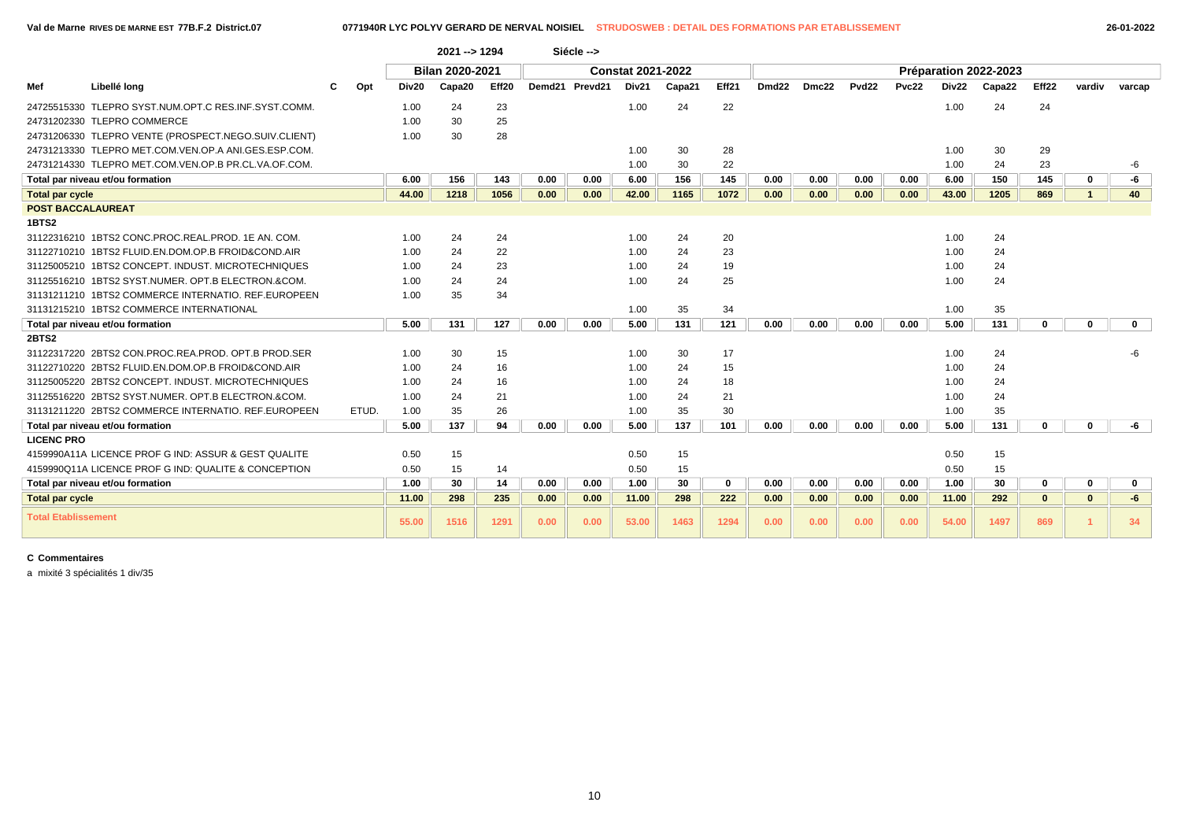2021 --> 1294 Siécle -->

| | | | | Bilan 2020-2021 | | | Constat 2021-2022 | | | | | Préparation 2022-2023 | | | | | | | | |
|---|---|---|---|---|---|---|---|---|---|---|---|---|---|---|---|---|---|---|---|---|
| Mef | Libellé long | C | Opt | Div20 | Capa20 | Eff20 | Demd21 | Prevd21 | Div21 | Capa21 | Eff21 | Dmd22 | Dmc22 | Pvd22 | Pvc22 | Div22 | Capa22 | Eff22 | vardiv | varcap |
| 24725515330 | TLEPRO SYST.NUM.OPT.C RES.INF.SYST.COMM. | | | 1.00 | 24 | 23 | | | 1.00 | 24 | 22 | | | | | 1.00 | 24 | 24 | | |
| 24731202330 | TLEPRO COMMERCE | | | 1.00 | 30 | 25 | | | | | | | | | | | | | | |
| 24731206330 | TLEPRO VENTE (PROSPECT.NEGO.SUIV.CLIENT) | | | 1.00 | 30 | 28 | | | | | | | | | | | | | | |
| 24731213330 | TLEPRO MET.COM.VEN.OP.A ANI.GES.ESP.COM. | | | | | | | | 1.00 | 30 | 28 | | | | | 1.00 | 30 | 29 | | |
| 24731214330 | TLEPRO MET.COM.VEN.OP.B PR.CL.VA.OF.COM. | | | | | | | | 1.00 | 30 | 22 | | | | | 1.00 | 24 | 23 | | -6 |
| **Total par niveau et/ou formation** | | | | **6.00** | **156** | **143** | **0.00** | **0.00** | **6.00** | **156** | **145** | **0.00** | **0.00** | **0.00** | **0.00** | **6.00** | **150** | **145** | **0** | **-6** |
| **Total par cycle** | | | | **44.00** | **1218** | **1056** | **0.00** | **0.00** | **42.00** | **1165** | **1072** | **0.00** | **0.00** | **0.00** | **0.00** | **43.00** | **1205** | **869** | **1** | **40** |
| **POST BACCALAUREAT** | | | | | | | | | | | | | | | | | | | | |
| **1BTS2** | | | | | | | | | | | | | | | | | | | | |
| 31122316210 | 1BTS2 CONC.PROC.REAL.PROD. 1E AN. COM. | | | 1.00 | 24 | 24 | | | 1.00 | 24 | 20 | | | | | 1.00 | 24 | | | |
| 31122710210 | 1BTS2 FLUID.EN.DOM.OP.B FROID&COND.AIR | | | 1.00 | 24 | 22 | | | 1.00 | 24 | 23 | | | | | 1.00 | 24 | | | |
| 31125005210 | 1BTS2 CONCEPT. INDUST. MICROTECHNIQUES | | | 1.00 | 24 | 23 | | | 1.00 | 24 | 19 | | | | | 1.00 | 24 | | | |
| 31125516210 | 1BTS2 SYST.NUMER. OPT.B ELECTRON.&COM. | | | 1.00 | 24 | 24 | | | 1.00 | 24 | 25 | | | | | 1.00 | 24 | | | |
| 31131211210 | 1BTS2 COMMERCE INTERNATIO. REF.EUROPEEN | | | 1.00 | 35 | 34 | | | | | | | | | | | | | | |
| 31131215210 | 1BTS2 COMMERCE INTERNATIONAL | | | | | | | | 1.00 | 35 | 34 | | | | | 1.00 | 35 | | | |
| **Total par niveau et/ou formation** | | | | **5.00** | **131** | **127** | **0.00** | **0.00** | **5.00** | **131** | **121** | **0.00** | **0.00** | **0.00** | **0.00** | **5.00** | **131** | **0** | **0** | **0** |
| **2BTS2** | | | | | | | | | | | | | | | | | | | | |
| 31122317220 | 2BTS2 CON.PROC.REA.PROD. OPT.B PROD.SER | | | 1.00 | 30 | 15 | | | 1.00 | 30 | 17 | | | | | 1.00 | 24 | | | -6 |
| 31122710220 | 2BTS2 FLUID.EN.DOM.OP.B FROID&COND.AIR | | | 1.00 | 24 | 16 | | | 1.00 | 24 | 15 | | | | | 1.00 | 24 | | | |
| 31125005220 | 2BTS2 CONCEPT. INDUST. MICROTECHNIQUES | | | 1.00 | 24 | 16 | | | 1.00 | 24 | 18 | | | | | 1.00 | 24 | | | |
| 31125516220 | 2BTS2 SYST.NUMER. OPT.B ELECTRON.&COM. | | | 1.00 | 24 | 21 | | | 1.00 | 24 | 21 | | | | | 1.00 | 24 | | | |
| 31131211220 | 2BTS2 COMMERCE INTERNATIO. REF.EUROPEEN | | ETUD. | 1.00 | 35 | 26 | | | 1.00 | 35 | 30 | | | | | 1.00 | 35 | | | |
| **Total par niveau et/ou formation** | | | | **5.00** | **137** | **94** | **0.00** | **0.00** | **5.00** | **137** | **101** | **0.00** | **0.00** | **0.00** | **0.00** | **5.00** | **131** | **0** | **0** | **-6** |
| **LICENC PRO** | | | | | | | | | | | | | | | | | | | | |
| 4159990A11A | LICENCE PROF G IND: ASSUR & GEST QUALITE | | | 0.50 | 15 | | | | 0.50 | 15 | | | | | | 0.50 | 15 | | | |
| 4159990Q11A | LICENCE PROF G IND: QUALITE & CONCEPTION | | | 0.50 | 15 | 14 | | | 0.50 | 15 | | | | | | 0.50 | 15 | | | |
| **Total par niveau et/ou formation** | | | | **1.00** | **30** | **14** | **0.00** | **0.00** | **1.00** | **30** | **0** | **0.00** | **0.00** | **0.00** | **0.00** | **1.00** | **30** | **0** | **0** | **0** |
| **Total par cycle** | | | | **11.00** | **298** | **235** | **0.00** | **0.00** | **11.00** | **298** | **222** | **0.00** | **0.00** | **0.00** | **0.00** | **11.00** | **292** | **0** | **0** | **-6** |
| **Total Etablissement** | | | | **55.00** | **1516** | **1291** | **0.00** | **0.00** | **53.00** | **1463** | **1294** | **0.00** | **0.00** | **0.00** | **0.00** | **54.00** | **1497** | **869** | **1** | **34** |

**C Commentaires**

a mixité 3 spécialités 1 div/35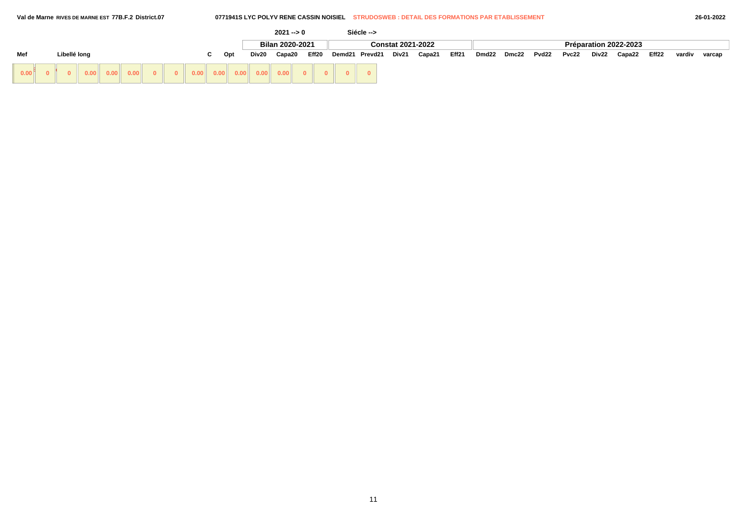| | | | | 2021 --> 0 | | | Siécle --> | | | | | | | | | | | | |
|---|---|---|---|---|---|---|---|---|---|---|---|---|---|---|---|---|---|---|---|---|
| | | | | Bilan 2020-2021 | | | Constat 2021-2022 | | | | | Préparation 2022-2023 | | | | | | | | |
| Mef | Libellé long | C | Opt | Div20 | Capa20 | Eff20 | Demd21 | Prevd21 | Div21 | Capa21 | Eff21 | Dmd22 | Dmc22 | Pvd22 | Pvc22 | Div22 | Capa22 | Eff22 | vardiv | varcap |
| 0.00 | 0 | 0 | 0.00 | 0.00 | 0.00 | 0 | 0 | 0.00 | 0.00 | 0.00 | 0.00 | 0.00 | 0 | 0 | 0 | 0 | | | | |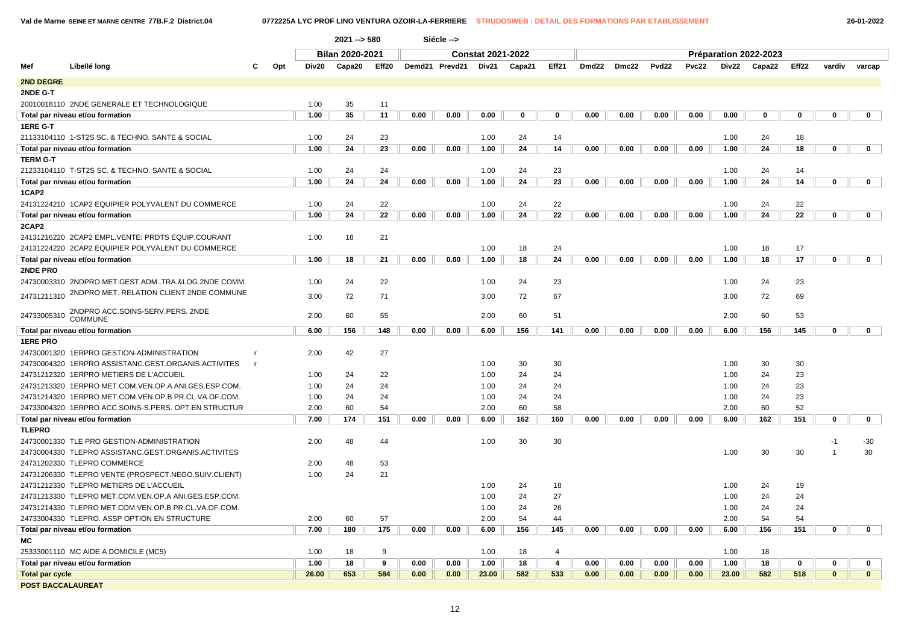Val de Marne SEINE ET MARNE CENTRE 77B.F.2 District.04 — 0772225A LYC PROF LINO VENTURA OZOIR-LA-FERRIERE — STRUDOSWEB : DETAIL DES FORMATIONS PAR ETABLISSEMENT — 26-01-2022

2021 --> 580 Siécle -->

| Mef | Libellé long | C | Opt | Bilan 2020-2021 | | | Constat 2021-2022 | | | | | Préparation 2022-2023 | | | | | | | | | |
|---|---|---|---|---|---|---|---|---|---|---|---|---|---|---|---|---|---|---|---|---|---|
| | | | | Div20 | Capa20 | Eff20 | Demd21 | Prevd21 | Div21 | Capa21 | Eff21 | Dmd22 | Dmc22 | Pvd22 | Pvc22 | Div22 | Capa22 | Eff22 | vardiv | varcap |
| **2ND DEGRE** | | | | | | | | | | | | | | | | | | | | |
| **2NDE G-T** | | | | | | | | | | | | | | | | | | | | |
| 20010018110 | 2NDE GENERALE ET TECHNOLOGIQUE | | | 1.00 | 35 | 11 | | | | | | | | | | | | | | |
| **Total par niveau et/ou formation** | | | | 1.00 | 35 | 11 | 0.00 | 0.00 | 0.00 | 0 | 0 | 0.00 | 0.00 | 0.00 | 0.00 | 0.00 | 0 | 0 | 0 | 0 |
| **1ERE G-T** | | | | | | | | | | | | | | | | | | | | |
| 21133104110 | 1-ST2S SC. & TECHNO. SANTE & SOCIAL | | | 1.00 | 24 | 23 | | | 1.00 | 24 | 14 | | | | | 1.00 | 24 | 18 | | |
| **Total par niveau et/ou formation** | | | | 1.00 | 24 | 23 | 0.00 | 0.00 | 1.00 | 24 | 14 | 0.00 | 0.00 | 0.00 | 0.00 | 1.00 | 24 | 18 | 0 | 0 |
| **TERM G-T** | | | | | | | | | | | | | | | | | | | | |
| 21233104110 | T-ST2S SC. & TECHNO. SANTE & SOCIAL | | | 1.00 | 24 | 24 | | | 1.00 | 24 | 23 | | | | | 1.00 | 24 | 14 | | |
| **Total par niveau et/ou formation** | | | | 1.00 | 24 | 24 | 0.00 | 0.00 | 1.00 | 24 | 23 | 0.00 | 0.00 | 0.00 | 0.00 | 1.00 | 24 | 14 | 0 | 0 |
| **1CAP2** | | | | | | | | | | | | | | | | | | | | |
| 24131224210 | 1CAP2 EQUIPIER POLYVALENT DU COMMERCE | | | 1.00 | 24 | 22 | | | 1.00 | 24 | 22 | | | | | 1.00 | 24 | 22 | | |
| **Total par niveau et/ou formation** | | | | 1.00 | 24 | 22 | 0.00 | 0.00 | 1.00 | 24 | 22 | 0.00 | 0.00 | 0.00 | 0.00 | 1.00 | 24 | 22 | 0 | 0 |
| **2CAP2** | | | | | | | | | | | | | | | | | | | | |
| 24131216220 | 2CAP2 EMPL.VENTE: PRDTS EQUIP.COURANT | | | 1.00 | 18 | 21 | | | | | | | | | | | | | | |
| 24131224220 | 2CAP2 EQUIPIER POLYVALENT DU COMMERCE | | | | | | | | 1.00 | 18 | 24 | | | | | 1.00 | 18 | 17 | | |
| **Total par niveau et/ou formation** | | | | 1.00 | 18 | 21 | 0.00 | 0.00 | 1.00 | 18 | 24 | 0.00 | 0.00 | 0.00 | 0.00 | 1.00 | 18 | 17 | 0 | 0 |
| **2NDE PRO** | | | | | | | | | | | | | | | | | | | | |
| 24730003310 | 2NDPRO MET.GEST.ADM.,TRA.&LOG.2NDE COMM. | | | 1.00 | 24 | 22 | | | 1.00 | 24 | 23 | | | | | 1.00 | 24 | 23 | | |
| 24731211310 | 2NDPRO MET. RELATION CLIENT 2NDE COMMUNE | | | 3.00 | 72 | 71 | | | 3.00 | 72 | 67 | | | | | 3.00 | 72 | 69 | | |
| 24733005310 | 2NDPRO ACC.SOINS-SERV.PERS. 2NDE COMMUNE | | | 2.00 | 60 | 55 | | | 2.00 | 60 | 51 | | | | | 2.00 | 60 | 53 | | |
| **Total par niveau et/ou formation** | | | | 6.00 | 156 | 148 | 0.00 | 0.00 | 6.00 | 156 | 141 | 0.00 | 0.00 | 0.00 | 0.00 | 6.00 | 156 | 145 | 0 | 0 |
| **1ERE PRO** | | | | | | | | | | | | | | | | | | | | |
| 24730001320 | 1ERPRO GESTION-ADMINISTRATION | r | | 2.00 | 42 | 27 | | | | | | | | | | | | | | |
| 24730004320 | 1ERPRO ASSISTANC.GEST.ORGANIS.ACTIVITES | r | | | | | | | 1.00 | 30 | 30 | | | | | 1.00 | 30 | 30 | | |
| 24731212320 | 1ERPRO METIERS DE L'ACCUEIL | | | 1.00 | 24 | 22 | | | 1.00 | 24 | 24 | | | | | 1.00 | 24 | 23 | | |
| 24731213320 | 1ERPRO MET.COM.VEN.OP.A ANI.GES.ESP.COM. | | | 1.00 | 24 | 24 | | | 1.00 | 24 | 24 | | | | | 1.00 | 24 | 23 | | |
| 24731214320 | 1ERPRO MET.COM.VEN.OP.B PR.CL.VA.OF.COM. | | | 1.00 | 24 | 24 | | | 1.00 | 24 | 24 | | | | | 1.00 | 24 | 23 | | |
| 24733004320 | 1ERPRO ACC.SOINS-S.PERS. OPT.EN STRUCTUR | | | 2.00 | 60 | 54 | | | 2.00 | 60 | 58 | | | | | 2.00 | 60 | 52 | | |
| **Total par niveau et/ou formation** | | | | 7.00 | 174 | 151 | 0.00 | 0.00 | 6.00 | 162 | 160 | 0.00 | 0.00 | 0.00 | 0.00 | 6.00 | 162 | 151 | 0 | 0 |
| **TLEPRO** | | | | | | | | | | | | | | | | | | | | |
| 24730001330 | TLE PRO GESTION-ADMINISTRATION | | | 2.00 | 48 | 44 | | | 1.00 | 30 | 30 | | | | | | | | -1 | -30 |
| 24730004330 | TLEPRO ASSISTANC.GEST.ORGANIS.ACTIVITES | | | | | | | | | | | | | | | 1.00 | 30 | 30 | 1 | 30 |
| 24731202330 | TLEPRO COMMERCE | | | 2.00 | 48 | 53 | | | | | | | | | | | | | | |
| 24731206330 | TLEPRO VENTE (PROSPECT.NEGO.SUIV.CLIENT) | | | 1.00 | 24 | 21 | | | | | | | | | | | | | | |
| 24731212330 | TLEPRO METIERS DE L'ACCUEIL | | | | | | | | 1.00 | 24 | 18 | | | | | 1.00 | 24 | 19 | | |
| 24731213330 | TLEPRO MET.COM.VEN.OP.A ANI.GES.ESP.COM. | | | | | | | | 1.00 | 24 | 27 | | | | | 1.00 | 24 | 24 | | |
| 24731214330 | TLEPRO MET.COM.VEN.OP.B PR.CL.VA.OF.COM. | | | | | | | | 1.00 | 24 | 26 | | | | | 1.00 | 24 | 24 | | |
| 24733004330 | TLEPRO. ASSP OPTION EN STRUCTURE | | | 2.00 | 60 | 57 | | | 2.00 | 54 | 44 | | | | | 2.00 | 54 | 54 | | |
| **Total par niveau et/ou formation** | | | | 7.00 | 180 | 175 | 0.00 | 0.00 | 6.00 | 156 | 145 | 0.00 | 0.00 | 0.00 | 0.00 | 6.00 | 156 | 151 | 0 | 0 |
| **MC** | | | | | | | | | | | | | | | | | | | | |
| 25333001110 | MC AIDE A DOMICILE (MC5) | | | 1.00 | 18 | 9 | | | 1.00 | 18 | 4 | | | | | 1.00 | 18 | | | |
| **Total par niveau et/ou formation** | | | | 1.00 | 18 | 9 | 0.00 | 0.00 | 1.00 | 18 | 4 | 0.00 | 0.00 | 0.00 | 0.00 | 1.00 | 18 | 0 | 0 | 0 |
| **Total par cycle** | | | | 26.00 | 653 | 584 | 0.00 | 0.00 | 23.00 | 582 | 533 | 0.00 | 0.00 | 0.00 | 0.00 | 23.00 | 582 | 518 | 0 | 0 |
| **POST BACCALAUREAT** | | | | | | | | | | | | | | | | | | | | |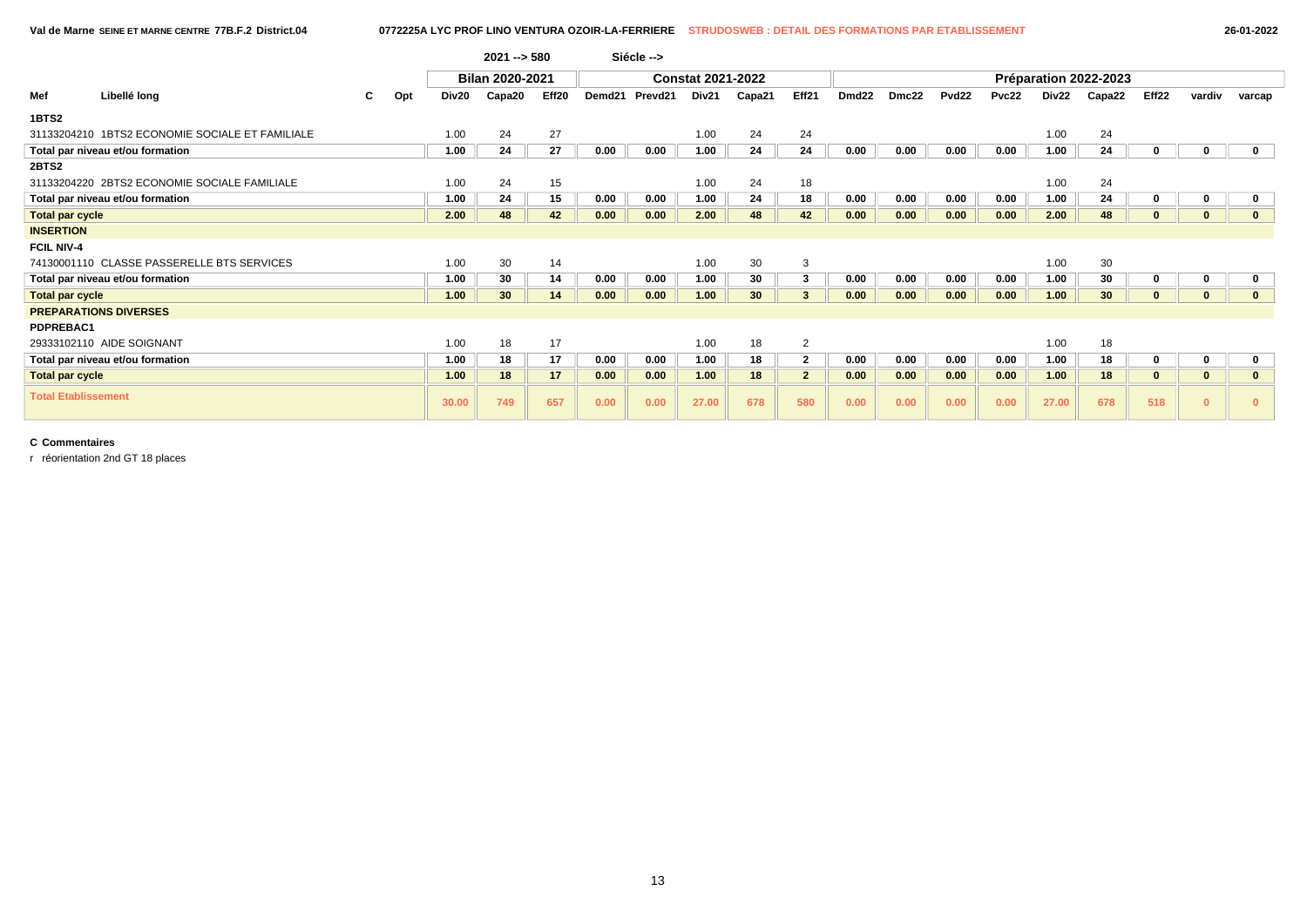Val de Marne SEINE ET MARNE CENTRE 77B.F.2 District.04 — 0772225A LYC PROF LINO VENTURA OZOIR-LA-FERRIERE — STRUDOSWEB : DETAIL DES FORMATIONS PAR ETABLISSEMENT — 26-01-2022

2021 --> 580 Siécle -->

| | | | | Bilan 2020-2021 | | | Constat 2021-2022 | | | | | Préparation 2022-2023 | | | | | | | | |
|---|---|---|---|---|---|---|---|---|---|---|---|---|---|---|---|---|---|---|---|---|
| Mef | Libellé long | C | Opt | Div20 | Capa20 | Eff20 | Demd21 | Prevd21 | Div21 | Capa21 | Eff21 | Dmd22 | Dmc22 | Pvd22 | Pvc22 | Div22 | Capa22 | Eff22 | vardiv | varcap |
| **1BTS2** | | | | | | | | | | | | | | | | | | | | |
| 31133204210 | 1BTS2 ECONOMIE SOCIALE ET FAMILIALE | | | 1.00 | 24 | 27 | | | 1.00 | 24 | 24 | | | | | 1.00 | 24 | | | |
| **Total par niveau et/ou formation** | | | | **1.00** | **24** | **27** | **0.00** | **0.00** | **1.00** | **24** | **24** | **0.00** | **0.00** | **0.00** | **0.00** | **1.00** | **24** | **0** | **0** | **0** |
| **2BTS2** | | | | | | | | | | | | | | | | | | | | |
| 31133204220 | 2BTS2 ECONOMIE SOCIALE FAMILIALE | | | 1.00 | 24 | 15 | | | 1.00 | 24 | 18 | | | | | 1.00 | 24 | | | |
| **Total par niveau et/ou formation** | | | | **1.00** | **24** | **15** | **0.00** | **0.00** | **1.00** | **24** | **18** | **0.00** | **0.00** | **0.00** | **0.00** | **1.00** | **24** | **0** | **0** | **0** |
| **Total par cycle** | | | | **2.00** | **48** | **42** | **0.00** | **0.00** | **2.00** | **48** | **42** | **0.00** | **0.00** | **0.00** | **0.00** | **2.00** | **48** | **0** | **0** | **0** |
| **INSERTION** | | | | | | | | | | | | | | | | | | | | |
| **FCIL NIV-4** | | | | | | | | | | | | | | | | | | | | |
| 74130001110 | CLASSE PASSERELLE BTS SERVICES | | | 1.00 | 30 | 14 | | | 1.00 | 30 | 3 | | | | | 1.00 | 30 | | | |
| **Total par niveau et/ou formation** | | | | **1.00** | **30** | **14** | **0.00** | **0.00** | **1.00** | **30** | **3** | **0.00** | **0.00** | **0.00** | **0.00** | **1.00** | **30** | **0** | **0** | **0** |
| **Total par cycle** | | | | **1.00** | **30** | **14** | **0.00** | **0.00** | **1.00** | **30** | **3** | **0.00** | **0.00** | **0.00** | **0.00** | **1.00** | **30** | **0** | **0** | **0** |
| **PREPARATIONS DIVERSES** | | | | | | | | | | | | | | | | | | | | |
| **PDPREBAC1** | | | | | | | | | | | | | | | | | | | | |
| 29333102110 | AIDE SOIGNANT | | | 1.00 | 18 | 17 | | | 1.00 | 18 | 2 | | | | | 1.00 | 18 | | | |
| **Total par niveau et/ou formation** | | | | **1.00** | **18** | **17** | **0.00** | **0.00** | **1.00** | **18** | **2** | **0.00** | **0.00** | **0.00** | **0.00** | **1.00** | **18** | **0** | **0** | **0** |
| **Total par cycle** | | | | **1.00** | **18** | **17** | **0.00** | **0.00** | **1.00** | **18** | **2** | **0.00** | **0.00** | **0.00** | **0.00** | **1.00** | **18** | **0** | **0** | **0** |
| **Total Etablissement** | | | | **30.00** | **749** | **657** | **0.00** | **0.00** | **27.00** | **678** | **580** | **0.00** | **0.00** | **0.00** | **0.00** | **27.00** | **678** | **518** | **0** | **0** |

**C Commentaires**

r réorientation 2nd GT 18 places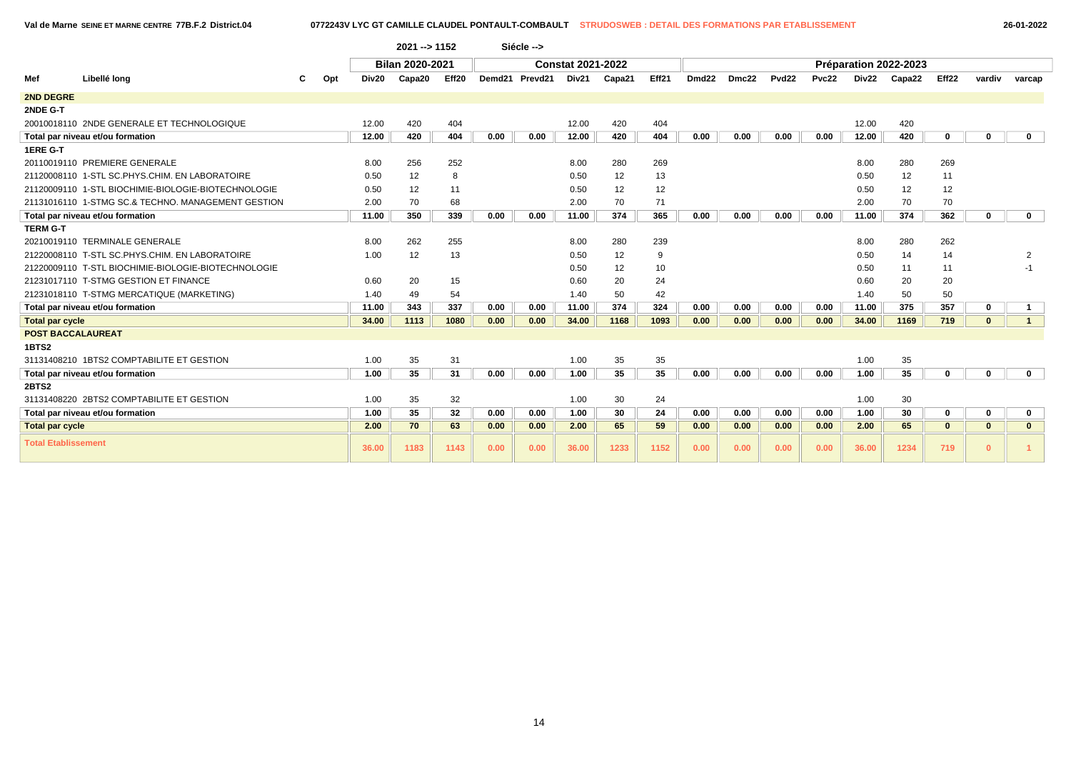Val de Marne SEINE ET MARNE CENTRE 77B.F.2 District.04 — 0772243V LYC GT CAMILLE CLAUDEL PONTAULT-COMBAULT — STRUDOSWEB : DETAIL DES FORMATIONS PAR ETABLISSEMENT — 26-01-2022

2021 --> 1152 Siécle -->

| | | | | Bilan 2020-2021 | | | Constat 2021-2022 | | | | | Préparation 2022-2023 | | | | | | | | |
|---|---|---|---|---|---|---|---|---|---|---|---|---|---|---|---|---|---|---|---|---|
| Mef | Libellé long | C | Opt | Div20 | Capa20 | Eff20 | Demd21 | Prevd21 | Div21 | Capa21 | Eff21 | Dmd22 | Dmc22 | Pvd22 | Pvc22 | Div22 | Capa22 | Eff22 | vardiv | varcap |
| **2ND DEGRE** | | | | | | | | | | | | | | | | | | | | |
| **2NDE G-T** | | | | | | | | | | | | | | | | | | | | |
| 20010018110 | 2NDE GENERALE ET TECHNOLOGIQUE | | | 12.00 | 420 | 404 | | | 12.00 | 420 | 404 | | | | | 12.00 | 420 | | | |
| **Total par niveau et/ou formation** | | | | **12.00** | **420** | **404** | **0.00** | **0.00** | **12.00** | **420** | **404** | **0.00** | **0.00** | **0.00** | **0.00** | **12.00** | **420** | **0** | **0** | **0** |
| **1ERE G-T** | | | | | | | | | | | | | | | | | | | | |
| 20110019110 | PREMIERE GENERALE | | | 8.00 | 256 | 252 | | | 8.00 | 280 | 269 | | | | | 8.00 | 280 | 269 | | |
| 21120008110 | 1-STL SC.PHYS.CHIM. EN LABORATOIRE | | | 0.50 | 12 | 8 | | | 0.50 | 12 | 13 | | | | | 0.50 | 12 | 11 | | |
| 21120009110 | 1-STL BIOCHIMIE-BIOLOGIE-BIOTECHNOLOGIE | | | 0.50 | 12 | 11 | | | 0.50 | 12 | 12 | | | | | 0.50 | 12 | 12 | | |
| 21131016110 | 1-STMG SC.& TECHNO. MANAGEMENT GESTION | | | 2.00 | 70 | 68 | | | 2.00 | 70 | 71 | | | | | 2.00 | 70 | 70 | | |
| **Total par niveau et/ou formation** | | | | **11.00** | **350** | **339** | **0.00** | **0.00** | **11.00** | **374** | **365** | **0.00** | **0.00** | **0.00** | **0.00** | **11.00** | **374** | **362** | **0** | **0** |
| **TERM G-T** | | | | | | | | | | | | | | | | | | | | |
| 20210019110 | TERMINALE GENERALE | | | 8.00 | 262 | 255 | | | 8.00 | 280 | 239 | | | | | 8.00 | 280 | 262 | | |
| 21220008110 | T-STL SC.PHYS.CHIM. EN LABORATOIRE | | | 1.00 | 12 | 13 | | | 0.50 | 12 | 9 | | | | | 0.50 | 14 | 14 | | 2 |
| 21220009110 | T-STL BIOCHIMIE-BIOLOGIE-BIOTECHNOLOGIE | | | | | | | | 0.50 | 12 | 10 | | | | | 0.50 | 11 | 11 | | -1 |
| 21231017110 | T-STMG GESTION ET FINANCE | | | 0.60 | 20 | 15 | | | 0.60 | 20 | 24 | | | | | 0.60 | 20 | 20 | | |
| 21231018110 | T-STMG MERCATIQUE (MARKETING) | | | 1.40 | 49 | 54 | | | 1.40 | 50 | 42 | | | | | 1.40 | 50 | 50 | | |
| **Total par niveau et/ou formation** | | | | **11.00** | **343** | **337** | **0.00** | **0.00** | **11.00** | **374** | **324** | **0.00** | **0.00** | **0.00** | **0.00** | **11.00** | **375** | **357** | **0** | **1** |
| **Total par cycle** | | | | **34.00** | **1113** | **1080** | **0.00** | **0.00** | **34.00** | **1168** | **1093** | **0.00** | **0.00** | **0.00** | **0.00** | **34.00** | **1169** | **719** | **0** | **1** |
| **POST BACCALAUREAT** | | | | | | | | | | | | | | | | | | | | |
| **1BTS2** | | | | | | | | | | | | | | | | | | | | |
| 31131408210 | 1BTS2 COMPTABILITE ET GESTION | | | 1.00 | 35 | 31 | | | 1.00 | 35 | 35 | | | | | 1.00 | 35 | | | |
| **Total par niveau et/ou formation** | | | | **1.00** | **35** | **31** | **0.00** | **0.00** | **1.00** | **35** | **35** | **0.00** | **0.00** | **0.00** | **0.00** | **1.00** | **35** | **0** | **0** | **0** |
| **2BTS2** | | | | | | | | | | | | | | | | | | | | |
| 31131408220 | 2BTS2 COMPTABILITE ET GESTION | | | 1.00 | 35 | 32 | | | 1.00 | 30 | 24 | | | | | 1.00 | 30 | | | |
| **Total par niveau et/ou formation** | | | | **1.00** | **35** | **32** | **0.00** | **0.00** | **1.00** | **30** | **24** | **0.00** | **0.00** | **0.00** | **0.00** | **1.00** | **30** | **0** | **0** | **0** |
| **Total par cycle** | | | | **2.00** | **70** | **63** | **0.00** | **0.00** | **2.00** | **65** | **59** | **0.00** | **0.00** | **0.00** | **0.00** | **2.00** | **65** | **0** | **0** | **0** |
| **Total Etablissement** | | | | **36.00** | **1183** | **1143** | **0.00** | **0.00** | **36.00** | **1233** | **1152** | **0.00** | **0.00** | **0.00** | **0.00** | **36.00** | **1234** | **719** | **0** | **1** |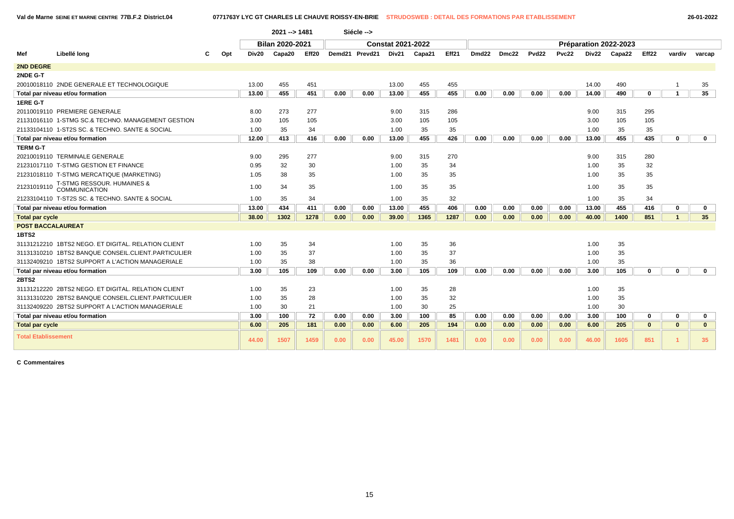Val de Marne SEINE ET MARNE CENTRE 77B.F.2 District.04 — 0771763Y LYC GT CHARLES LE CHAUVE ROISSY-EN-BRIE — STRUDOSWEB : DETAIL DES FORMATIONS PAR ETABLISSEMENT — 26-01-2022

2021 --> 1481 Siécle -->

| | | | | Bilan 2020-2021 | | | Constat 2021-2022 | | | | | Préparation 2022-2023 | | | | | | | | | |
|---|---|---|---|---|---|---|---|---|---|---|---|---|---|---|---|---|---|---|---|---|---|
| Mef | Libellé long | C | Opt | Div20 | Capa20 | Eff20 | Demd21 | Prevd21 | Div21 | Capa21 | Eff21 | Dmd22 | Dmc22 | Pvd22 | Pvc22 | Div22 | Capa22 | Eff22 | vardiv | varcap |
| **2ND DEGRE** | | | | | | | | | | | | | | | | | | | | |
| **2NDE G-T** | | | | | | | | | | | | | | | | | | | | |
| 20010018110 | 2NDE GENERALE ET TECHNOLOGIQUE | | | 13.00 | 455 | 451 | | | 13.00 | 455 | 455 | | | | | 14.00 | 490 | | 1 | 35 |
| **Total par niveau et/ou formation** | | | | **13.00** | **455** | **451** | **0.00** | **0.00** | **13.00** | **455** | **455** | **0.00** | **0.00** | **0.00** | **0.00** | **14.00** | **490** | **0** | **1** | **35** |
| **1ERE G-T** | | | | | | | | | | | | | | | | | | | | |
| 20110019110 | PREMIERE GENERALE | | | 8.00 | 273 | 277 | | | 9.00 | 315 | 286 | | | | | 9.00 | 315 | 295 | | |
| 21131016110 | 1-STMG SC.& TECHNO. MANAGEMENT GESTION | | | 3.00 | 105 | 105 | | | 3.00 | 105 | 105 | | | | | 3.00 | 105 | 105 | | |
| 21133104110 | 1-ST2S SC. & TECHNO. SANTE & SOCIAL | | | 1.00 | 35 | 34 | | | 1.00 | 35 | 35 | | | | | 1.00 | 35 | 35 | | |
| **Total par niveau et/ou formation** | | | | **12.00** | **413** | **416** | **0.00** | **0.00** | **13.00** | **455** | **426** | **0.00** | **0.00** | **0.00** | **0.00** | **13.00** | **455** | **435** | **0** | **0** |
| **TERM G-T** | | | | | | | | | | | | | | | | | | | | |
| 20210019110 | TERMINALE GENERALE | | | 9.00 | 295 | 277 | | | 9.00 | 315 | 270 | | | | | 9.00 | 315 | 280 | | |
| 21231017110 | T-STMG GESTION ET FINANCE | | | 0.95 | 32 | 30 | | | 1.00 | 35 | 34 | | | | | 1.00 | 35 | 32 | | |
| 21231018110 | T-STMG MERCATIQUE (MARKETING) | | | 1.05 | 38 | 35 | | | 1.00 | 35 | 35 | | | | | 1.00 | 35 | 35 | | |
| 21231019110 | T-STMG RESSOUR. HUMAINES & COMMUNICATION | | | 1.00 | 34 | 35 | | | 1.00 | 35 | 35 | | | | | 1.00 | 35 | 35 | | |
| 21233104110 | T-ST2S SC. & TECHNO. SANTE & SOCIAL | | | 1.00 | 35 | 34 | | | 1.00 | 35 | 32 | | | | | 1.00 | 35 | 34 | | |
| **Total par niveau et/ou formation** | | | | **13.00** | **434** | **411** | **0.00** | **0.00** | **13.00** | **455** | **406** | **0.00** | **0.00** | **0.00** | **0.00** | **13.00** | **455** | **416** | **0** | **0** |
| **Total par cycle** | | | | **38.00** | **1302** | **1278** | **0.00** | **0.00** | **39.00** | **1365** | **1287** | **0.00** | **0.00** | **0.00** | **0.00** | **40.00** | **1400** | **851** | **1** | **35** |
| **POST BACCALAUREAT** | | | | | | | | | | | | | | | | | | | | |
| **1BTS2** | | | | | | | | | | | | | | | | | | | | |
| 31131212210 | 1BTS2 NEGO. ET DIGITAL. RELATION CLIENT | | | 1.00 | 35 | 34 | | | 1.00 | 35 | 36 | | | | | 1.00 | 35 | | | |
| 31131310210 | 1BTS2 BANQUE CONSEIL.CLIENT.PARTICULIER | | | 1.00 | 35 | 37 | | | 1.00 | 35 | 37 | | | | | 1.00 | 35 | | | |
| 31132409210 | 1BTS2 SUPPORT A L'ACTION MANAGERIALE | | | 1.00 | 35 | 38 | | | 1.00 | 35 | 36 | | | | | 1.00 | 35 | | | |
| **Total par niveau et/ou formation** | | | | **3.00** | **105** | **109** | **0.00** | **0.00** | **3.00** | **105** | **109** | **0.00** | **0.00** | **0.00** | **0.00** | **3.00** | **105** | **0** | **0** | **0** |
| **2BTS2** | | | | | | | | | | | | | | | | | | | | |
| 31131212220 | 2BTS2 NEGO. ET DIGITAL. RELATION CLIENT | | | 1.00 | 35 | 23 | | | 1.00 | 35 | 28 | | | | | 1.00 | 35 | | | |
| 31131310220 | 2BTS2 BANQUE CONSEIL.CLIENT.PARTICULIER | | | 1.00 | 35 | 28 | | | 1.00 | 35 | 32 | | | | | 1.00 | 35 | | | |
| 31132409220 | 2BTS2 SUPPORT A L'ACTION MANAGERIALE | | | 1.00 | 30 | 21 | | | 1.00 | 30 | 25 | | | | | 1.00 | 30 | | | |
| **Total par niveau et/ou formation** | | | | **3.00** | **100** | **72** | **0.00** | **0.00** | **3.00** | **100** | **85** | **0.00** | **0.00** | **0.00** | **0.00** | **3.00** | **100** | **0** | **0** | **0** |
| **Total par cycle** | | | | **6.00** | **205** | **181** | **0.00** | **0.00** | **6.00** | **205** | **194** | **0.00** | **0.00** | **0.00** | **0.00** | **6.00** | **205** | **0** | **0** | **0** |
| **Total Etablissement** | | | | **44.00** | **1507** | **1459** | **0.00** | **0.00** | **45.00** | **1570** | **1481** | **0.00** | **0.00** | **0.00** | **0.00** | **46.00** | **1605** | **851** | **1** | **35** |

**C Commentaires**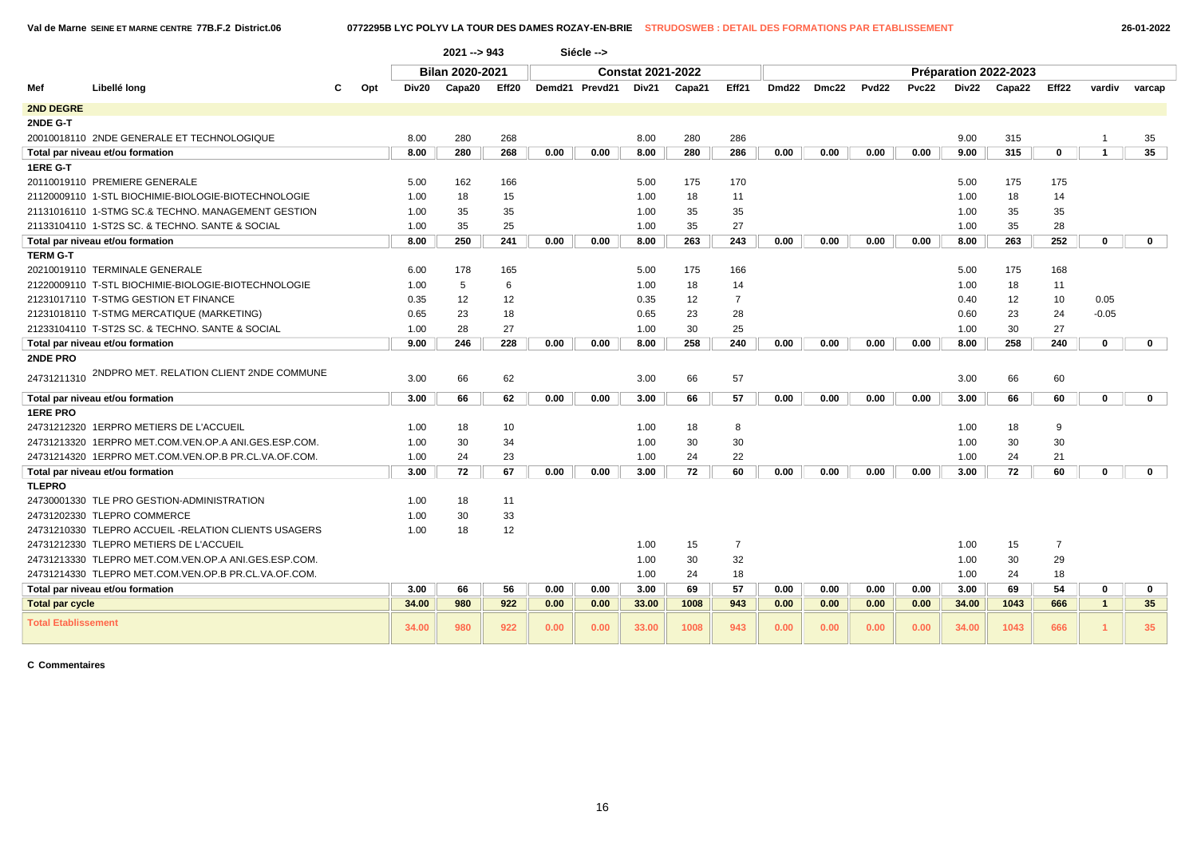Val de Marne SEINE ET MARNE CENTRE 77B.F.2 District.06 — 0772295B LYC POLYV LA TOUR DES DAMES ROZAY-EN-BRIE — STRUDOSWEB : DETAIL DES FORMATIONS PAR ETABLISSEMENT — 26-01-2022

2021 --> 943 Siécle -->

| Mef | Libellé long | C | Opt | Bilan 2020-2021 | | | Constat 2021-2022 | | | | | Préparation 2022-2023 | | | | | | | | |
|---|---|---|---|---|---|---|---|---|---|---|---|---|---|---|---|---|---|---|---|---|
| | | | | Div20 | Capa20 | Eff20 | Demd21 | Prevd21 | Div21 | Capa21 | Eff21 | Dmd22 | Dmc22 | Pvd22 | Pvc22 | Div22 | Capa22 | Eff22 | vardiv | varcap |
| **2ND DEGRE** | | | | | | | | | | | | | | | | | | | | |
| **2NDE G-T** | | | | | | | | | | | | | | | | | | | | |
| 20010018110 | 2NDE GENERALE ET TECHNOLOGIQUE | | | 8.00 | 280 | 268 | | | 8.00 | 280 | 286 | | | | | 9.00 | 315 | | 1 | 35 |
| **Total par niveau et/ou formation** | | | | **8.00** | **280** | **268** | **0.00** | **0.00** | **8.00** | **280** | **286** | **0.00** | **0.00** | **0.00** | **0.00** | **9.00** | **315** | **0** | **1** | **35** |
| **1ERE G-T** | | | | | | | | | | | | | | | | | | | | |
| 20110019110 | PREMIERE GENERALE | | | 5.00 | 162 | 166 | | | 5.00 | 175 | 170 | | | | | 5.00 | 175 | 175 | | |
| 21120009110 | 1-STL BIOCHIMIE-BIOLOGIE-BIOTECHNOLOGIE | | | 1.00 | 18 | 15 | | | 1.00 | 18 | 11 | | | | | 1.00 | 18 | 14 | | |
| 21131016110 | 1-STMG SC.& TECHNO. MANAGEMENT GESTION | | | 1.00 | 35 | 35 | | | 1.00 | 35 | 35 | | | | | 1.00 | 35 | 35 | | |
| 21133104110 | 1-ST2S SC. & TECHNO. SANTE & SOCIAL | | | 1.00 | 35 | 25 | | | 1.00 | 35 | 27 | | | | | 1.00 | 35 | 28 | | |
| **Total par niveau et/ou formation** | | | | **8.00** | **250** | **241** | **0.00** | **0.00** | **8.00** | **263** | **243** | **0.00** | **0.00** | **0.00** | **0.00** | **8.00** | **263** | **252** | **0** | **0** |
| **TERM G-T** | | | | | | | | | | | | | | | | | | | | |
| 20210019110 | TERMINALE GENERALE | | | 6.00 | 178 | 165 | | | 5.00 | 175 | 166 | | | | | 5.00 | 175 | 168 | | |
| 21220009110 | T-STL BIOCHIMIE-BIOLOGIE-BIOTECHNOLOGIE | | | 1.00 | 5 | 6 | | | 1.00 | 18 | 14 | | | | | 1.00 | 18 | 11 | | |
| 21231017110 | T-STMG GESTION ET FINANCE | | | 0.35 | 12 | 12 | | | 0.35 | 12 | 7 | | | | | 0.40 | 12 | 10 | 0.05 | |
| 21231018110 | T-STMG MERCATIQUE (MARKETING) | | | 0.65 | 23 | 18 | | | 0.65 | 23 | 28 | | | | | 0.60 | 23 | 24 | -0.05 | |
| 21233104110 | T-ST2S SC. & TECHNO. SANTE & SOCIAL | | | 1.00 | 28 | 27 | | | 1.00 | 30 | 25 | | | | | 1.00 | 30 | 27 | | |
| **Total par niveau et/ou formation** | | | | **9.00** | **246** | **228** | **0.00** | **0.00** | **8.00** | **258** | **240** | **0.00** | **0.00** | **0.00** | **0.00** | **8.00** | **258** | **240** | **0** | **0** |
| **2NDE PRO** | | | | | | | | | | | | | | | | | | | | |
| 24731211310 | 2NDPRO MET. RELATION CLIENT 2NDE COMMUNE | | | 3.00 | 66 | 62 | | | 3.00 | 66 | 57 | | | | | 3.00 | 66 | 60 | | |
| **Total par niveau et/ou formation** | | | | **3.00** | **66** | **62** | **0.00** | **0.00** | **3.00** | **66** | **57** | **0.00** | **0.00** | **0.00** | **0.00** | **3.00** | **66** | **60** | **0** | **0** |
| **1ERE PRO** | | | | | | | | | | | | | | | | | | | | |
| 24731212320 | 1ERPRO METIERS DE L'ACCUEIL | | | 1.00 | 18 | 10 | | | 1.00 | 18 | 8 | | | | | 1.00 | 18 | 9 | | |
| 24731213320 | 1ERPRO MET.COM.VEN.OP.A ANI.GES.ESP.COM. | | | 1.00 | 30 | 34 | | | 1.00 | 30 | 30 | | | | | 1.00 | 30 | 30 | | |
| 24731214320 | 1ERPRO MET.COM.VEN.OP.B PR.CL.VA.OF.COM. | | | 1.00 | 24 | 23 | | | 1.00 | 24 | 22 | | | | | 1.00 | 24 | 21 | | |
| **Total par niveau et/ou formation** | | | | **3.00** | **72** | **67** | **0.00** | **0.00** | **3.00** | **72** | **60** | **0.00** | **0.00** | **0.00** | **0.00** | **3.00** | **72** | **60** | **0** | **0** |
| **TLEPRO** | | | | | | | | | | | | | | | | | | | | |
| 24730001330 | TLE PRO GESTION-ADMINISTRATION | | | 1.00 | 18 | 11 | | | | | | | | | | | | | | |
| 24731202330 | TLEPRO COMMERCE | | | 1.00 | 30 | 33 | | | | | | | | | | | | | | |
| 24731210330 | TLEPRO ACCUEIL -RELATION CLIENTS USAGERS | | | 1.00 | 18 | 12 | | | | | | | | | | | | | | |
| 24731212330 | TLEPRO METIERS DE L'ACCUEIL | | | | | | | | 1.00 | 15 | 7 | | | | | 1.00 | 15 | 7 | | |
| 24731213330 | TLEPRO MET.COM.VEN.OP.A ANI.GES.ESP.COM. | | | | | | | | 1.00 | 30 | 32 | | | | | 1.00 | 30 | 29 | | |
| 24731214330 | TLEPRO MET.COM.VEN.OP.B PR.CL.VA.OF.COM. | | | | | | | | 1.00 | 24 | 18 | | | | | 1.00 | 24 | 18 | | |
| **Total par niveau et/ou formation** | | | | **3.00** | **66** | **56** | **0.00** | **0.00** | **3.00** | **69** | **57** | **0.00** | **0.00** | **0.00** | **0.00** | **3.00** | **69** | **54** | **0** | **0** |
| **Total par cycle** | | | | **34.00** | **980** | **922** | **0.00** | **0.00** | **33.00** | **1008** | **943** | **0.00** | **0.00** | **0.00** | **0.00** | **34.00** | **1043** | **666** | **1** | **35** |
| **Total Etablissement** | | | | **34.00** | **980** | **922** | **0.00** | **0.00** | **33.00** | **1008** | **943** | **0.00** | **0.00** | **0.00** | **0.00** | **34.00** | **1043** | **666** | **1** | **35** |

**C Commentaires**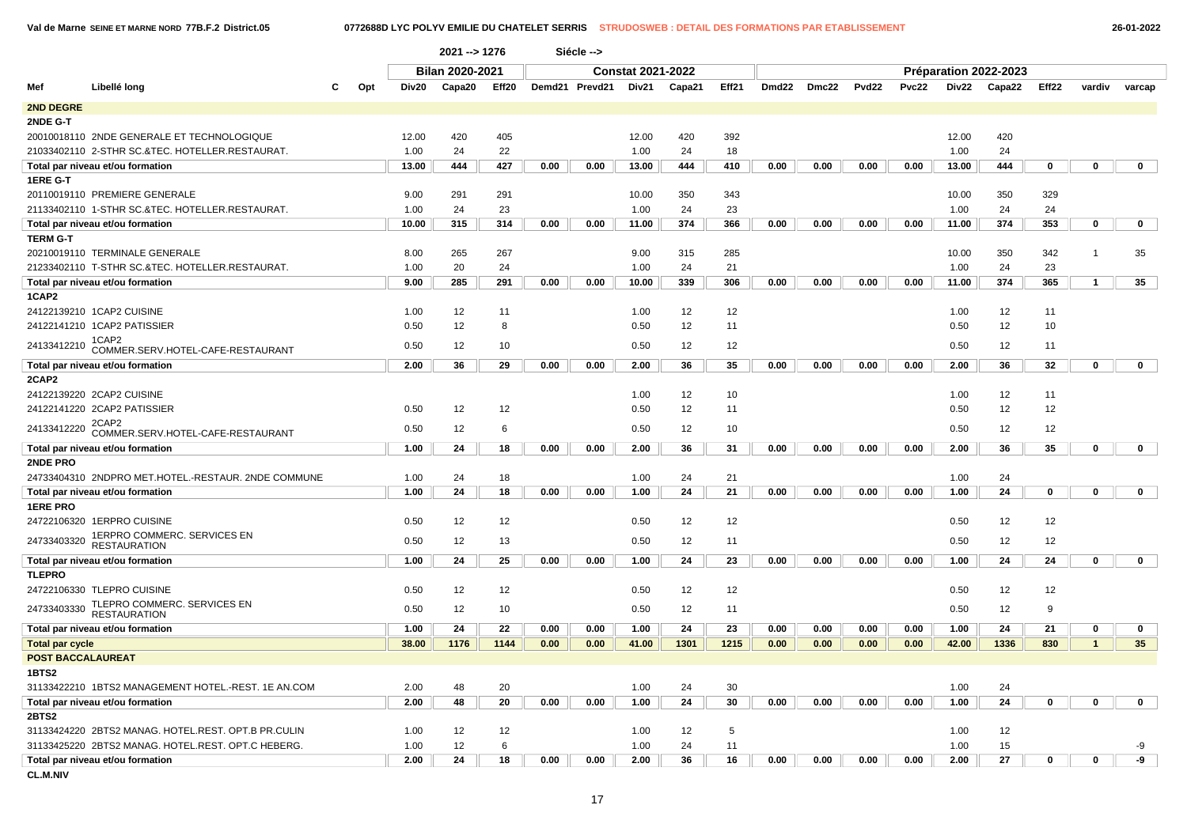Val de Marne SEINE ET MARNE NORD 77B.F.2 District.05 — 0772688D LYC POLYV EMILIE DU CHATELET SERRIS — STRUDOSWEB : DETAIL DES FORMATIONS PAR ETABLISSEMENT — 26-01-2022

2021 --> 1276 Siécle -->

| | | | | Bilan 2020-2021 | | | Constat 2021-2022 | | | | | Préparation 2022-2023 | | | | | | | | | |
|---|---|---|---|---|---|---|---|---|---|---|---|---|---|---|---|---|---|---|---|---|---|
| Mef | Libellé long | C | Opt | Div20 | Capa20 | Eff20 | Demd21 | Prevd21 | Div21 | Capa21 | Eff21 | Dmd22 | Dmc22 | Pvd22 | Pvc22 | Div22 | Capa22 | Eff22 | vardiv | varcap |
| **2ND DEGRE** | | | | | | | | | | | | | | | | | | | | |
| **2NDE G-T** | | | | | | | | | | | | | | | | | | | | |
| 20010018110 | 2NDE GENERALE ET TECHNOLOGIQUE | | | 12.00 | 420 | 405 | | | 12.00 | 420 | 392 | | | | | 12.00 | 420 | | | |
| 21033402110 | 2-STHR SC.&TEC. HOTELLER.RESTAURAT. | | | 1.00 | 24 | 22 | | | 1.00 | 24 | 18 | | | | | 1.00 | 24 | | | |
| Total par niveau et/ou formation | | | | 13.00 | 444 | 427 | 0.00 | 0.00 | 13.00 | 444 | 410 | 0.00 | 0.00 | 0.00 | 0.00 | 13.00 | 444 | 0 | 0 | 0 |
| **1ERE G-T** | | | | | | | | | | | | | | | | | | | | |
| 20110019110 | PREMIERE GENERALE | | | 9.00 | 291 | 291 | | | 10.00 | 350 | 343 | | | | | 10.00 | 350 | 329 | | |
| 21133402110 | 1-STHR SC.&TEC. HOTELLER.RESTAURAT. | | | 1.00 | 24 | 23 | | | 1.00 | 24 | 23 | | | | | 1.00 | 24 | 24 | | |
| Total par niveau et/ou formation | | | | 10.00 | 315 | 314 | 0.00 | 0.00 | 11.00 | 374 | 366 | 0.00 | 0.00 | 0.00 | 0.00 | 11.00 | 374 | 353 | 0 | 0 |
| **TERM G-T** | | | | | | | | | | | | | | | | | | | | |
| 20210019110 | TERMINALE GENERALE | | | 8.00 | 265 | 267 | | | 9.00 | 315 | 285 | | | | | 10.00 | 350 | 342 | 1 | 35 |
| 21233402110 | T-STHR SC.&TEC. HOTELLER.RESTAURAT. | | | 1.00 | 20 | 24 | | | 1.00 | 24 | 21 | | | | | 1.00 | 24 | 23 | | |
| Total par niveau et/ou formation | | | | 9.00 | 285 | 291 | 0.00 | 0.00 | 10.00 | 339 | 306 | 0.00 | 0.00 | 0.00 | 0.00 | 11.00 | 374 | 365 | 1 | 35 |
| **1CAP2** | | | | | | | | | | | | | | | | | | | | |
| 24122139210 | 1CAP2 CUISINE | | | 1.00 | 12 | 11 | | | 1.00 | 12 | 12 | | | | | 1.00 | 12 | 11 | | |
| 24122141210 | 1CAP2 PATISSIER | | | 0.50 | 12 | 8 | | | 0.50 | 12 | 11 | | | | | 0.50 | 12 | 10 | | |
| 24133412210 | 1CAP2 COMMERC.SERV.HOTEL-CAFE-RESTAURANT | | | 0.50 | 12 | 10 | | | 0.50 | 12 | 12 | | | | | 0.50 | 12 | 11 | | |
| Total par niveau et/ou formation | | | | 2.00 | 36 | 29 | 0.00 | 0.00 | 2.00 | 36 | 35 | 0.00 | 0.00 | 0.00 | 0.00 | 2.00 | 36 | 32 | 0 | 0 |
| **2CAP2** | | | | | | | | | | | | | | | | | | | | |
| 24122139220 | 2CAP2 CUISINE | | | | | | | | 1.00 | 12 | 10 | | | | | 1.00 | 12 | 11 | | |
| 24122141220 | 2CAP2 PATISSIER | | | 0.50 | 12 | 12 | | | 0.50 | 12 | 11 | | | | | 0.50 | 12 | 12 | | |
| 24133412220 | 2CAP2 COMMERC.SERV.HOTEL-CAFE-RESTAURANT | | | 0.50 | 12 | 6 | | | 0.50 | 12 | 10 | | | | | 0.50 | 12 | 12 | | |
| Total par niveau et/ou formation | | | | 1.00 | 24 | 18 | 0.00 | 0.00 | 2.00 | 36 | 31 | 0.00 | 0.00 | 0.00 | 0.00 | 2.00 | 36 | 35 | 0 | 0 |
| **2NDE PRO** | | | | | | | | | | | | | | | | | | | | |
| 24733404310 | 2NDPRO MET.HOTEL.-RESTAUR. 2NDE COMMUNE | | | 1.00 | 24 | 18 | | | 1.00 | 24 | 21 | | | | | 1.00 | 24 | | | |
| Total par niveau et/ou formation | | | | 1.00 | 24 | 18 | 0.00 | 0.00 | 1.00 | 24 | 21 | 0.00 | 0.00 | 0.00 | 0.00 | 1.00 | 24 | 0 | 0 | 0 |
| **1ERE PRO** | | | | | | | | | | | | | | | | | | | | |
| 24722106320 | 1ERPRO CUISINE | | | 0.50 | 12 | 12 | | | 0.50 | 12 | 12 | | | | | 0.50 | 12 | 12 | | |
| 24733403320 | 1ERPRO COMMERC. SERVICES EN RESTAURATION | | | 0.50 | 12 | 13 | | | 0.50 | 12 | 11 | | | | | 0.50 | 12 | 12 | | |
| Total par niveau et/ou formation | | | | 1.00 | 24 | 25 | 0.00 | 0.00 | 1.00 | 24 | 23 | 0.00 | 0.00 | 0.00 | 0.00 | 1.00 | 24 | 24 | 0 | 0 |
| **TLEPRO** | | | | | | | | | | | | | | | | | | | | |
| 24722106330 | TLEPRO CUISINE | | | 0.50 | 12 | 12 | | | 0.50 | 12 | 12 | | | | | 0.50 | 12 | 12 | | |
| 24733403330 | TLEPRO COMMERC. SERVICES EN RESTAURATION | | | 0.50 | 12 | 10 | | | 0.50 | 12 | 11 | | | | | 0.50 | 12 | 9 | | |
| Total par niveau et/ou formation | | | | 1.00 | 24 | 22 | 0.00 | 0.00 | 1.00 | 24 | 23 | 0.00 | 0.00 | 0.00 | 0.00 | 1.00 | 24 | 21 | 0 | 0 |
| **Total par cycle** | | | | 38.00 | 1176 | 1144 | 0.00 | 0.00 | 41.00 | 1301 | 1215 | 0.00 | 0.00 | 0.00 | 0.00 | 42.00 | 1336 | 830 | 1 | 35 |
| **POST BACCALAUREAT** | | | | | | | | | | | | | | | | | | | | |
| **1BTS2** | | | | | | | | | | | | | | | | | | | | |
| 31133422210 | 1BTS2 MANAGEMENT HOTEL.-REST. 1E AN.COM | | | 2.00 | 48 | 20 | | | 1.00 | 24 | 30 | | | | | 1.00 | 24 | | | |
| Total par niveau et/ou formation | | | | 2.00 | 48 | 20 | 0.00 | 0.00 | 1.00 | 24 | 30 | 0.00 | 0.00 | 0.00 | 0.00 | 1.00 | 24 | 0 | 0 | 0 |
| **2BTS2** | | | | | | | | | | | | | | | | | | | | |
| 31133424220 | 2BTS2 MANAG. HOTEL.REST. OPT.B PR.CULIN | | | 1.00 | 12 | 12 | | | 1.00 | 12 | 5 | | | | | 1.00 | 12 | | | |
| 31133425220 | 2BTS2 MANAG. HOTEL.REST. OPT.C HEBERG. | | | 1.00 | 12 | 6 | | | 1.00 | 24 | 11 | | | | | 1.00 | 15 | | | -9 |
| Total par niveau et/ou formation | | | | 2.00 | 24 | 18 | 0.00 | 0.00 | 2.00 | 36 | 16 | 0.00 | 0.00 | 0.00 | 0.00 | 2.00 | 27 | 0 | 0 | -9 |
| **CL.M.NIV** | | | | | | | | | | | | | | | | | | | | |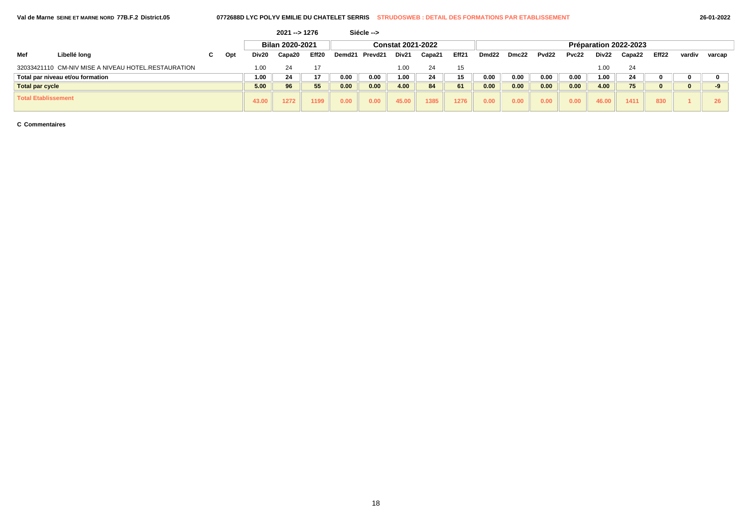Val de Marne SEINE ET MARNE NORD 77B.F.2 District.05 — 0772688D LYC POLYV EMILIE DU CHATELET SERRIS — STRUDOSWEB : DETAIL DES FORMATIONS PAR ETABLISSEMENT — 26-01-2022

2021 --> 1276 Siécle -->

| | | | | Bilan 2020-2021 | | | Constat 2021-2022 | | | | | Préparation 2022-2023 | | | | | | | | |
|---|---|---|---|---|---|---|---|---|---|---|---|---|---|---|---|---|---|---|---|---|
| Mef | Libellé long | C | Opt | Div20 | Capa20 | Eff20 | Demd21 | Prevd21 | Div21 | Capa21 | Eff21 | Dmd22 | Dmc22 | Pvd22 | Pvc22 | Div22 | Capa22 | Eff22 | vardiv | varcap |
| 32033421110 | CM-NIV MISE A NIVEAU HOTEL.RESTAURATION | | | 1.00 | 24 | 17 | | | 1.00 | 24 | 15 | | | | | 1.00 | 24 | | | |
| Total par niveau et/ou formation | | | | 1.00 | 24 | 17 | 0.00 | 0.00 | 1.00 | 24 | 15 | 0.00 | 0.00 | 0.00 | 0.00 | 1.00 | 24 | 0 | 0 | 0 |
| Total par cycle | | | | 5.00 | 96 | 55 | 0.00 | 0.00 | 4.00 | 84 | 61 | 0.00 | 0.00 | 0.00 | 0.00 | 4.00 | 75 | 0 | 0 | -9 |
| Total Etablissement | | | | 43.00 | 1272 | 1199 | 0.00 | 0.00 | 45.00 | 1385 | 1276 | 0.00 | 0.00 | 0.00 | 0.00 | 46.00 | 1411 | 830 | 1 | 26 |

**C Commentaires**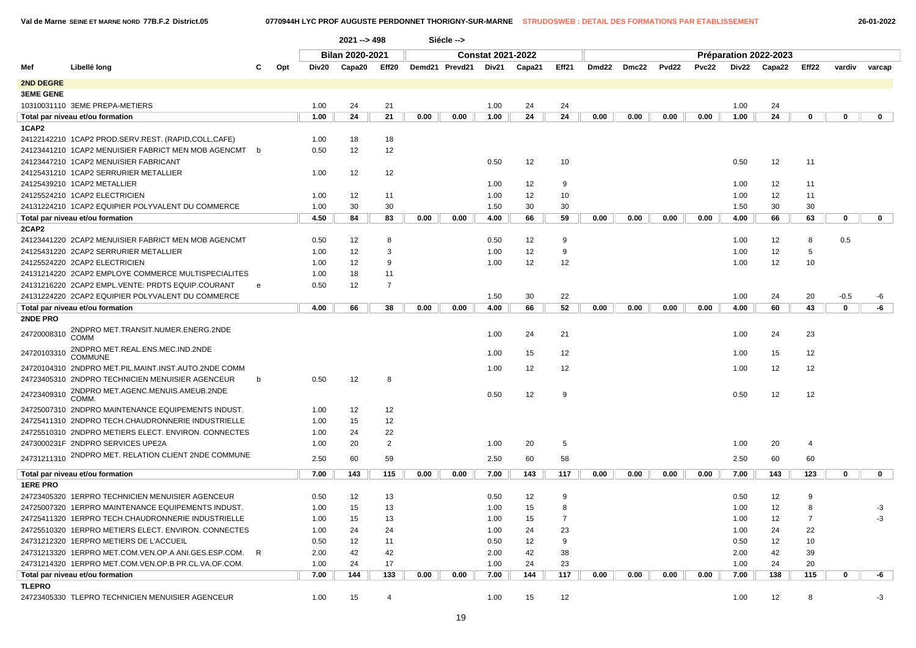| | | | | 2021 --> 498 | | | Siécle --> | | | | | | | | | | | | | |
|---|---|---|---|---|---|---|---|---|---|---|---|---|---|---|---|---|---|---|---|---|
| | | | | Bilan 2020-2021 | | | Constat 2021-2022 | | | | | Préparation 2022-2023 | | | | | | | | |
| Mef | Libellé long | C | Opt | Div20 | Capa20 | Eff20 | Demd21 | Prevd21 | Div21 | Capa21 | Eff21 | Dmd22 | Dmc22 | Pvd22 | Pvc22 | Div22 | Capa22 | Eff22 | vardiv | varcap |
| **2ND DEGRE** | | | | | | | | | | | | | | | | | | | | |
| **3EME GENE** | | | | | | | | | | | | | | | | | | | | |
| 10310031110 | 3EME PREPA-METIERS | | | 1.00 | 24 | 21 | | | 1.00 | 24 | 24 | | | | | 1.00 | 24 | | | |
| Total par niveau et/ou formation | | | | 1.00 | 24 | 21 | 0.00 | 0.00 | 1.00 | 24 | 24 | 0.00 | 0.00 | 0.00 | 0.00 | 1.00 | 24 | 0 | 0 | 0 |
| **1CAP2** | | | | | | | | | | | | | | | | | | | | |
| 24122142210 | 1CAP2 PROD.SERV.REST. (RAPID,COLL,CAFE) | | | 1.00 | 18 | 18 | | | | | | | | | | | | | | |
| 24123441210 | 1CAP2 MENUISIER FABRICT MEN MOB AGENCMT | b | | 0.50 | 12 | 12 | | | | | | | | | | | | | | |
| 24123447210 | 1CAP2 MENUISIER FABRICANT | | | | | | | | 0.50 | 12 | 10 | | | | | 0.50 | 12 | 11 | | |
| 24125431210 | 1CAP2 SERRURIER METALLIER | | | 1.00 | 12 | 12 | | | | | | | | | | | | | | |
| 24125439210 | 1CAP2 METALLIER | | | | | | | | 1.00 | 12 | 9 | | | | | 1.00 | 12 | 11 | | |
| 24125524210 | 1CAP2 ELECTRICIEN | | | 1.00 | 12 | 11 | | | 1.00 | 12 | 10 | | | | | 1.00 | 12 | 11 | | |
| 24131224210 | 1CAP2 EQUIPIER POLYVALENT DU COMMERCE | | | 1.00 | 30 | 30 | | | 1.50 | 30 | 30 | | | | | 1.50 | 30 | 30 | | |
| Total par niveau et/ou formation | | | | 4.50 | 84 | 83 | 0.00 | 0.00 | 4.00 | 66 | 59 | 0.00 | 0.00 | 0.00 | 0.00 | 4.00 | 66 | 63 | 0 | 0 |
| **2CAP2** | | | | | | | | | | | | | | | | | | | | |
| 24123441220 | 2CAP2 MENUISIER FABRICT MEN MOB AGENCMT | | | 0.50 | 12 | 8 | | | 0.50 | 12 | 9 | | | | | 1.00 | 12 | 8 | 0.5 | |
| 24125431220 | 2CAP2 SERRURIER METALLIER | | | 1.00 | 12 | 3 | | | 1.00 | 12 | 9 | | | | | 1.00 | 12 | 5 | | |
| 24125524220 | 2CAP2 ELECTRICIEN | | | 1.00 | 12 | 9 | | | 1.00 | 12 | 12 | | | | | 1.00 | 12 | 10 | | |
| 24131214220 | 2CAP2 EMPLOYE COMMERCE MULTISPECIALITES | | | 1.00 | 18 | 11 | | | | | | | | | | | | | | |
| 24131216220 | 2CAP2 EMPL.VENTE: PRDTS EQUIP.COURANT | e | | 0.50 | 12 | 7 | | | | | | | | | | | | | | |
| 24131224220 | 2CAP2 EQUIPIER POLYVALENT DU COMMERCE | | | | | | | | 1.50 | 30 | 22 | | | | | 1.00 | 24 | 20 | -0.5 | -6 |
| Total par niveau et/ou formation | | | | 4.00 | 66 | 38 | 0.00 | 0.00 | 4.00 | 66 | 52 | 0.00 | 0.00 | 0.00 | 0.00 | 4.00 | 60 | 43 | 0 | -6 |
| **2NDE PRO** | | | | | | | | | | | | | | | | | | | | |
| 24720008310 | 2NDPRO MET.TRANSIT.NUMER.ENERG.2NDE COMM | | | | | | | | 1.00 | 24 | 21 | | | | | 1.00 | 24 | 23 | | |
| 24720103310 | 2NDPRO MET.REAL.ENS.MEC.IND.2NDE COMMUNE | | | | | | | | 1.00 | 15 | 12 | | | | | 1.00 | 15 | 12 | | |
| 24720104310 | 2NDPRO MET.PIL.MAINT.INST.AUTO.2NDE COMM | | | | | | | | 1.00 | 12 | 12 | | | | | 1.00 | 12 | 12 | | |
| 24723405310 | 2NDPRO TECHNICIEN MENUISIER AGENCEUR | b | | 0.50 | 12 | 8 | | | | | | | | | | | | | | |
| 24723409310 | 2NDPRO MET.AGENC.MENUIS.AMEUB.2NDE COMM. | | | | | | | | 0.50 | 12 | 9 | | | | | 0.50 | 12 | 12 | | |
| 24725007310 | 2NDPRO MAINTENANCE EQUIPEMENTS INDUST. | | | 1.00 | 12 | 12 | | | | | | | | | | | | | | |
| 24725411310 | 2NDPRO TECH.CHAUDRONNERIE INDUSTRIELLE | | | 1.00 | 15 | 12 | | | | | | | | | | | | | | |
| 24725510310 | 2NDPRO METIERS ELECT. ENVIRON. CONNECTES | | | 1.00 | 24 | 22 | | | | | | | | | | | | | | |
| 2473000231F | 2NDPRO SERVICES UPE2A | | | 1.00 | 20 | 2 | | | 1.00 | 20 | 5 | | | | | 1.00 | 20 | 4 | | |
| 24731211310 | 2NDPRO MET. RELATION CLIENT 2NDE COMMUNE | | | 2.50 | 60 | 59 | | | 2.50 | 60 | 58 | | | | | 2.50 | 60 | 60 | | |
| Total par niveau et/ou formation | | | | 7.00 | 143 | 115 | 0.00 | 0.00 | 7.00 | 143 | 117 | 0.00 | 0.00 | 0.00 | 0.00 | 7.00 | 143 | 123 | 0 | 0 |
| **1ERE PRO** | | | | | | | | | | | | | | | | | | | | |
| 24723405320 | 1ERPRO TECHNICIEN MENUISIER AGENCEUR | | | 0.50 | 12 | 13 | | | 0.50 | 12 | 9 | | | | | 0.50 | 12 | 9 | | |
| 24725007320 | 1ERPRO MAINTENANCE EQUIPEMENTS INDUST. | | | 1.00 | 15 | 13 | | | 1.00 | 15 | 8 | | | | | 1.00 | 12 | 8 | | -3 |
| 24725411320 | 1ERPRO TECH.CHAUDRONNERIE INDUSTRIELLE | | | 1.00 | 15 | 13 | | | 1.00 | 15 | 7 | | | | | 1.00 | 12 | 7 | | -3 |
| 24725510320 | 1ERPRO METIERS ELECT. ENVIRON. CONNECTES | | | 1.00 | 24 | 24 | | | 1.00 | 24 | 23 | | | | | 1.00 | 24 | 22 | | |
| 24731212320 | 1ERPRO METIERS DE L'ACCUEIL | | | 0.50 | 12 | 11 | | | 0.50 | 12 | 9 | | | | | 0.50 | 12 | 10 | | |
| 24731213320 | 1ERPRO MET.COM.VEN.OP.A ANI.GES.ESP.COM. | R | | 2.00 | 42 | 42 | | | 2.00 | 42 | 38 | | | | | 2.00 | 42 | 39 | | |
| 24731214320 | 1ERPRO MET.COM.VEN.OP.B PR.CL.VA.OF.COM. | | | 1.00 | 24 | 17 | | | 1.00 | 24 | 23 | | | | | 1.00 | 24 | 20 | | |
| Total par niveau et/ou formation | | | | 7.00 | 144 | 133 | 0.00 | 0.00 | 7.00 | 144 | 117 | 0.00 | 0.00 | 0.00 | 0.00 | 7.00 | 138 | 115 | 0 | -6 |
| **TLEPRO** | | | | | | | | | | | | | | | | | | | | |
| 24723405330 | TLEPRO TECHNICIEN MENUISIER AGENCEUR | | | 1.00 | 15 | 4 | | | 1.00 | 15 | 12 | | | | | 1.00 | 12 | 8 | | -3 |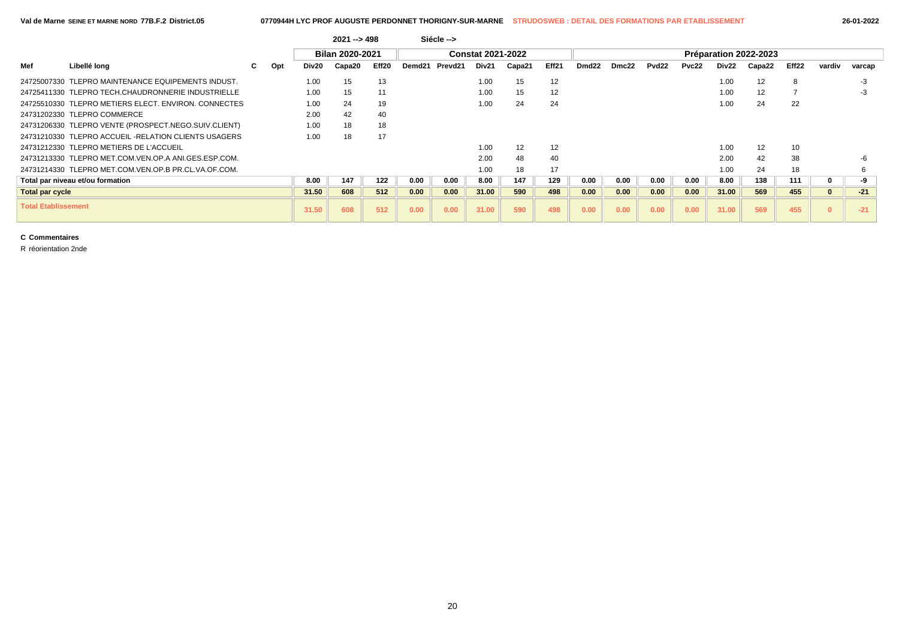Val de Marne SEINE ET MARNE NORD 77B.F.2 District.05 — 0770944H LYC PROF AUGUSTE PERDONNET THORIGNY-SUR-MARNE — STRUDOSWEB : DETAIL DES FORMATIONS PAR ETABLISSEMENT — 26-01-2022

2021 --> 498 Siécle -->

| | | | | Bilan 2020-2021 | | | Constat 2021-2022 | | | | | Préparation 2022-2023 | | | | | | | | |
|---|---|---|---|---|---|---|---|---|---|---|---|---|---|---|---|---|---|---|---|---|
| Mef | Libellé long | C | Opt | Div20 | Capa20 | Eff20 | Demd21 | Prevd21 | Div21 | Capa21 | Eff21 | Dmd22 | Dmc22 | Pvd22 | Pvc22 | Div22 | Capa22 | Eff22 | vardiv | varcap |
| 24725007330 | TLEPRO MAINTENANCE EQUIPEMENTS INDUST. | | | 1.00 | 15 | 13 | | | 1.00 | 15 | 12 | | | | | 1.00 | 12 | 8 | | -3 |
| 24725411330 | TLEPRO TECH.CHAUDRONNERIE INDUSTRIELLE | | | 1.00 | 15 | 11 | | | 1.00 | 15 | 12 | | | | | 1.00 | 12 | 7 | | -3 |
| 24725510330 | TLEPRO METIERS ELECT. ENVIRON. CONNECTES | | | 1.00 | 24 | 19 | | | 1.00 | 24 | 24 | | | | | 1.00 | 24 | 22 | | |
| 24731202330 | TLEPRO COMMERCE | | | 2.00 | 42 | 40 | | | | | | | | | | | | | | |
| 24731206330 | TLEPRO VENTE (PROSPECT.NEGO.SUIV.CLIENT) | | | 1.00 | 18 | 18 | | | | | | | | | | | | | | |
| 24731210330 | TLEPRO ACCUEIL -RELATION CLIENTS USAGERS | | | 1.00 | 18 | 17 | | | | | | | | | | | | | | |
| 24731212330 | TLEPRO METIERS DE L'ACCUEIL | | | | | | | | 1.00 | 12 | 12 | | | | | 1.00 | 12 | 10 | | |
| 24731213330 | TLEPRO MET.COM.VEN.OP.A ANI.GES.ESP.COM. | | | | | | | | 2.00 | 48 | 40 | | | | | 2.00 | 42 | 38 | | -6 |
| 24731214330 | TLEPRO MET.COM.VEN.OP.B PR.CL.VA.OF.COM. | | | | | | | | 1.00 | 18 | 17 | | | | | 1.00 | 24 | 18 | | 6 |
| **Total par niveau et/ou formation** | | | | **8.00** | **147** | **122** | **0.00** | **0.00** | **8.00** | **147** | **129** | **0.00** | **0.00** | **0.00** | **0.00** | **8.00** | **138** | **111** | **0** | **-9** |
| **Total par cycle** | | | | **31.50** | **608** | **512** | **0.00** | **0.00** | **31.00** | **590** | **498** | **0.00** | **0.00** | **0.00** | **0.00** | **31.00** | **569** | **455** | **0** | **-21** |
| **Total Etablissement** | | | | **31.50** | **608** | **512** | **0.00** | **0.00** | **31.00** | **590** | **498** | **0.00** | **0.00** | **0.00** | **0.00** | **31.00** | **569** | **455** | **0** | **-21** |

**C Commentaires**

R réorientation 2nde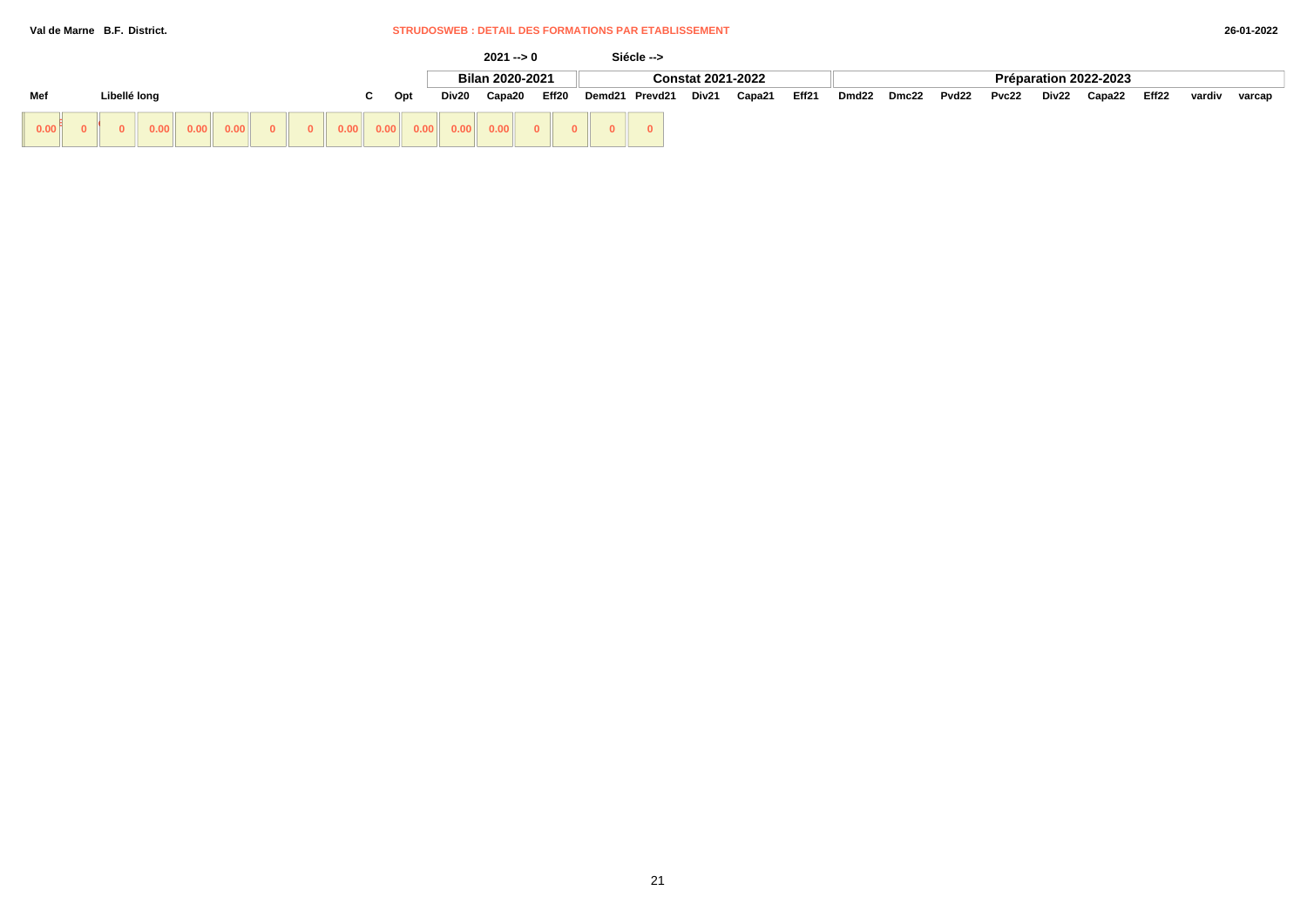Val de Marne B.F. District. STRUDOSWEB : DETAIL DES FORMATIONS PAR ETABLISSEMENT 26-01-2022

2021 --> 0 Siécle -->

| Mef | Libellé long | C | Opt | Bilan 2020-2021 | | | Constat 2021-2022 | | | | | Préparation 2022-2023 | | | | | | | | |
|---|---|---|---|---|---|---|---|---|---|---|---|---|---|---|---|---|---|---|---|---|
| | | | | Div20 | Capa20 | Eff20 | Demd21 | Prevd21 | Div21 | Capa21 | Eff21 | Dmd22 | Dmc22 | Pvd22 | Pvc22 | Div22 | Capa22 | Eff22 | vardiv | varcap |
| 0.00 | 0 | 0 | 0.00 | 0.00 | 0.00 | 0 | 0 | 0.00 | 0.00 | 0.00 | 0.00 | 0.00 | 0 | 0 | 0 | 0 | | | | |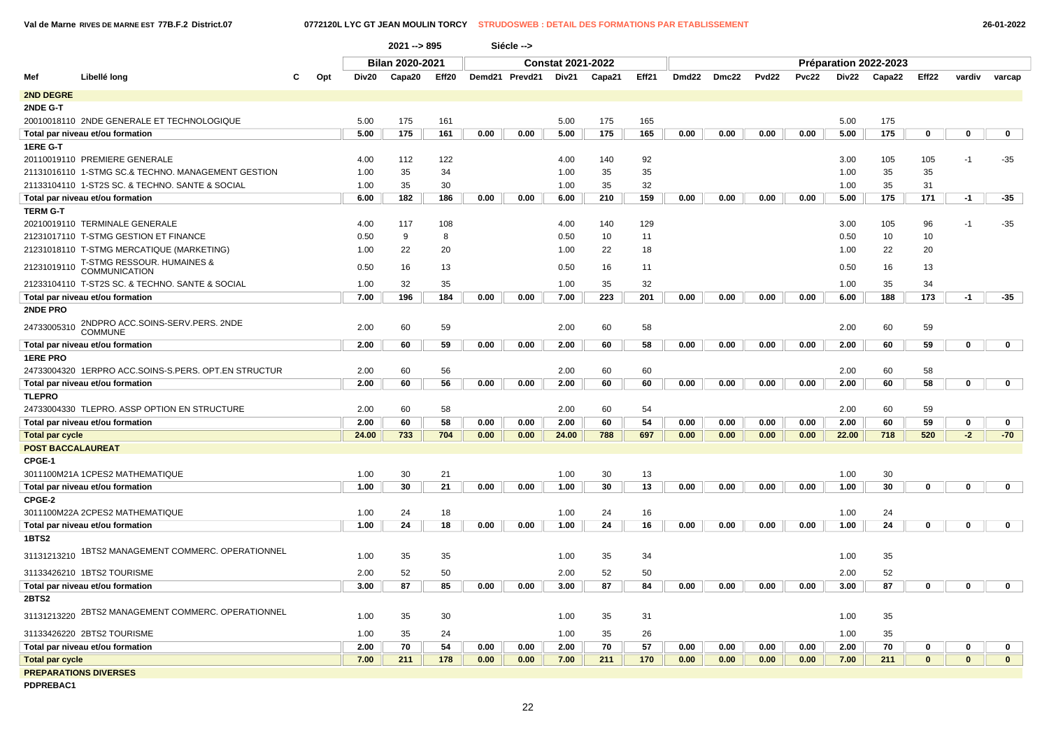Val de Marne RIVES DE MARNE EST 77B.F.2 District.07 — 0772120L LYC GT JEAN MOULIN TORCY — STRUDOSWEB : DETAIL DES FORMATIONS PAR ETABLISSEMENT — 26-01-2022

2021 --> 895 Siécle -->

| | | | | Bilan 2020-2021 | | | Constat 2021-2022 | | | | | Préparation 2022-2023 | | | | | | | | | |
|---|---|---|---|---|---|---|---|---|---|---|---|---|---|---|---|---|---|---|---|---|---|
| Mef | Libellé long | C | Opt | Div20 | Capa20 | Eff20 | Demd21 | Prevd21 | Div21 | Capa21 | Eff21 | Dmd22 | Dmc22 | Pvd22 | Pvc22 | Div22 | Capa22 | Eff22 | vardiv | varcap |
| **2ND DEGRE** | | | | | | | | | | | | | | | | | | | | |
| **2NDE G-T** | | | | | | | | | | | | | | | | | | | | |
| 20010018110 | 2NDE GENERALE ET TECHNOLOGIQUE | | | 5.00 | 175 | 161 | | | 5.00 | 175 | 165 | | | | | 5.00 | 175 | | | |
| **Total par niveau et/ou formation** | | | | 5.00 | 175 | 161 | 0.00 | 0.00 | 5.00 | 175 | 165 | 0.00 | 0.00 | 0.00 | 0.00 | 5.00 | 175 | 0 | 0 | 0 |
| **1ERE G-T** | | | | | | | | | | | | | | | | | | | | |
| 20110019110 | PREMIERE GENERALE | | | 4.00 | 112 | 122 | | | 4.00 | 140 | 92 | | | | | 3.00 | 105 | 105 | -1 | -35 |
| 21131016110 | 1-STMG SC.& TECHNO. MANAGEMENT GESTION | | | 1.00 | 35 | 34 | | | 1.00 | 35 | 35 | | | | | 1.00 | 35 | 35 | | |
| 21133104110 | 1-ST2S SC. & TECHNO. SANTE & SOCIAL | | | 1.00 | 35 | 30 | | | 1.00 | 35 | 32 | | | | | 1.00 | 35 | 31 | | |
| **Total par niveau et/ou formation** | | | | 6.00 | 182 | 186 | 0.00 | 0.00 | 6.00 | 210 | 159 | 0.00 | 0.00 | 0.00 | 0.00 | 5.00 | 175 | 171 | -1 | -35 |
| **TERM G-T** | | | | | | | | | | | | | | | | | | | | |
| 20210019110 | TERMINALE GENERALE | | | 4.00 | 117 | 108 | | | 4.00 | 140 | 129 | | | | | 3.00 | 105 | 96 | -1 | -35 |
| 21231017110 | T-STMG GESTION ET FINANCE | | | 0.50 | 9 | 8 | | | 0.50 | 10 | 11 | | | | | 0.50 | 10 | 10 | | |
| 21231018110 | T-STMG MERCATIQUE (MARKETING) | | | 1.00 | 22 | 20 | | | 1.00 | 22 | 18 | | | | | 1.00 | 22 | 20 | | |
| 21231019110 | T-STMG RESSOUR. HUMAINES & COMMUNICATION | | | 0.50 | 16 | 13 | | | 0.50 | 16 | 11 | | | | | 0.50 | 16 | 13 | | |
| 21233104110 | T-ST2S SC. & TECHNO. SANTE & SOCIAL | | | 1.00 | 32 | 35 | | | 1.00 | 35 | 32 | | | | | 1.00 | 35 | 34 | | |
| **Total par niveau et/ou formation** | | | | 7.00 | 196 | 184 | 0.00 | 0.00 | 7.00 | 223 | 201 | 0.00 | 0.00 | 0.00 | 0.00 | 6.00 | 188 | 173 | -1 | -35 |
| **2NDE PRO** | | | | | | | | | | | | | | | | | | | | |
| 24733005310 | 2NDPRO ACC.SOINS-SERV.PERS. 2NDE COMMUNE | | | 2.00 | 60 | 59 | | | 2.00 | 60 | 58 | | | | | 2.00 | 60 | 59 | | |
| **Total par niveau et/ou formation** | | | | 2.00 | 60 | 59 | 0.00 | 0.00 | 2.00 | 60 | 58 | 0.00 | 0.00 | 0.00 | 0.00 | 2.00 | 60 | 59 | 0 | 0 |
| **1ERE PRO** | | | | | | | | | | | | | | | | | | | | |
| 24733004320 | 1ERPRO ACC.SOINS-S.PERS. OPT.EN STRUCTUR | | | 2.00 | 60 | 56 | | | 2.00 | 60 | 60 | | | | | 2.00 | 60 | 58 | | |
| **Total par niveau et/ou formation** | | | | 2.00 | 60 | 56 | 0.00 | 0.00 | 2.00 | 60 | 60 | 0.00 | 0.00 | 0.00 | 0.00 | 2.00 | 60 | 58 | 0 | 0 |
| **TLEPRO** | | | | | | | | | | | | | | | | | | | | |
| 24733004330 | TLEPRO. ASSP OPTION EN STRUCTURE | | | 2.00 | 60 | 58 | | | 2.00 | 60 | 54 | | | | | 2.00 | 60 | 59 | | |
| **Total par niveau et/ou formation** | | | | 2.00 | 60 | 58 | 0.00 | 0.00 | 2.00 | 60 | 54 | 0.00 | 0.00 | 0.00 | 0.00 | 2.00 | 60 | 59 | 0 | 0 |
| **Total par cycle** | | | | 24.00 | 733 | 704 | 0.00 | 0.00 | 24.00 | 788 | 697 | 0.00 | 0.00 | 0.00 | 0.00 | 22.00 | 718 | 520 | -2 | -70 |
| **POST BACCALAUREAT** | | | | | | | | | | | | | | | | | | | | |
| **CPGE-1** | | | | | | | | | | | | | | | | | | | | |
| 3011100M21A | 1CPES2 MATHEMATIQUE | | | 1.00 | 30 | 21 | | | 1.00 | 30 | 13 | | | | | 1.00 | 30 | | | |
| **Total par niveau et/ou formation** | | | | 1.00 | 30 | 21 | 0.00 | 0.00 | 1.00 | 30 | 13 | 0.00 | 0.00 | 0.00 | 0.00 | 1.00 | 30 | 0 | 0 | 0 |
| **CPGE-2** | | | | | | | | | | | | | | | | | | | | |
| 3011100M22A | 2CPES2 MATHEMATIQUE | | | 1.00 | 24 | 18 | | | 1.00 | 24 | 16 | | | | | 1.00 | 24 | | | |
| **Total par niveau et/ou formation** | | | | 1.00 | 24 | 18 | 0.00 | 0.00 | 1.00 | 24 | 16 | 0.00 | 0.00 | 0.00 | 0.00 | 1.00 | 24 | 0 | 0 | 0 |
| **1BTS2** | | | | | | | | | | | | | | | | | | | | |
| 31131213210 | 1BTS2 MANAGEMENT COMMERC. OPERATIONNEL | | | 1.00 | 35 | 35 | | | 1.00 | 35 | 34 | | | | | 1.00 | 35 | | | |
| 31133426210 | 1BTS2 TOURISME | | | 2.00 | 52 | 50 | | | 2.00 | 52 | 50 | | | | | 2.00 | 52 | | | |
| **Total par niveau et/ou formation** | | | | 3.00 | 87 | 85 | 0.00 | 0.00 | 3.00 | 87 | 84 | 0.00 | 0.00 | 0.00 | 0.00 | 3.00 | 87 | 0 | 0 | 0 |
| **2BTS2** | | | | | | | | | | | | | | | | | | | | |
| 31131213220 | 2BTS2 MANAGEMENT COMMERC. OPERATIONNEL | | | 1.00 | 35 | 30 | | | 1.00 | 35 | 31 | | | | | 1.00 | 35 | | | |
| 31133426220 | 2BTS2 TOURISME | | | 1.00 | 35 | 24 | | | 1.00 | 35 | 26 | | | | | 1.00 | 35 | | | |
| **Total par niveau et/ou formation** | | | | 2.00 | 70 | 54 | 0.00 | 0.00 | 2.00 | 70 | 57 | 0.00 | 0.00 | 0.00 | 0.00 | 2.00 | 70 | 0 | 0 | 0 |
| **Total par cycle** | | | | 7.00 | 211 | 178 | 0.00 | 0.00 | 7.00 | 211 | 170 | 0.00 | 0.00 | 0.00 | 0.00 | 7.00 | 211 | 0 | 0 | 0 |
| **PREPARATIONS DIVERSES** | | | | | | | | | | | | | | | | | | | | |
| **PDPREBAC1** | | | | | | | | | | | | | | | | | | | | |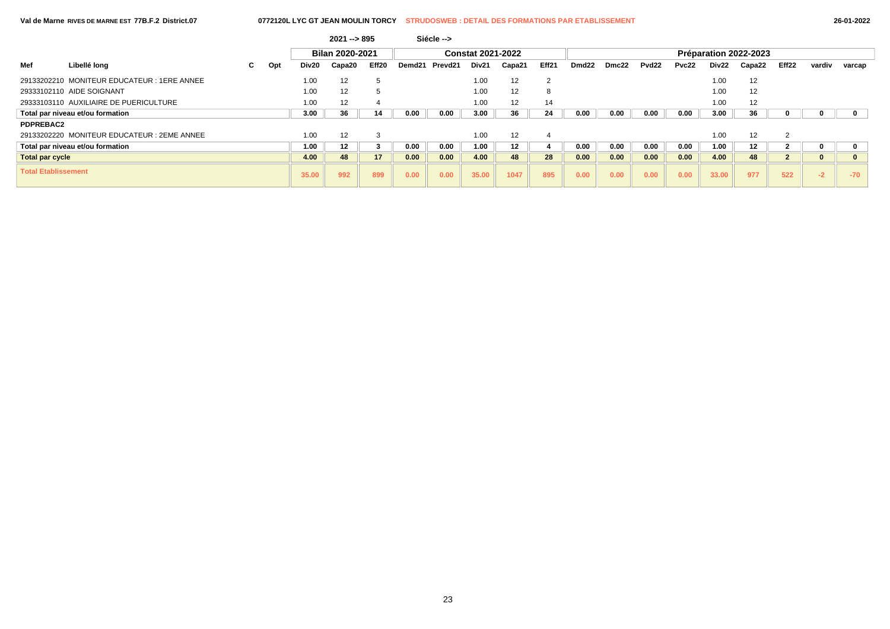Val de Marne RIVES DE MARNE EST 77B.F.2 District.07 — 0772120L LYC GT JEAN MOULIN TORCY — STRUDOSWEB : DETAIL DES FORMATIONS PAR ETABLISSEMENT — 26-01-2022

2021 --> 895 Siécle -->

| | | | | Bilan 2020-2021 | | | Constat 2021-2022 | | | | | Préparation 2022-2023 | | | | | | | | |
|---|---|---|---|---|---|---|---|---|---|---|---|---|---|---|---|---|---|---|---|---|
| Mef | Libellé long | C | Opt | Div20 | Capa20 | Eff20 | Demd21 | Prevd21 | Div21 | Capa21 | Eff21 | Dmd22 | Dmc22 | Pvd22 | Pvc22 | Div22 | Capa22 | Eff22 | vardiv | varcap |
| 29133202210 | MONITEUR EDUCATEUR : 1ERE ANNEE | | | 1.00 | 12 | 5 | | | 1.00 | 12 | 2 | | | | | 1.00 | 12 | | | |
| 29333102110 | AIDE SOIGNANT | | | 1.00 | 12 | 5 | | | 1.00 | 12 | 8 | | | | | 1.00 | 12 | | | |
| 29333103110 | AUXILIAIRE DE PUERICULTURE | | | 1.00 | 12 | 4 | | | 1.00 | 12 | 14 | | | | | 1.00 | 12 | | | |
| **Total par niveau et/ou formation** | | | | **3.00** | **36** | **14** | **0.00** | **0.00** | **3.00** | **36** | **24** | **0.00** | **0.00** | **0.00** | **0.00** | **3.00** | **36** | **0** | **0** | **0** |
| **PDPREBAC2** | | | | | | | | | | | | | | | | | | | | |
| 29133202220 | MONITEUR EDUCATEUR : 2EME ANNEE | | | 1.00 | 12 | 3 | | | 1.00 | 12 | 4 | | | | | 1.00 | 12 | 2 | | |
| **Total par niveau et/ou formation** | | | | **1.00** | **12** | **3** | **0.00** | **0.00** | **1.00** | **12** | **4** | **0.00** | **0.00** | **0.00** | **0.00** | **1.00** | **12** | **2** | **0** | **0** |
| **Total par cycle** | | | | **4.00** | **48** | **17** | **0.00** | **0.00** | **4.00** | **48** | **28** | **0.00** | **0.00** | **0.00** | **0.00** | **4.00** | **48** | **2** | **0** | **0** |
| **Total Etablissement** | | | | **35.00** | **992** | **899** | **0.00** | **0.00** | **35.00** | **1047** | **895** | **0.00** | **0.00** | **0.00** | **0.00** | **33.00** | **977** | **522** | **-2** | **-70** |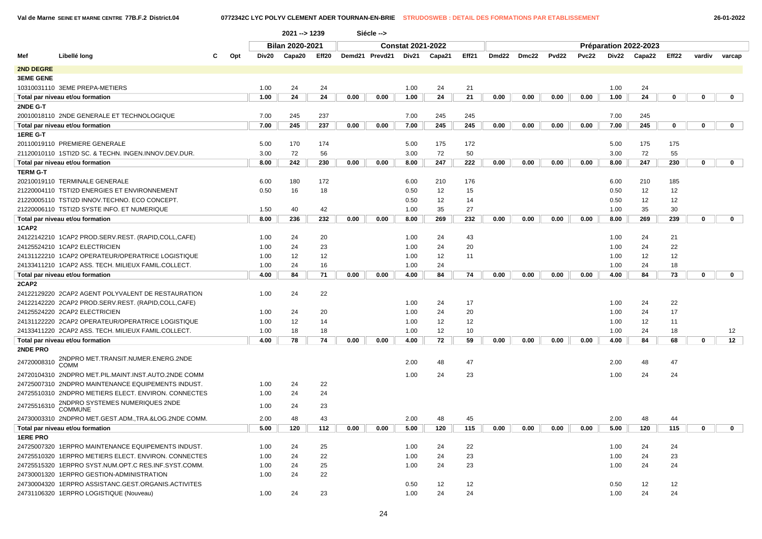**2021 --> 1239 Siécle -->**

| Mef | Libellé long | C | Opt | Bilan 2020-2021 | | | | | Constat 2021-2022 | | | Préparation 2022-2023 | | | | | | | | |
|---|---|---|---|---|---|---|---|---|---|---|---|---|---|---|---|---|---|---|---|---|
| | | | | Div20 | Capa20 | Eff20 | Demd21 | Prevd21 | Div21 | Capa21 | Eff21 | Dmd22 | Dmc22 | Pvd22 | Pvc22 | Div22 | Capa22 | Eff22 | vardiv | varcap |
| **2ND DEGRE** | | | | | | | | | | | | | | | | | | | | |
| **3EME GENE** | | | | | | | | | | | | | | | | | | | | |
| 10310031110 | 3EME PREPA-METIERS | | | 1.00 | 24 | 24 | | | 1.00 | 24 | 21 | | | | | 1.00 | 24 | | | |
| **Total par niveau et/ou formation** | | | | 1.00 | 24 | 24 | 0.00 | 0.00 | 1.00 | 24 | 21 | 0.00 | 0.00 | 0.00 | 0.00 | 1.00 | 24 | 0 | 0 | 0 |
| **2NDE G-T** | | | | | | | | | | | | | | | | | | | | |
| 20010018110 | 2NDE GENERALE ET TECHNOLOGIQUE | | | 7.00 | 245 | 237 | | | 7.00 | 245 | 245 | | | | | 7.00 | 245 | | | |
| **Total par niveau et/ou formation** | | | | 7.00 | 245 | 237 | 0.00 | 0.00 | 7.00 | 245 | 245 | 0.00 | 0.00 | 0.00 | 0.00 | 7.00 | 245 | 0 | 0 | 0 |
| **1ERE G-T** | | | | | | | | | | | | | | | | | | | | |
| 20110019110 | PREMIERE GENERALE | | | 5.00 | 170 | 174 | | | 5.00 | 175 | 172 | | | | | 5.00 | 175 | 175 | | |
| 21120010110 | 1STI2D SC. & TECHN. INGEN.INNOV.DEV.DUR. | | | 3.00 | 72 | 56 | | | 3.00 | 72 | 50 | | | | | 3.00 | 72 | 55 | | |
| **Total par niveau et/ou formation** | | | | 8.00 | 242 | 230 | 0.00 | 0.00 | 8.00 | 247 | 222 | 0.00 | 0.00 | 0.00 | 0.00 | 8.00 | 247 | 230 | 0 | 0 |
| **TERM G-T** | | | | | | | | | | | | | | | | | | | | |
| 20210019110 | TERMINALE GENERALE | | | 6.00 | 180 | 172 | | | 6.00 | 210 | 176 | | | | | 6.00 | 210 | 185 | | |
| 21220004110 | TSTI2D ENERGIES ET ENVIRONNEMENT | | | 0.50 | 16 | 18 | | | 0.50 | 12 | 15 | | | | | 0.50 | 12 | 12 | | |
| 21220005110 | TSTI2D INNOV.TECHNO. ECO CONCEPT. | | | | | | | | 0.50 | 12 | 14 | | | | | 0.50 | 12 | 12 | | |
| 21220006110 | TSTI2D SYSTE INFO. ET NUMERIQUE | | | 1.50 | 40 | 42 | | | 1.00 | 35 | 27 | | | | | 1.00 | 35 | 30 | | |
| **Total par niveau et/ou formation** | | | | 8.00 | 236 | 232 | 0.00 | 0.00 | 8.00 | 269 | 232 | 0.00 | 0.00 | 0.00 | 0.00 | 8.00 | 269 | 239 | 0 | 0 |
| **1CAP2** | | | | | | | | | | | | | | | | | | | | |
| 24122142210 | 1CAP2 PROD.SERV.REST. (RAPID,COLL,CAFE) | | | 1.00 | 24 | 20 | | | 1.00 | 24 | 43 | | | | | 1.00 | 24 | 21 | | |
| 24125524210 | 1CAP2 ELECTRICIEN | | | 1.00 | 24 | 23 | | | 1.00 | 24 | 20 | | | | | 1.00 | 24 | 22 | | |
| 24131122210 | 1CAP2 OPERATEUR/OPERATRICE LOGISTIQUE | | | 1.00 | 12 | 12 | | | 1.00 | 12 | 11 | | | | | 1.00 | 12 | 12 | | |
| 24133411210 | 1CAP2 ASS. TECH. MILIEUX FAMIL.COLLECT. | | | 1.00 | 24 | 16 | | | 1.00 | 24 | | | | | | 1.00 | 24 | 18 | | |
| **Total par niveau et/ou formation** | | | | 4.00 | 84 | 71 | 0.00 | 0.00 | 4.00 | 84 | 74 | 0.00 | 0.00 | 0.00 | 0.00 | 4.00 | 84 | 73 | 0 | 0 |
| **2CAP2** | | | | | | | | | | | | | | | | | | | | |
| 24122129220 | 2CAP2 AGENT POLYVALENT DE RESTAURATION | | | 1.00 | 24 | 22 | | | | | | | | | | | | | | |
| 24122142220 | 2CAP2 PROD.SERV.REST. (RAPID,COLL,CAFE) | | | | | | | | 1.00 | 24 | 17 | | | | | 1.00 | 24 | 22 | | |
| 24125524220 | 2CAP2 ELECTRICIEN | | | 1.00 | 24 | 20 | | | 1.00 | 24 | 20 | | | | | 1.00 | 24 | 17 | | |
| 24131122220 | 2CAP2 OPERATEUR/OPERATRICE LOGISTIQUE | | | 1.00 | 12 | 14 | | | 1.00 | 12 | 12 | | | | | 1.00 | 12 | 11 | | |
| 24133411220 | 2CAP2 ASS. TECH. MILIEUX FAMIL.COLLECT. | | | 1.00 | 18 | 18 | | | 1.00 | 12 | 10 | | | | | 1.00 | 24 | 18 | | 12 |
| **Total par niveau et/ou formation** | | | | 4.00 | 78 | 74 | 0.00 | 0.00 | 4.00 | 72 | 59 | 0.00 | 0.00 | 0.00 | 0.00 | 4.00 | 84 | 68 | 0 | 12 |
| **2NDE PRO** | | | | | | | | | | | | | | | | | | | | |
| 24720008310 | 2NDPRO MET.TRANSIT.NUMER.ENERG.2NDE COMM | | | | | | | | 2.00 | 48 | 47 | | | | | 2.00 | 48 | 47 | | |
| 24720104310 | 2NDPRO MET.PIL.MAINT.INST.AUTO.2NDE COMM | | | | | | | | 1.00 | 24 | 23 | | | | | 1.00 | 24 | 24 | | |
| 24725007310 | 2NDPRO MAINTENANCE EQUIPEMENTS INDUST. | | | 1.00 | 24 | 22 | | | | | | | | | | | | | | |
| 24725510310 | 2NDPRO METIERS ELECT. ENVIRON. CONNECTES | | | 1.00 | 24 | 24 | | | | | | | | | | | | | | |
| 24725516310 | 2NDPRO SYSTEMES NUMERIQUES 2NDE COMMUNE | | | 1.00 | 24 | 23 | | | | | | | | | | | | | | |
| 24730003310 | 2NDPRO MET.GEST.ADM.,TRA.&LOG.2NDE COMM. | | | 2.00 | 48 | 43 | | | 2.00 | 48 | 45 | | | | | 2.00 | 48 | 44 | | |
| **Total par niveau et/ou formation** | | | | 5.00 | 120 | 112 | 0.00 | 0.00 | 5.00 | 120 | 115 | 0.00 | 0.00 | 0.00 | 0.00 | 5.00 | 120 | 115 | 0 | 0 |
| **1ERE PRO** | | | | | | | | | | | | | | | | | | | | |
| 24725007320 | 1ERPRO MAINTENANCE EQUIPEMENTS INDUST. | | | 1.00 | 24 | 25 | | | 1.00 | 24 | 22 | | | | | 1.00 | 24 | 24 | | |
| 24725510320 | 1ERPRO METIERS ELECT. ENVIRON. CONNECTES | | | 1.00 | 24 | 22 | | | 1.00 | 24 | 23 | | | | | 1.00 | 24 | 23 | | |
| 24725515320 | 1ERPRO SYST.NUM.OPT.C RES.INF.SYST.COMM. | | | 1.00 | 24 | 25 | | | 1.00 | 24 | 23 | | | | | 1.00 | 24 | 24 | | |
| 24730001320 | 1ERPRO GESTION-ADMINISTRATION | | | 1.00 | 24 | 22 | | | | | | | | | | | | | | |
| 24730004320 | 1ERPRO ASSISTANC.GEST.ORGANIS.ACTIVITES | | | | | | | | 0.50 | 12 | 12 | | | | | 0.50 | 12 | 12 | | |
| 24731106320 | 1ERPRO LOGISTIQUE (Nouveau) | | | 1.00 | 24 | 23 | | | 1.00 | 24 | 24 | | | | | 1.00 | 24 | 24 | | |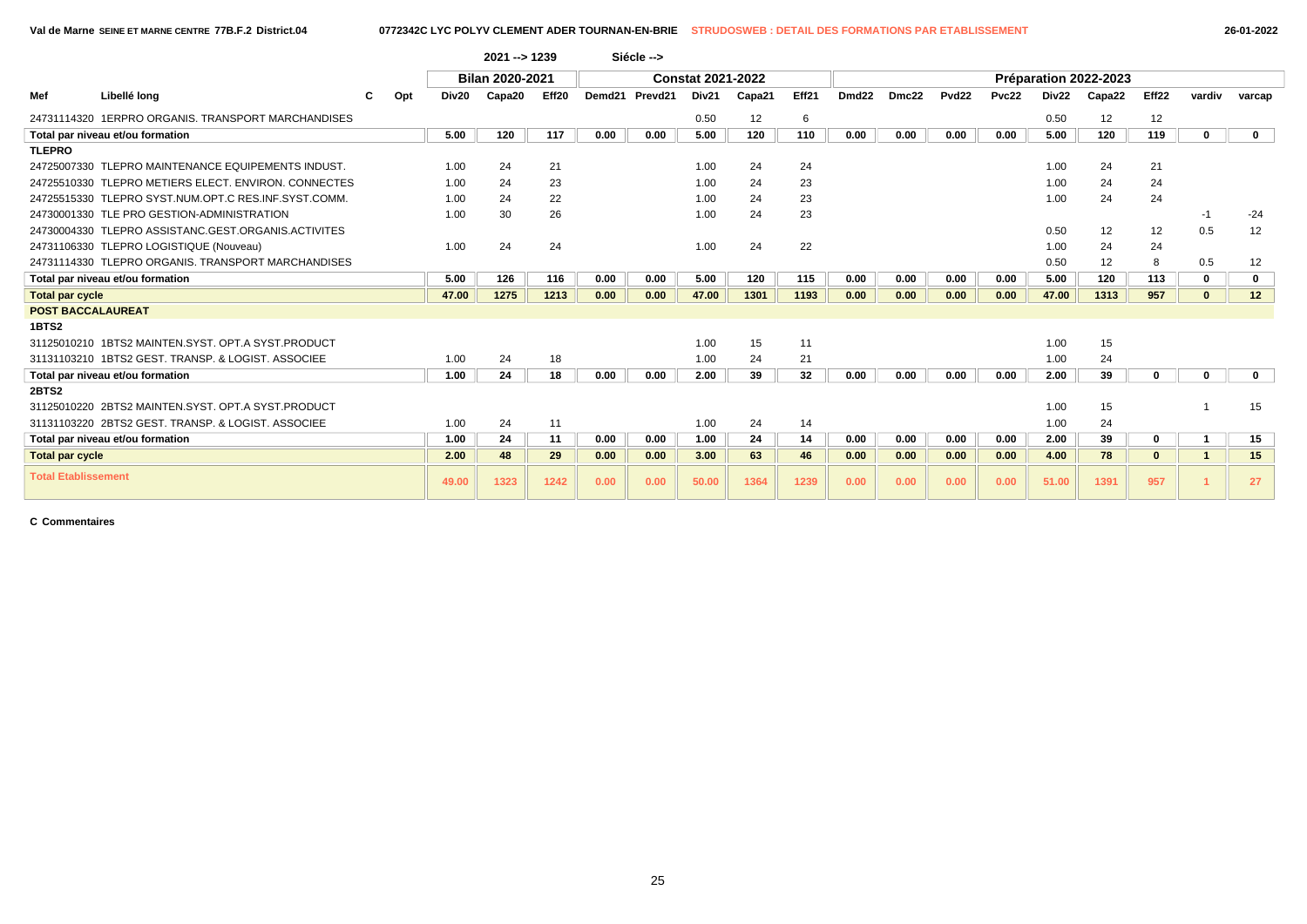| | | | | 2021 --> 1239 | | | Siécle --> | | | | | | | | | | | | | |
|---|---|---|---|---|---|---|---|---|---|---|---|---|---|---|---|---|---|---|---|---|---|
| | | | | Bilan 2020-2021 | | | Constat 2021-2022 | | | | | Préparation 2022-2023 | | | | | | | | | |
| Mef | Libellé long | C | Opt | Div20 | Capa20 | Eff20 | Demd21 | Prevd21 | Div21 | Capa21 | Eff21 | Dmd22 | Dmc22 | Pvd22 | Pvc22 | Div22 | Capa22 | Eff22 | vardiv | varcap |
| 24731114320 | 1ERPRO ORGANIS. TRANSPORT MARCHANDISES | | | | | | | | 0.50 | 12 | 6 | | | | | 0.50 | 12 | 12 | | |
| Total par niveau et/ou formation | | | | 5.00 | 120 | 117 | 0.00 | 0.00 | 5.00 | 120 | 110 | 0.00 | 0.00 | 0.00 | 0.00 | 5.00 | 120 | 119 | 0 | 0 |
| TLEPRO | | | | | | | | | | | | | | | | | | | | |
| 24725007330 | TLEPRO MAINTENANCE EQUIPEMENTS INDUST. | | | 1.00 | 24 | 21 | | | 1.00 | 24 | 24 | | | | | 1.00 | 24 | 21 | | |
| 24725510330 | TLEPRO METIERS ELECT. ENVIRON. CONNECTES | | | 1.00 | 24 | 23 | | | 1.00 | 24 | 23 | | | | | 1.00 | 24 | 24 | | |
| 24725515330 | TLEPRO SYST.NUM.OPT.C RES.INF.SYST.COMM. | | | 1.00 | 24 | 22 | | | 1.00 | 24 | 23 | | | | | 1.00 | 24 | 24 | | |
| 24730001330 | TLE PRO GESTION-ADMINISTRATION | | | 1.00 | 30 | 26 | | | 1.00 | 24 | 23 | | | | | | | | -1 | -24 |
| 24730004330 | TLEPRO ASSISTANC.GEST.ORGANIS.ACTIVITES | | | | | | | | | | | | | | | 0.50 | 12 | 12 | 0.5 | 12 |
| 24731106330 | TLEPRO LOGISTIQUE (Nouveau) | | | 1.00 | 24 | 24 | | | 1.00 | 24 | 22 | | | | | 1.00 | 24 | 24 | | |
| 24731114330 | TLEPRO ORGANIS. TRANSPORT MARCHANDISES | | | | | | | | | | | | | | | 0.50 | 12 | 8 | 0.5 | 12 |
| Total par niveau et/ou formation | | | | 5.00 | 126 | 116 | 0.00 | 0.00 | 5.00 | 120 | 115 | 0.00 | 0.00 | 0.00 | 0.00 | 5.00 | 120 | 113 | 0 | 0 |
| Total par cycle | | | | 47.00 | 1275 | 1213 | 0.00 | 0.00 | 47.00 | 1301 | 1193 | 0.00 | 0.00 | 0.00 | 0.00 | 47.00 | 1313 | 957 | 0 | 12 |
| POST BACCALAUREAT | | | | | | | | | | | | | | | | | | | | |
| 1BTS2 | | | | | | | | | | | | | | | | | | | | |
| 31125010210 | 1BTS2 MAINTEN.SYST. OPT.A SYST.PRODUCT | | | | | | | | 1.00 | 15 | 11 | | | | | 1.00 | 15 | | | |
| 31131103210 | 1BTS2 GEST. TRANSP. & LOGIST. ASSOCIEE | | | 1.00 | 24 | 18 | | | 1.00 | 24 | 21 | | | | | 1.00 | 24 | | | |
| Total par niveau et/ou formation | | | | 1.00 | 24 | 18 | 0.00 | 0.00 | 2.00 | 39 | 32 | 0.00 | 0.00 | 0.00 | 0.00 | 2.00 | 39 | 0 | 0 | 0 |
| 2BTS2 | | | | | | | | | | | | | | | | | | | | |
| 31125010220 | 2BTS2 MAINTEN.SYST. OPT.A SYST.PRODUCT | | | | | | | | | | | | | | | 1.00 | 15 | | 1 | 15 |
| 31131103220 | 2BTS2 GEST. TRANSP. & LOGIST. ASSOCIEE | | | 1.00 | 24 | 11 | | | 1.00 | 24 | 14 | | | | | 1.00 | 24 | | | |
| Total par niveau et/ou formation | | | | 1.00 | 24 | 11 | 0.00 | 0.00 | 1.00 | 24 | 14 | 0.00 | 0.00 | 0.00 | 0.00 | 2.00 | 39 | 0 | 1 | 15 |
| Total par cycle | | | | 2.00 | 48 | 29 | 0.00 | 0.00 | 3.00 | 63 | 46 | 0.00 | 0.00 | 0.00 | 0.00 | 4.00 | 78 | 0 | 1 | 15 |
| Total Etablissement | | | | 49.00 | 1323 | 1242 | 0.00 | 0.00 | 50.00 | 1364 | 1239 | 0.00 | 0.00 | 0.00 | 0.00 | 51.00 | 1391 | 957 | 1 | 27 |

**C Commentaires**